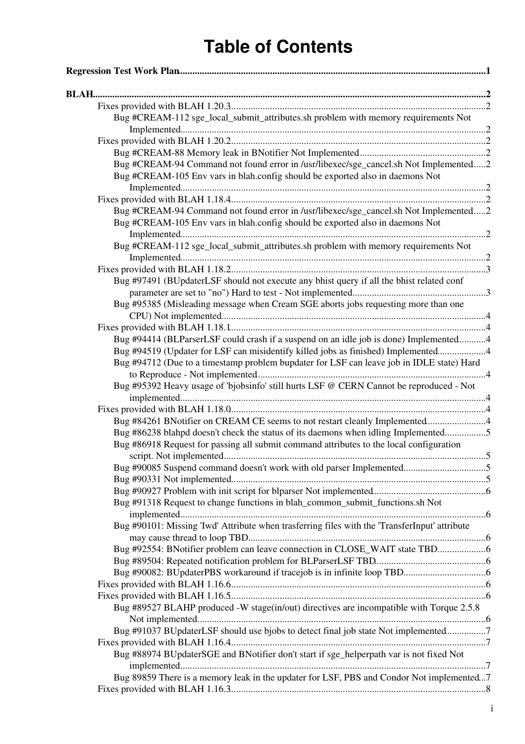# Table of Contents

**Regression Test Work Plan** ..... **1**

**BLAH** ..... **2**

- Fixes provided with BLAH 1.20.3 ..... 2
  - Bug #CREAM-112 sge_local_submit_attributes.sh problem with memory requirements Not Implemented ..... 2
- Fixes provided with BLAH 1.20.2 ..... 2
  - Bug #CREAM-88 Memory leak in BNotifier Not Implemented ..... 2
  - Bug #CREAM-94 Command not found error in /usr/libexec/sge_cancel.sh Not Implemented ..... 2
  - Bug #CREAM-105 Env vars in blah.config should be exported also in daemons Not Implemented ..... 2
- Fixes provided with BLAH 1.18.4 ..... 2
  - Bug #CREAM-94 Command not found error in /usr/libexec/sge_cancel.sh Not Implemented ..... 2
  - Bug #CREAM-105 Env vars in blah.config should be exported also in daemons Not Implemented ..... 2
  - Bug #CREAM-112 sge_local_submit_attributes.sh problem with memory requirements Not Implemented ..... 2
- Fixes provided with BLAH 1.18.2 ..... 3
  - Bug #97491 (BUpdaterLSF should not execute any bhist query if all the bhist related conf parameter are set to "no") Hard to test - Not implemented ..... 3
  - Bug #95385 (Misleading message when Cream SGE aborts jobs requesting more than one CPU) Not implemented ..... 4
- Fixes provided with BLAH 1.18.1 ..... 4
  - Bug #94414 (BLParserLSF could crash if a suspend on an idle job is done) Implemented ..... 4
  - Bug #94519 (Updater for LSF can misidentify killed jobs as finished) Implemented ..... 4
  - Bug #94712 (Due to a timestamp problem bupdater for LSF can leave job in IDLE state) Hard to Reproduce - Not implemented ..... 4
  - Bug #95392 Heavy usage of 'bjobsinfo' still hurts LSF @ CERN Cannot be reproduced - Not implemented ..... 4
- Fixes provided with BLAH 1.18.0 ..... 4
  - Bug #84261 BNotifier on CREAM CE seems to not restart cleanly Implemented ..... 4
  - Bug #86238 blahpd doesn't check the status of its daemons when idling Implemented ..... 5
  - Bug #86918 Request for passing all submit command attributes to the local configuration script. Not implemented ..... 5
  - Bug #90085 Suspend command doesn't work with old parser Implemented ..... 5
  - Bug #90331 Not implemented ..... 5
  - Bug #90927 Problem with init script for blparser Not implemented ..... 6
  - Bug #91318 Request to change functions in blah_common_submit_functions.sh Not implemented ..... 6
  - Bug #90101: Missing 'Iwd' Attribute when trasferring files with the 'TransferInput' attribute may cause thread to loop TBD ..... 6
  - Bug #92554: BNotifier problem can leave connection in CLOSE_WAIT state TBD ..... 6
  - Bug #89504: Repeated notification problem for BLParserLSF TBD ..... 6
  - Bug #90082: BUpdaterPBS workaround if tracejob is in infinite loop TBD ..... 6
- Fixes provided with BLAH 1.16.6 ..... 6
- Fixes provided with BLAH 1.16.5 ..... 6
  - Bug #89527 BLAHP produced -W stage(in/out) directives are incompatible with Torque 2.5.8 Not implemented ..... 6
  - Bug #91037 BUpdaterLSF should use bjobs to detect final job state Not implemented ..... 7
- Fixes provided with BLAH 1.16.4 ..... 7
  - Bug #88974 BUpdaterSGE and BNotifier don't start if sge_helperpath var is not fixed Not implemented ..... 7
  - Bug 89859 There is a memory leak in the updater for LSF, PBS and Condor Not implemented ..... 7
- Fixes provided with BLAH 1.16.3 ..... 8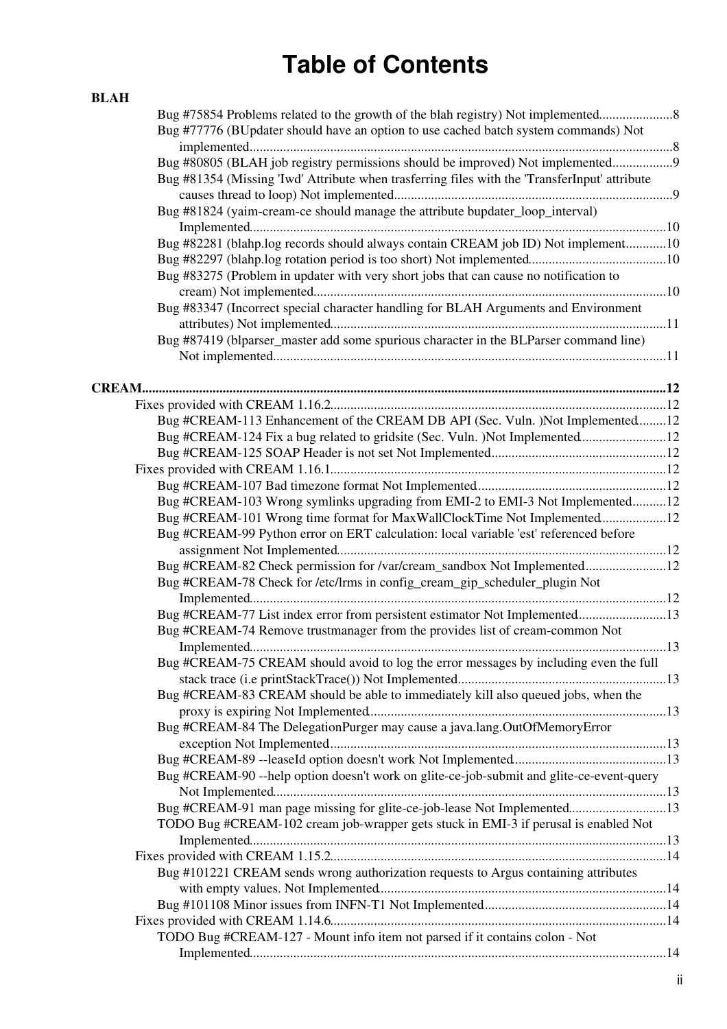# Table of Contents

**BLAH**

- Bug #75854 Problems related to the growth of the blah registry) Not implemented......................8
- Bug #77776 (BUpdater should have an option to use cached batch system commands) Not implemented.............................................................................................................................8
- Bug #80805 (BLAH job registry permissions should be improved) Not implemented..................9
- Bug #81354 (Missing 'Iwd' Attribute when trasferring files with the 'TransferInput' attribute causes thread to loop) Not implemented..................................................................................9
- Bug #81824 (yaim-cream-ce should manage the attribute bupdater_loop_interval) Implemented...........................................................................................................................10
- Bug #82281 (blahp.log records should always contain CREAM job ID) Not implement............10
- Bug #82297 (blahp.log rotation period is too short) Not implemented.........................................10
- Bug #83275 (Problem in updater with very short jobs that can cause no notification to cream) Not implemented.........................................................................................................10
- Bug #83347 (Incorrect special character handling for BLAH Arguments and Environment attributes) Not implemented...................................................................................................11
- Bug #87419 (blparser_master add some spurious character in the BLParser command line) Not implemented....................................................................................................................11

**CREAM**.............................................................................................................................................12

- Fixes provided with CREAM 1.16.2...................................................................................................12
  - Bug #CREAM-113 Enhancement of the CREAM DB API (Sec. Vuln. )Not Implemented........12
  - Bug #CREAM-124 Fix a bug related to gridsite (Sec. Vuln. )Not Implemented..........................12
  - Bug #CREAM-125 SOAP Header is not set Not Implemented....................................................12
- Fixes provided with CREAM 1.16.1...................................................................................................12
  - Bug #CREAM-107 Bad timezone format Not Implemented........................................................12
  - Bug #CREAM-103 Wrong symlinks upgrading from EMI-2 to EMI-3 Not Implemented..........12
  - Bug #CREAM-101 Wrong time format for MaxWallClockTime Not Implemented...................12
  - Bug #CREAM-99 Python error on ERT calculation: local variable 'est' referenced before assignment Not Implemented.................................................................................................12
  - Bug #CREAM-82 Check permission for /var/cream_sandbox Not Implemented........................12
  - Bug #CREAM-78 Check for /etc/lrms in config_cream_gip_scheduler_plugin Not Implemented...........................................................................................................................12
  - Bug #CREAM-77 List index error from persistent estimator Not Implemented..........................13
  - Bug #CREAM-74 Remove trustmanager from the provides list of cream-common Not Implemented...........................................................................................................................13
  - Bug #CREAM-75 CREAM should avoid to log the error messages by including even the full stack trace (i.e printStackTrace()) Not Implemented.............................................................13
  - Bug #CREAM-83 CREAM should be able to immediately kill also queued jobs, when the proxy is expiring Not Implemented.......................................................................................13
  - Bug #CREAM-84 The DelegationPurger may cause a java.lang.OutOfMemoryError exception Not Implemented...................................................................................................13
  - Bug #CREAM-89 --leaseId option doesn't work Not Implemented.............................................13
  - Bug #CREAM-90 --help option doesn't work on glite-ce-job-submit and glite-ce-event-query Not Implemented....................................................................................................................13
  - Bug #CREAM-91 man page missing for glite-ce-job-lease Not Implemented.............................13
  - TODO Bug #CREAM-102 cream job-wrapper gets stuck in EMI-3 if perusal is enabled Not Implemented...........................................................................................................................13
- Fixes provided with CREAM 1.15.2...................................................................................................14
  - Bug #101221 CREAM sends wrong authorization requests to Argus containing attributes with empty values. Not Implemented.....................................................................................14
  - Bug #101108 Minor issues from INFN-T1 Not Implemented......................................................14
- Fixes provided with CREAM 1.14.6...................................................................................................14
  - TODO Bug #CREAM-127 - Mount info item not parsed if it contains colon - Not Implemented...........................................................................................................................14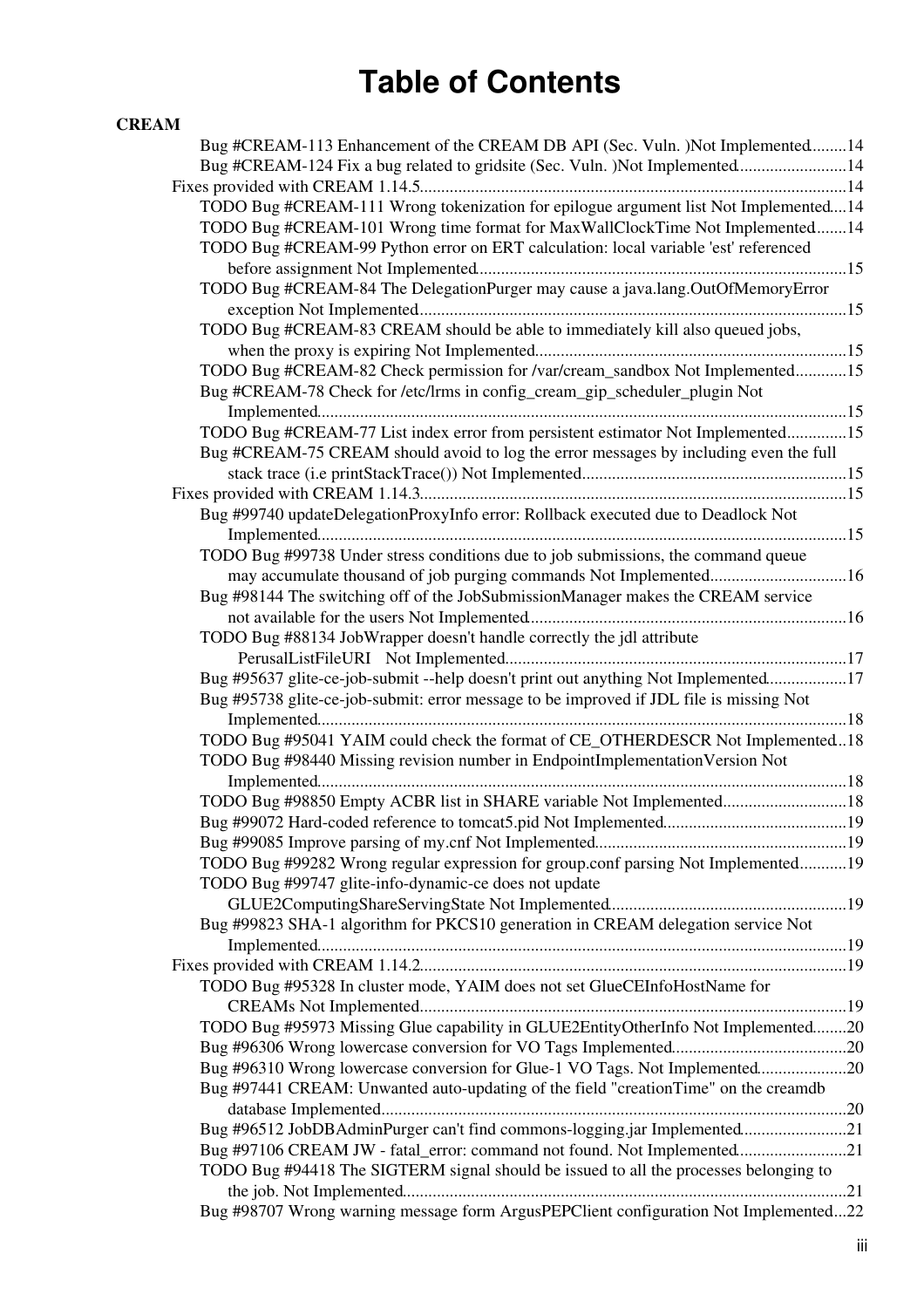# Table of Contents

**CREAM**

- Bug #CREAM-113 Enhancement of the CREAM DB API (Sec. Vuln. )Not Implemented........14
- Bug #CREAM-124 Fix a bug related to gridsite (Sec. Vuln. )Not Implemented..........................14

Fixes provided with CREAM 1.14.5...................................................................................................14

- TODO Bug #CREAM-111 Wrong tokenization for epilogue argument list Not Implemented....14
- TODO Bug #CREAM-101 Wrong time format for MaxWallClockTime Not Implemented.......14
- TODO Bug #CREAM-99 Python error on ERT calculation: local variable 'est' referenced before assignment Not Implemented......................................................................................15
- TODO Bug #CREAM-84 The DelegationPurger may cause a java.lang.OutOfMemoryError exception Not Implemented....................................................................................................15
- TODO Bug #CREAM-83 CREAM should be able to immediately kill also queued jobs, when the proxy is expiring Not Implemented.........................................................................15
- TODO Bug #CREAM-82 Check permission for /var/cream_sandbox Not Implemented............15
- Bug #CREAM-78 Check for /etc/lrms in config_cream_gip_scheduler_plugin Not Implemented...........................................................................................................................15
- TODO Bug #CREAM-77 List index error from persistent estimator Not Implemented..............15
- Bug #CREAM-75 CREAM should avoid to log the error messages by including even the full stack trace (i.e printStackTrace()) Not Implemented..............................................................15

Fixes provided with CREAM 1.14.3...................................................................................................15

- Bug #99740 updateDelegationProxyInfo error: Rollback executed due to Deadlock Not Implemented...........................................................................................................................15
- TODO Bug #99738 Under stress conditions due to job submissions, the command queue may accumulate thousand of job purging commands Not Implemented................................16
- Bug #98144 The switching off of the JobSubmissionManager makes the CREAM service not available for the users Not Implemented...........................................................................16
- TODO Bug #88134 JobWrapper doesn't handle correctly the jdl attribute PerusalListFileURI Not Implemented................................................................................17
- Bug #95637 glite-ce-job-submit --help doesn't print out anything Not Implemented..................17
- Bug #95738 glite-ce-job-submit: error message to be improved if JDL file is missing Not Implemented...........................................................................................................................18
- TODO Bug #95041 YAIM could check the format of CE_OTHERDESCR Not Implemented...18
- TODO Bug #98440 Missing revision number in EndpointImplementationVersion Not Implemented...........................................................................................................................18
- TODO Bug #98850 Empty ACBR list in SHARE variable Not Implemented............................18
- Bug #99072 Hard-coded reference to tomcat5.pid Not Implemented...........................................19
- Bug #99085 Improve parsing of my.cnf Not Implemented...........................................................19
- TODO Bug #99282 Wrong regular expression for group.conf parsing Not Implemented...........19
- TODO Bug #99747 glite-info-dynamic-ce does not update GLUE2ComputingShareServingState Not Implemented.......................................................19
- Bug #99823 SHA-1 algorithm for PKCS10 generation in CREAM delegation service Not Implemented...........................................................................................................................19

Fixes provided with CREAM 1.14.2...................................................................................................19

- TODO Bug #95328 In cluster mode, YAIM does not set GlueCEInfoHostName for CREAMs Not Implemented....................................................................................................19
- TODO Bug #95973 Missing Glue capability in GLUE2EntityOtherInfo Not Implemented........20
- Bug #96306 Wrong lowercase conversion for VO Tags Implemented.........................................20
- Bug #96310 Wrong lowercase conversion for Glue-1 VO Tags. Not Implemented.....................20
- Bug #97441 CREAM: Unwanted auto-updating of the field "creationTime" on the creamdb database Implemented............................................................................................................20
- Bug #96512 JobDBAdminPurger can't find commons-logging.jar Implemented.........................21
- Bug #97106 CREAM JW - fatal_error: command not found. Not Implemented..........................21
- TODO Bug #94418 The SIGTERM signal should be issued to all the processes belonging to the job. Not Implemented.......................................................................................................21
- Bug #98707 Wrong warning message form ArgusPEPClient configuration Not Implemented...22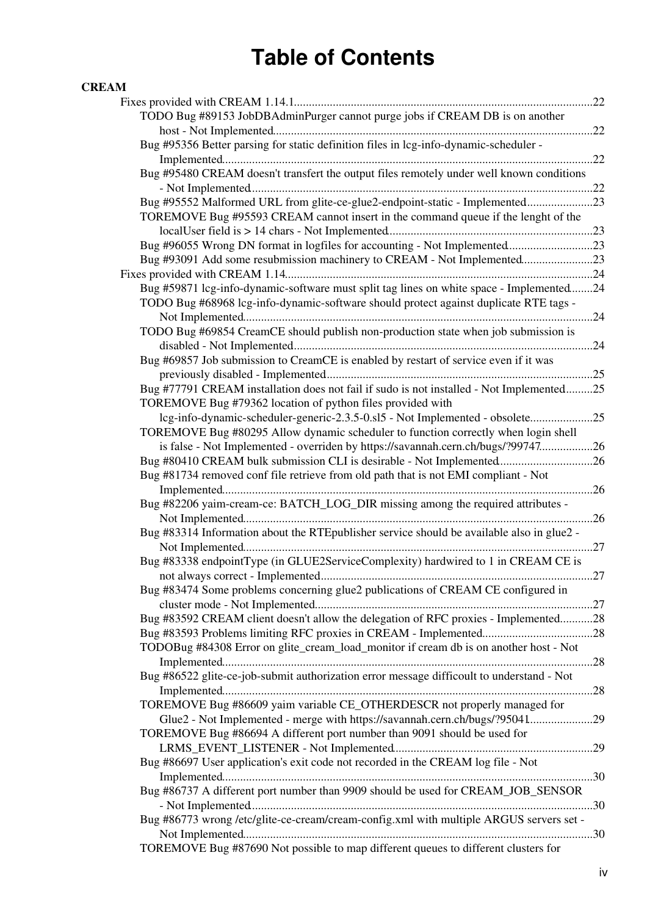# Table of Contents

**CREAM**

- Fixes provided with CREAM 1.14.1....22
  - TODO Bug #89153 JobDBAdminPurger cannot purge jobs if CREAM DB is on another host - Not Implemented....22
  - Bug #95356 Better parsing for static definition files in lcg-info-dynamic-scheduler - Implemented....22
  - Bug #95480 CREAM doesn't transfert the output files remotely under well known conditions - Not Implemented....22
  - Bug #95552 Malformed URL from glite-ce-glue2-endpoint-static - Implemented....23
  - TOREMOVE Bug #95593 CREAM cannot insert in the command queue if the lenght of the localUser field is > 14 chars - Not Implemented....23
  - Bug #96055 Wrong DN format in logfiles for accounting - Not Implemented....23
  - Bug #93091 Add some resubmission machinery to CREAM - Not Implemented....23
- Fixes provided with CREAM 1.14....24
  - Bug #59871 lcg-info-dynamic-software must split tag lines on white space - Implemented....24
  - TODO Bug #68968 lcg-info-dynamic-software should protect against duplicate RTE tags - Not Implemented....24
  - TODO Bug #69854 CreamCE should publish non-production state when job submission is disabled - Not Implemented....24
  - Bug #69857 Job submission to CreamCE is enabled by restart of service even if it was previously disabled - Implemented....25
  - Bug #77791 CREAM installation does not fail if sudo is not installed - Not Implemented....25
  - TOREMOVE Bug #79362 location of python files provided with lcg-info-dynamic-scheduler-generic-2.3.5-0.sl5 - Not Implemented - obsolete....25
  - TOREMOVE Bug #80295 Allow dynamic scheduler to function correctly when login shell is false - Not Implemented - overriden by https://savannah.cern.ch/bugs/?99747....26
  - Bug #80410 CREAM bulk submission CLI is desirable - Not Implemented....26
  - Bug #81734 removed conf file retrieve from old path that is not EMI compliant - Not Implemented....26
  - Bug #82206 yaim-cream-ce: BATCH_LOG_DIR missing among the required attributes - Not Implemented....26
  - Bug #83314 Information about the RTEpublisher service should be available also in glue2 - Not Implemented....27
  - Bug #83338 endpointType (in GLUE2ServiceComplexity) hardwired to 1 in CREAM CE is not always correct - Implemented....27
  - Bug #83474 Some problems concerning glue2 publications of CREAM CE configured in cluster mode - Not Implemented....27
  - Bug #83592 CREAM client doesn't allow the delegation of RFC proxies - Implemented....28
  - Bug #83593 Problems limiting RFC proxies in CREAM - Implemented....28
  - TODOBug #84308 Error on glite_cream_load_monitor if cream db is on another host - Not Implemented....28
  - Bug #86522 glite-ce-job-submit authorization error message difficoult to understand - Not Implemented....28
  - TOREMOVE Bug #86609 yaim variable CE_OTHERDESCR not properly managed for Glue2 - Not Implemented - merge with https://savannah.cern.ch/bugs/?95041....29
  - TOREMOVE Bug #86694 A different port number than 9091 should be used for LRMS_EVENT_LISTENER - Not Implemented....29
  - Bug #86697 User application's exit code not recorded in the CREAM log file - Not Implemented....30
  - Bug #86737 A different port number than 9909 should be used for CREAM_JOB_SENSOR - Not Implemented....30
  - Bug #86773 wrong /etc/glite-ce-cream/cream-config.xml with multiple ARGUS servers set - Not Implemented....30
  - TOREMOVE Bug #87690 Not possible to map different queues to different clusters for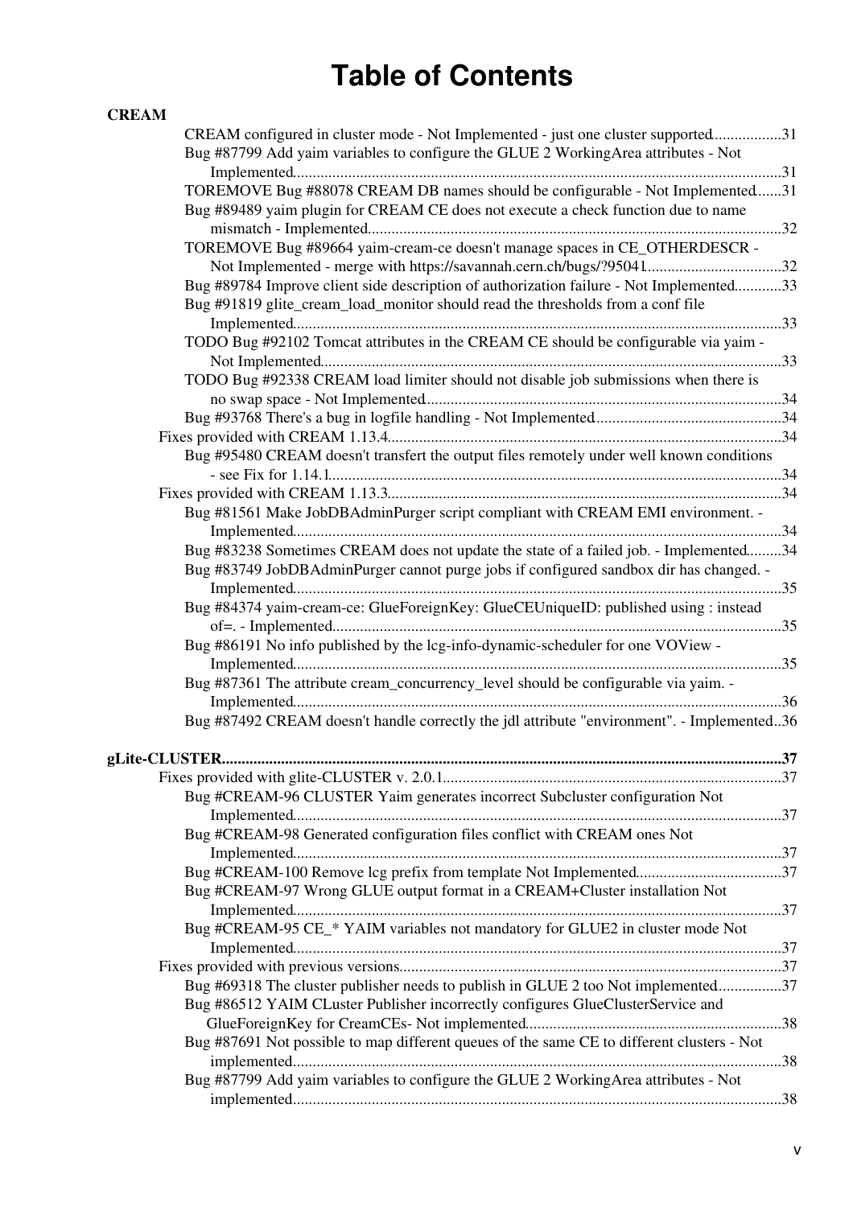# Table of Contents

**CREAM**

- CREAM configured in cluster mode - Not Implemented - just one cluster supported.................31
- Bug #87799 Add yaim variables to configure the GLUE 2 WorkingArea attributes - Not Implemented...........................................................................................................31
- TOREMOVE Bug #88078 CREAM DB names should be configurable - Not Implemented......31
- Bug #89489 yaim plugin for CREAM CE does not execute a check function due to name mismatch - Implemented........................................................................................................32
- TOREMOVE Bug #89664 yaim-cream-ce doesn't manage spaces in CE_OTHERDESCR - Not Implemented - merge with https://savannah.cern.ch/bugs/?95041..................................32
- Bug #89784 Improve client side description of authorization failure - Not Implemented............33
- Bug #91819 glite_cream_load_monitor should read the thresholds from a conf file Implemented...........................................................................................................33
- TODO Bug #92102 Tomcat attributes in the CREAM CE should be configurable via yaim - Not Implemented....................................................................................................33
- TODO Bug #92338 CREAM load limiter should not disable job submissions when there is no swap space - Not Implemented..........................................................................34
- Bug #93768 There's a bug in logfile handling - Not Implemented..............................................34

- Fixes provided with CREAM 1.13.4...................................................................................................34
  - Bug #95480 CREAM doesn't transfert the output files remotely under well known conditions - see Fix for 1.14.1..................................................................................................34
- Fixes provided with CREAM 1.13.3...................................................................................................34
  - Bug #81561 Make JobDBAdminPurger script compliant with CREAM EMI environment. - Implemented...........................................................................................................34
  - Bug #83238 Sometimes CREAM does not update the state of a failed job. - Implemented.........34
  - Bug #83749 JobDBAdminPurger cannot purge jobs if configured sandbox dir has changed. - Implemented...........................................................................................................35
  - Bug #84374 yaim-cream-ce: GlueForeignKey: GlueCEUniqueID: published using : instead of=. - Implemented.................................................................................................35
  - Bug #86191 No info published by the lcg-info-dynamic-scheduler for one VOView - Implemented...........................................................................................................35
  - Bug #87361 The attribute cream_concurrency_level should be configurable via yaim. - Implemented...........................................................................................................36
  - Bug #87492 CREAM doesn't handle correctly the jdl attribute "environment". - Implemented..36

**gLite-CLUSTER**.............................................................................................................................37

- Fixes provided with glite-CLUSTER v. 2.0.1.....................................................................................37
  - Bug #CREAM-96 CLUSTER Yaim generates incorrect Subcluster configuration Not Implemented...........................................................................................................37
  - Bug #CREAM-98 Generated configuration files conflict with CREAM ones Not Implemented...........................................................................................................37
  - Bug #CREAM-100 Remove lcg prefix from template Not Implemented....................................37
  - Bug #CREAM-97 Wrong GLUE output format in a CREAM+Cluster installation Not Implemented...........................................................................................................37
  - Bug #CREAM-95 CE_* YAIM variables not mandatory for GLUE2 in cluster mode Not Implemented...........................................................................................................37
- Fixes provided with previous versions................................................................................................37
  - Bug #69318 The cluster publisher needs to publish in GLUE 2 too Not implemented................37
  - Bug #86512 YAIM CLuster Publisher incorrectly configures GlueClusterService and GlueForeignKey for CreamCEs- Not implemented................................................................38
  - Bug #87691 Not possible to map different queues of the same CE to different clusters - Not implemented...........................................................................................................38
  - Bug #87799 Add yaim variables to configure the GLUE 2 WorkingArea attributes - Not implemented...........................................................................................................38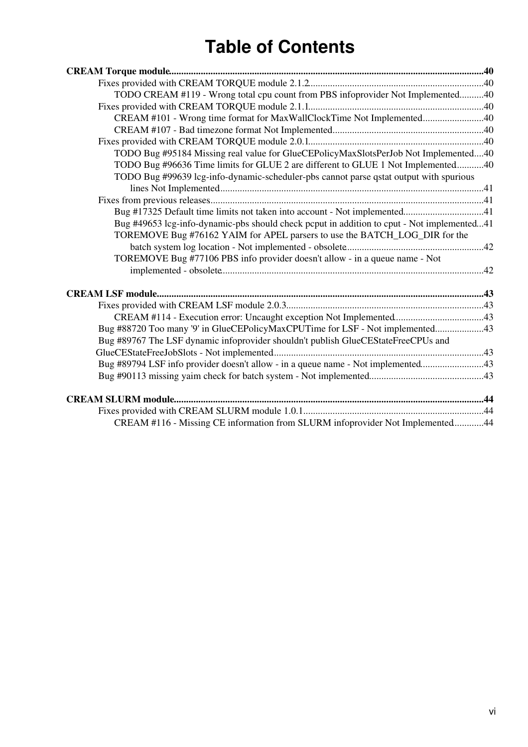# Table of Contents

**CREAM Torque module**....................................................................................................................................40
- Fixes provided with CREAM TORQUE module 2.1.2......................................................................40
  - TODO CREAM #119 - Wrong total cpu count from PBS infoprovider Not Implemented..........40
- Fixes provided with CREAM TORQUE module 2.1.1.......................................................................40
  - CREAM #101 - Wrong time format for MaxWallClockTime Not Implemented.........................40
  - CREAM #107 - Bad timezone format Not Implemented.............................................................40
- Fixes provided with CREAM TORQUE module 2.0.1.......................................................................40
  - TODO Bug #95184 Missing real value for GlueCEPolicyMaxSlotsPerJob Not Implemented....40
  - TODO Bug #96636 Time limits for GLUE 2 are different to GLUE 1 Not Implemented...........40
  - TODO Bug #99639 lcg-info-dynamic-scheduler-pbs cannot parse qstat output with spurious lines Not Implemented..........................................................................................................41
- Fixes from previous releases...............................................................................................................41
  - Bug #17325 Default time limits not taken into account - Not implemented................................41
  - Bug #49653 lcg-info-dynamic-pbs should check pcput in addition to cput - Not implemented...41
  - TOREMOVE Bug #76162 YAIM for APEL parsers to use the BATCH_LOG_DIR for the batch system log location - Not implemented - obsolete........................................................42
  - TOREMOVE Bug #77106 PBS info provider doesn't allow - in a queue name - Not implemented - obsolete..........................................................................................................42

**CREAM LSF module**.........................................................................................................................................43
- Fixes provided with CREAM LSF module 2.0.3................................................................................43
  - CREAM #114 - Execution error: Uncaught exception Not Implemented....................................43
- Bug #88720 Too many '9' in GlueCEPolicyMaxCPUTime for LSF - Not implemented...................43
- Bug #89767 The LSF dynamic infoprovider shouldn't publish GlueCEStateFreeCPUs and GlueCEStateFreeJobSlots - Not implemented.....................................................................................43
- Bug #89794 LSF info provider doesn't allow - in a queue name - Not implemented..........................43
- Bug #90113 missing yaim check for batch system - Not implemented..............................................43

**CREAM SLURM module**..................................................................................................................................44
- Fixes provided with CREAM SLURM module 1.0.1.........................................................................44
  - CREAM #116 - Missing CE information from SLURM infoprovider Not Implemented............44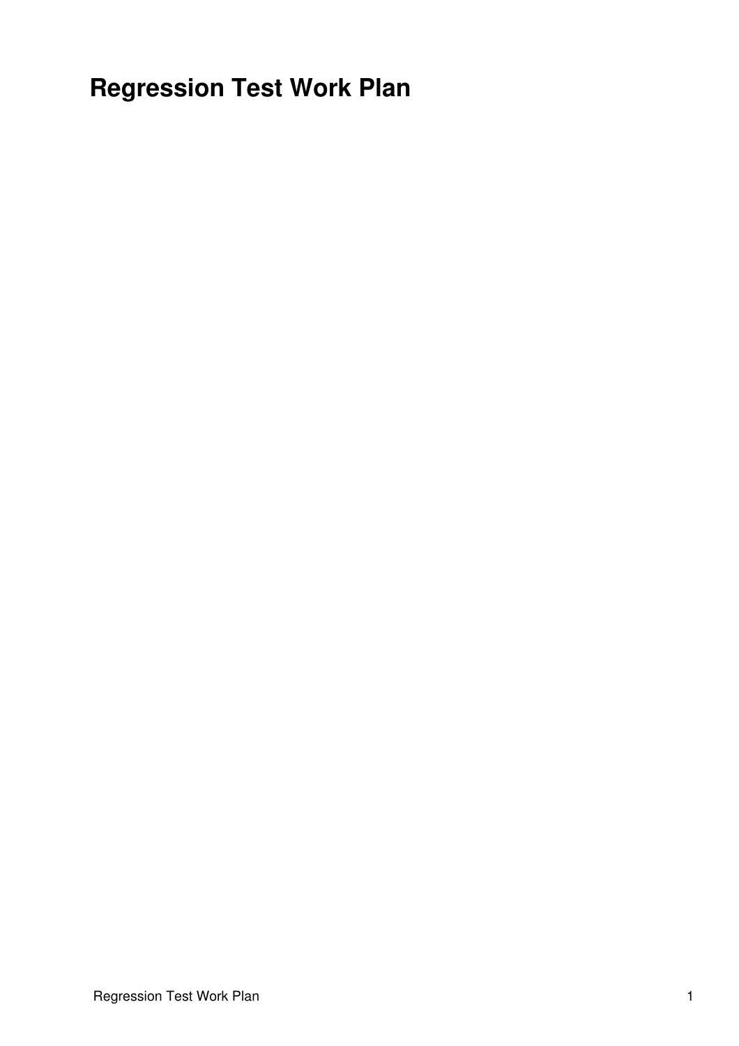# Regression Test Work Plan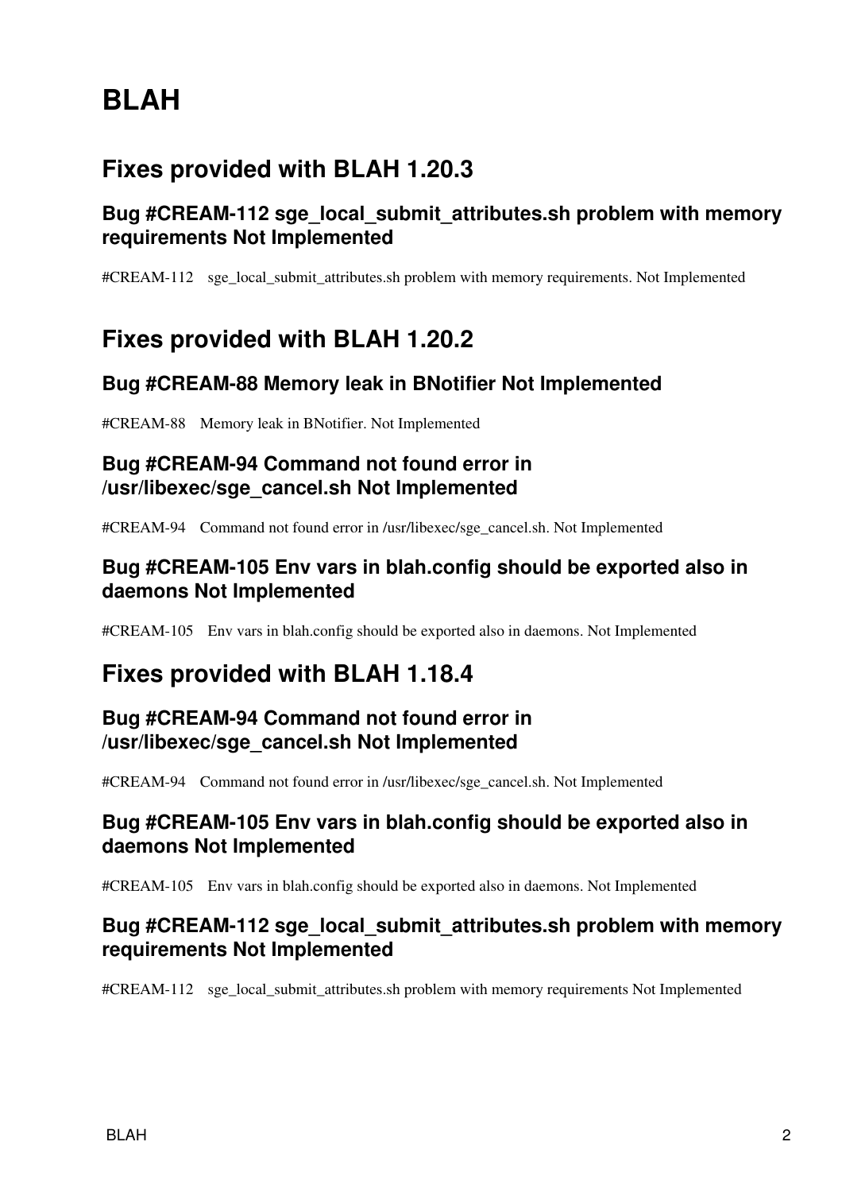# BLAH

## Fixes provided with BLAH 1.20.3

### Bug #CREAM-112 sge_local_submit_attributes.sh problem with memory requirements Not Implemented

#CREAM-112 sge_local_submit_attributes.sh problem with memory requirements. Not Implemented

## Fixes provided with BLAH 1.20.2

### Bug #CREAM-88 Memory leak in BNotifier Not Implemented

#CREAM-88 Memory leak in BNotifier. Not Implemented

### Bug #CREAM-94 Command not found error in /usr/libexec/sge_cancel.sh Not Implemented

#CREAM-94 Command not found error in /usr/libexec/sge_cancel.sh. Not Implemented

### Bug #CREAM-105 Env vars in blah.config should be exported also in daemons Not Implemented

#CREAM-105 Env vars in blah.config should be exported also in daemons. Not Implemented

## Fixes provided with BLAH 1.18.4

### Bug #CREAM-94 Command not found error in /usr/libexec/sge_cancel.sh Not Implemented

#CREAM-94 Command not found error in /usr/libexec/sge_cancel.sh. Not Implemented

### Bug #CREAM-105 Env vars in blah.config should be exported also in daemons Not Implemented

#CREAM-105 Env vars in blah.config should be exported also in daemons. Not Implemented

### Bug #CREAM-112 sge_local_submit_attributes.sh problem with memory requirements Not Implemented

#CREAM-112 sge_local_submit_attributes.sh problem with memory requirements Not Implemented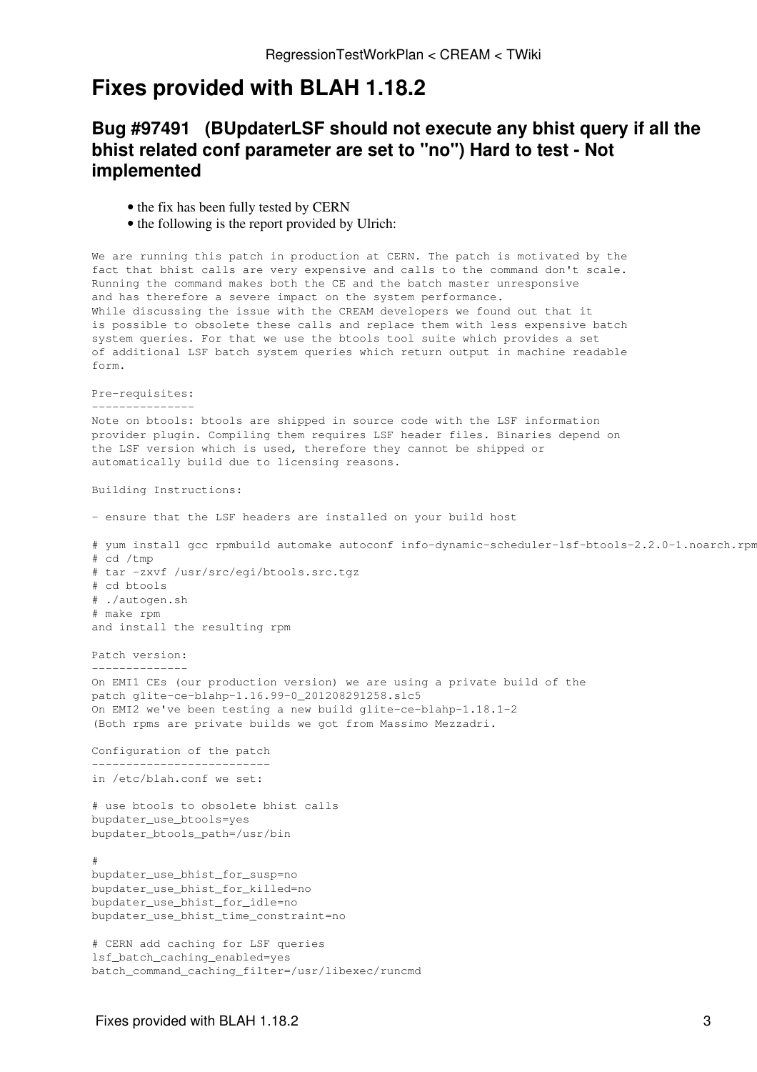# Fixes provided with BLAH 1.18.2

## Bug #97491 (BUpdaterLSF should not execute any bhist query if all the bhist related conf parameter are set to "no") Hard to test - Not implemented

- the fix has been fully tested by CERN
- the following is the report provided by Ulrich:

```
We are running this patch in production at CERN. The patch is motivated by the
fact that bhist calls are very expensive and calls to the command don't scale.
Running the command makes both the CE and the batch master unresponsive
and has therefore a severe impact on the system performance.
While discussing the issue with the CREAM developers we found out that it
is possible to obsolete these calls and replace them with less expensive batch
system queries. For that we use the btools tool suite which provides a set
of additional LSF batch system queries which return output in machine readable
form.

Pre-requisites:
---------------
Note on btools: btools are shipped in source code with the LSF information
provider plugin. Compiling them requires LSF header files. Binaries depend on
the LSF version which is used, therefore they cannot be shipped or
automatically build due to licensing reasons.

Building Instructions:

- ensure that the LSF headers are installed on your build host

# yum install gcc rpmbuild automake autoconf info-dynamic-scheduler-lsf-btools-2.2.0-1.noarch.rpm
# cd /tmp
# tar -zxvf /usr/src/egi/btools.src.tgz
# cd btools
# ./autogen.sh
# make rpm
and install the resulting rpm

Patch version:
--------------
On EMI1 CEs (our production version) we are using a private build of the
patch glite-ce-blahp-1.16.99-0_201208291258.slc5
On EMI2 we've been testing a new build glite-ce-blahp-1.18.1-2
(Both rpms are private builds we got from Massimo Mezzadri.

Configuration of the patch
--------------------------
in /etc/blah.conf we set:

# use btools to obsolete bhist calls
bupdater_use_btools=yes
bupdater_btools_path=/usr/bin

#
bupdater_use_bhist_for_susp=no
bupdater_use_bhist_for_killed=no
bupdater_use_bhist_for_idle=no
bupdater_use_bhist_time_constraint=no

# CERN add caching for LSF queries
lsf_batch_caching_enabled=yes
batch_command_caching_filter=/usr/libexec/runcmd
```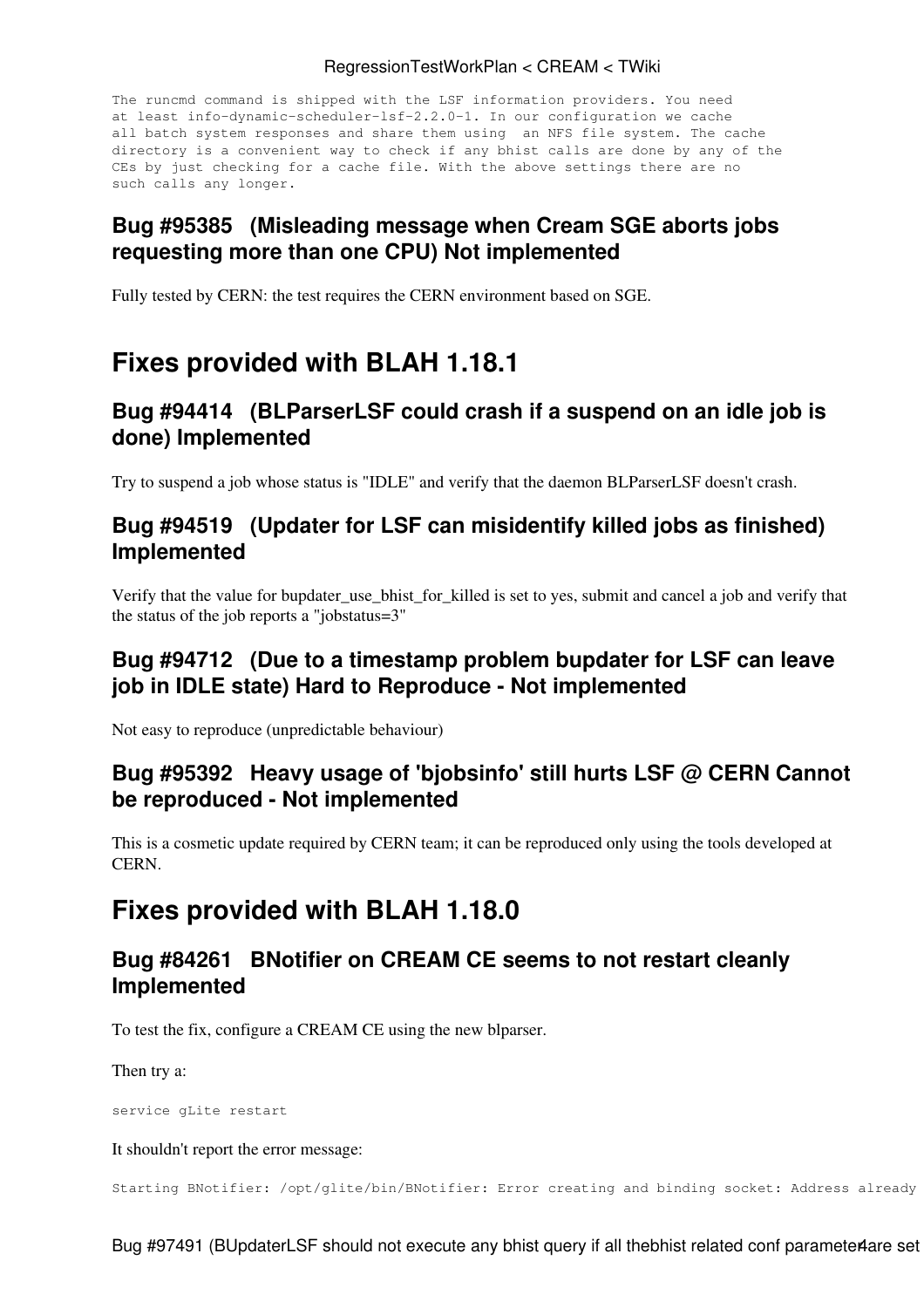```
The runcmd command is shipped with the LSF information providers. You need
at least info-dynamic-scheduler-lsf-2.2.0-1. In our configuration we cache
all batch system responses and share them using  an NFS file system. The cache
directory is a convenient way to check if any bhist calls are done by any of the
CEs by just checking for a cache file. With the above settings there are no
such calls any longer.
```

### Bug #95385   (Misleading message when Cream SGE aborts jobs requesting more than one CPU) Not implemented

Fully tested by CERN: the test requires the CERN environment based on SGE.

## Fixes provided with BLAH 1.18.1

### Bug #94414   (BLParserLSF could crash if a suspend on an idle job is done) Implemented

Try to suspend a job whose status is "IDLE" and verify that the daemon BLParserLSF doesn't crash.

### Bug #94519   (Updater for LSF can misidentify killed jobs as finished) Implemented

Verify that the value for bupdater_use_bhist_for_killed is set to yes, submit and cancel a job and verify that the status of the job reports a "jobstatus=3"

### Bug #94712   (Due to a timestamp problem bupdater for LSF can leave job in IDLE state) Hard to Reproduce - Not implemented

Not easy to reproduce (unpredictable behaviour)

### Bug #95392   Heavy usage of 'bjobsinfo' still hurts LSF @ CERN Cannot be reproduced - Not implemented

This is a cosmetic update required by CERN team; it can be reproduced only using the tools developed at CERN.

## Fixes provided with BLAH 1.18.0

### Bug #84261   BNotifier on CREAM CE seems to not restart cleanly Implemented

To test the fix, configure a CREAM CE using the new blparser.

Then try a:

```
service gLite restart
```

It shouldn't report the error message:

```
Starting BNotifier: /opt/glite/bin/BNotifier: Error creating and binding socket: Address already
```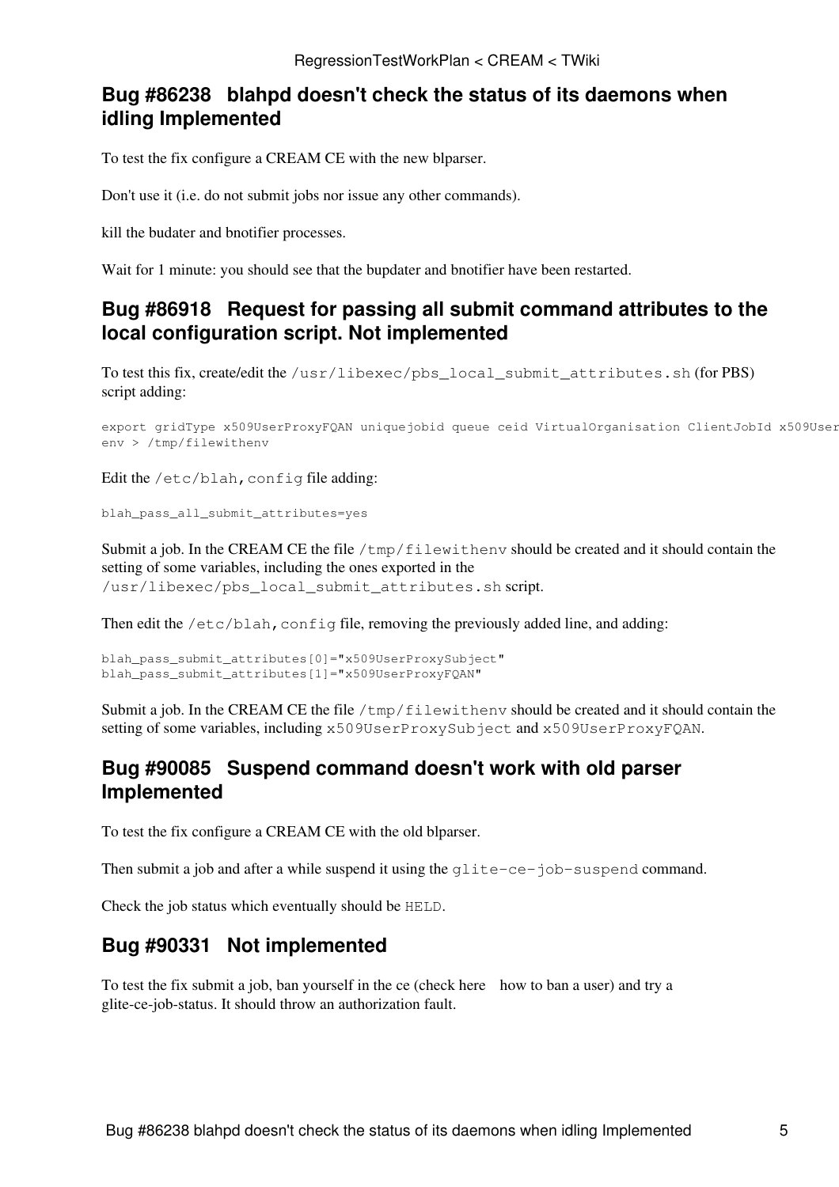## Bug #86238 blahpd doesn't check the status of its daemons when idling Implemented

To test the fix configure a CREAM CE with the new blparser.

Don't use it (i.e. do not submit jobs nor issue any other commands).

kill the budater and bnotifier processes.

Wait for 1 minute: you should see that the bupdater and bnotifier have been restarted.

## Bug #86918 Request for passing all submit command attributes to the local configuration script. Not implemented

To test this fix, create/edit the `/usr/libexec/pbs_local_submit_attributes.sh` (for PBS) script adding:

```
export gridType x509UserProxyFQAN uniquejobid queue ceid VirtualOrganisation ClientJobId x509User
env > /tmp/filewithenv
```

Edit the `/etc/blah,config` file adding:

```
blah_pass_all_submit_attributes=yes
```

Submit a job. In the CREAM CE the file `/tmp/filewithenv` should be created and it should contain the setting of some variables, including the ones exported in the `/usr/libexec/pbs_local_submit_attributes.sh` script.

Then edit the `/etc/blah,config` file, removing the previously added line, and adding:

```
blah_pass_submit_attributes[0]="x509UserProxySubject"
blah_pass_submit_attributes[1]="x509UserProxyFQAN"
```

Submit a job. In the CREAM CE the file `/tmp/filewithenv` should be created and it should contain the setting of some variables, including `x509UserProxySubject` and `x509UserProxyFQAN`.

## Bug #90085 Suspend command doesn't work with old parser Implemented

To test the fix configure a CREAM CE with the old blparser.

Then submit a job and after a while suspend it using the `glite-ce-job-suspend` command.

Check the job status which eventually should be `HELD`.

## Bug #90331 Not implemented

To test the fix submit a job, ban yourself in the ce (check here how to ban a user) and try a glite-ce-job-status. It should throw an authorization fault.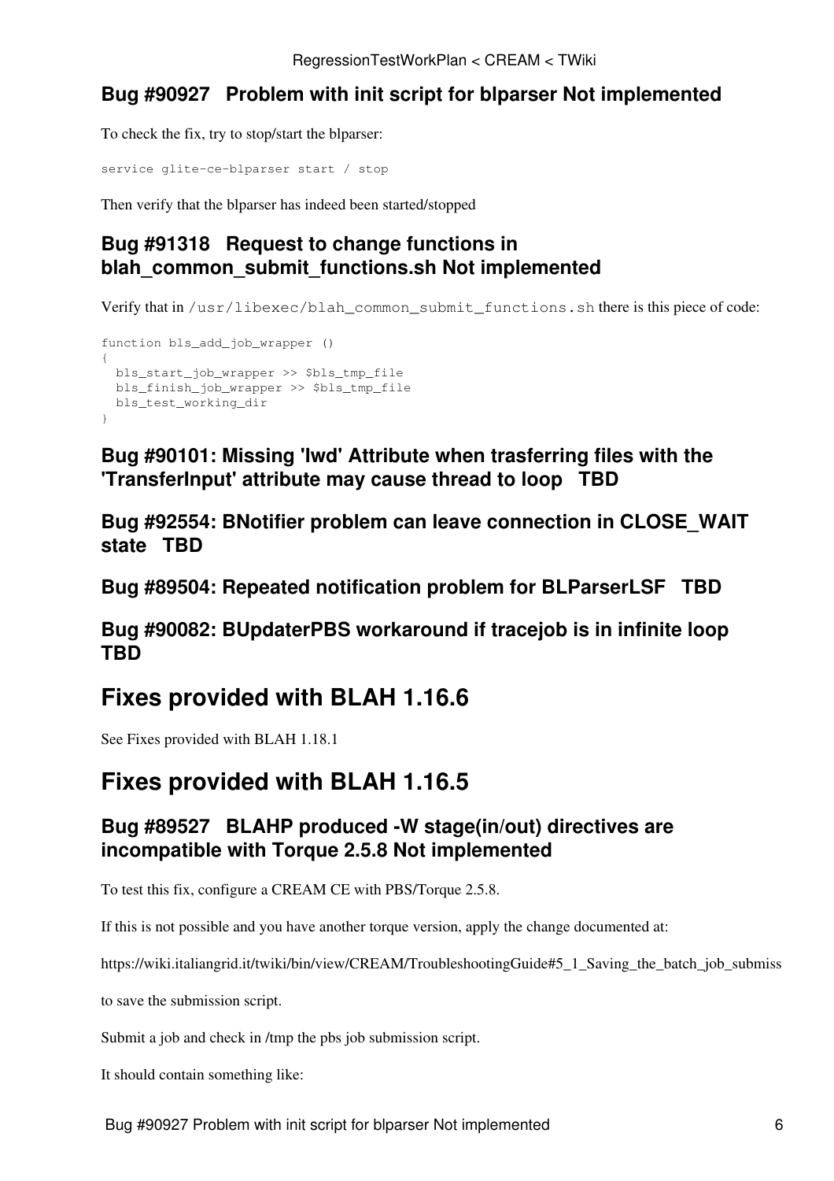### Bug #90927 Problem with init script for blparser Not implemented

To check the fix, try to stop/start the blparser:

```
service glite-ce-blparser start / stop
```

Then verify that the blparser has indeed been started/stopped

### Bug #91318 Request to change functions in blah_common_submit_functions.sh Not implemented

Verify that in `/usr/libexec/blah_common_submit_functions.sh` there is this piece of code:

```
function bls_add_job_wrapper ()
{
  bls_start_job_wrapper >> $bls_tmp_file
  bls_finish_job_wrapper >> $bls_tmp_file
  bls_test_working_dir
}
```

### Bug #90101: Missing 'lwd' Attribute when trasferring files with the 'TransferInput' attribute may cause thread to loop TBD

### Bug #92554: BNotifier problem can leave connection in CLOSE_WAIT state TBD

### Bug #89504: Repeated notification problem for BLParserLSF TBD

### Bug #90082: BUpdaterPBS workaround if tracejob is in infinite loop TBD

## Fixes provided with BLAH 1.16.6

See Fixes provided with BLAH 1.18.1

## Fixes provided with BLAH 1.16.5

### Bug #89527 BLAHP produced -W stage(in/out) directives are incompatible with Torque 2.5.8 Not implemented

To test this fix, configure a CREAM CE with PBS/Torque 2.5.8.

If this is not possible and you have another torque version, apply the change documented at:

https://wiki.italiangrid.it/twiki/bin/view/CREAM/TroubleshootingGuide#5_1_Saving_the_batch_job_submiss

to save the submission script.

Submit a job and check in /tmp the pbs job submission script.

It should contain something like: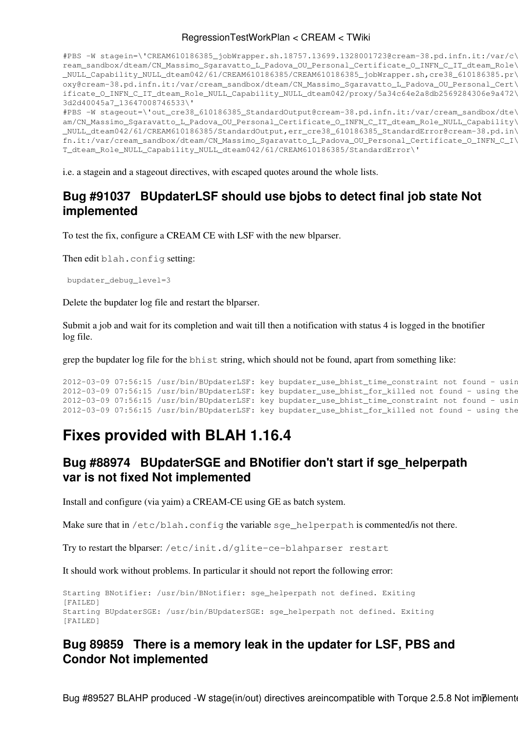```
#PBS -W stagein=\'CREAM610186385_jobWrapper.sh.18757.13699.1328001723@cream-38.pd.infn.it:/var/c\
ream_sandbox/dteam/CN_Massimo_Sgaravatto_L_Padova_OU_Personal_Certificate_O_INFN_C_IT_dteam_Role\
_NULL_Capability_NULL_dteam042/61/CREAM610186385/CREAM610186385_jobWrapper.sh,cre38_610186385.pr\
oxy@cream-38.pd.infn.it:/var/cream_sandbox/dteam/CN_Massimo_Sgaravatto_L_Padova_OU_Personal_Cert\
ificate_O_INFN_C_IT_dteam_Role_NULL_Capability_NULL_dteam042/proxy/5a34c64e2a8db2569284306e9a472\
3d2d40045a7_13647008746533\'
#PBS -W stageout=\'out_cre38_610186385_StandardOutput@cream-38.pd.infn.it:/var/cream_sandbox/dte\
am/CN_Massimo_Sgaravatto_L_Padova_OU_Personal_Certificate_O_INFN_C_IT_dteam_Role_NULL_Capability\
_NULL_dteam042/61/CREAM610186385/StandardOutput,err_cre38_610186385_StandardError@cream-38.pd.in\
fn.it:/var/cream_sandbox/dteam/CN_Massimo_Sgaravatto_L_Padova_OU_Personal_Certificate_O_INFN_C_I\
T_dteam_Role_NULL_Capability_NULL_dteam042/61/CREAM610186385/StandardError\'
```

i.e. a stagein and a stageout directives, with escaped quotes around the whole lists.

### Bug #91037 BUpdaterLSF should use bjobs to detect final job state Not implemented

To test the fix, configure a CREAM CE with LSF with the new blparser.

Then edit `blah.config` setting:

```
bupdater_debug_level=3
```

Delete the bupdater log file and restart the blparser.

Submit a job and wait for its completion and wait till then a notification with status 4 is logged in the bnotifier log file.

grep the bupdater log file for the `bhist` string, which should not be found, apart from something like:

```
2012-03-09 07:56:15 /usr/bin/BUpdaterLSF: key bupdater_use_bhist_time_constraint not found - usin
2012-03-09 07:56:15 /usr/bin/BUpdaterLSF: key bupdater_use_bhist_for_killed not found - using the
2012-03-09 07:56:15 /usr/bin/BUpdaterLSF: key bupdater_use_bhist_time_constraint not found - usin
2012-03-09 07:56:15 /usr/bin/BUpdaterLSF: key bupdater_use_bhist_for_killed not found - using the
```

## Fixes provided with BLAH 1.16.4

### Bug #88974 BUpdaterSGE and BNotifier don't start if sge_helperpath var is not fixed Not implemented

Install and configure (via yaim) a CREAM-CE using GE as batch system.

Make sure that in `/etc/blah.config` the variable `sge_helperpath` is commented/is not there.

Try to restart the blparser: `/etc/init.d/glite-ce-blahparser restart`

It should work without problems. In particular it should not report the following error:

```
Starting BNotifier: /usr/bin/BNotifier: sge_helperpath not defined. Exiting
[FAILED]
Starting BUpdaterSGE: /usr/bin/BUpdaterSGE: sge_helperpath not defined. Exiting
[FAILED]
```

### Bug 89859 There is a memory leak in the updater for LSF, PBS and Condor Not implemented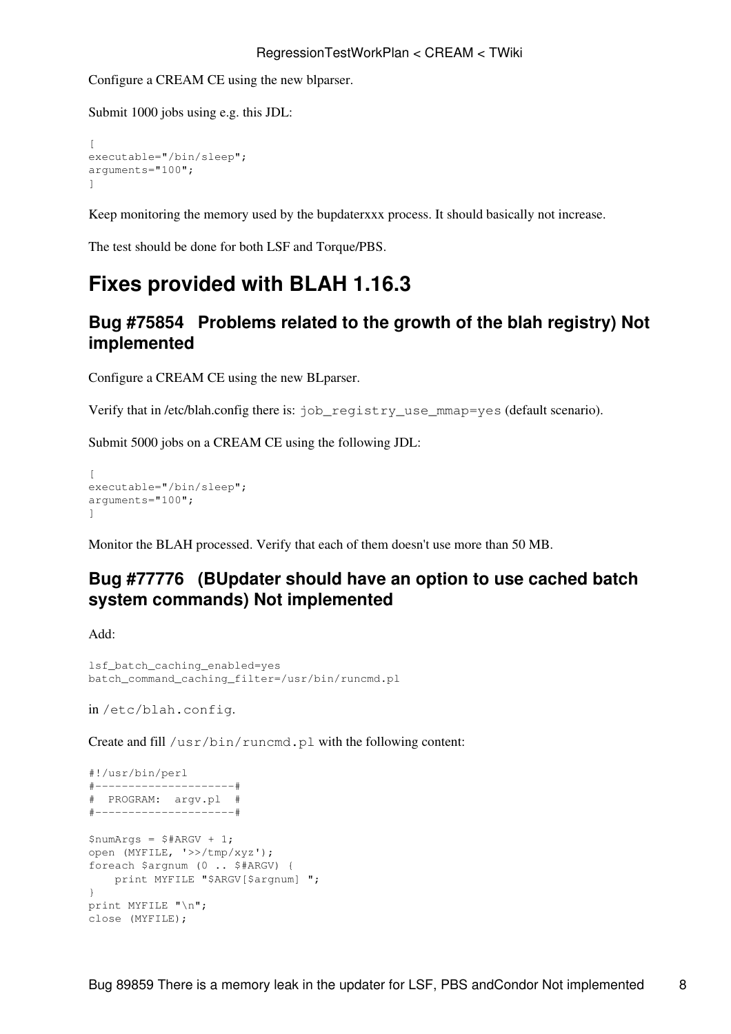Configure a CREAM CE using the new blparser.

Submit 1000 jobs using e.g. this JDL:

```
[
executable="/bin/sleep";
arguments="100";
]
```

Keep monitoring the memory used by the bupdaterxxx process. It should basically not increase.

The test should be done for both LSF and Torque/PBS.

# Fixes provided with BLAH 1.16.3

## Bug #75854 Problems related to the growth of the blah registry) Not implemented

Configure a CREAM CE using the new BLparser.

Verify that in /etc/blah.config there is: `job_registry_use_mmap=yes` (default scenario).

Submit 5000 jobs on a CREAM CE using the following JDL:

```
[
executable="/bin/sleep";
arguments="100";
]
```

Monitor the BLAH processed. Verify that each of them doesn't use more than 50 MB.

## Bug #77776 (BUpdater should have an option to use cached batch system commands) Not implemented

Add:

```
lsf_batch_caching_enabled=yes
batch_command_caching_filter=/usr/bin/runcmd.pl
```

in `/etc/blah.config`.

Create and fill `/usr/bin/runcmd.pl` with the following content:

```
#!/usr/bin/perl
#---------------------#
#  PROGRAM:  argv.pl  #
#---------------------#

$numArgs = $#ARGV + 1;
open (MYFILE, '>>/tmp/xyz');
foreach $argnum (0 .. $#ARGV) {
    print MYFILE "$ARGV[$argnum] ";
}
print MYFILE "\n";
close (MYFILE);
```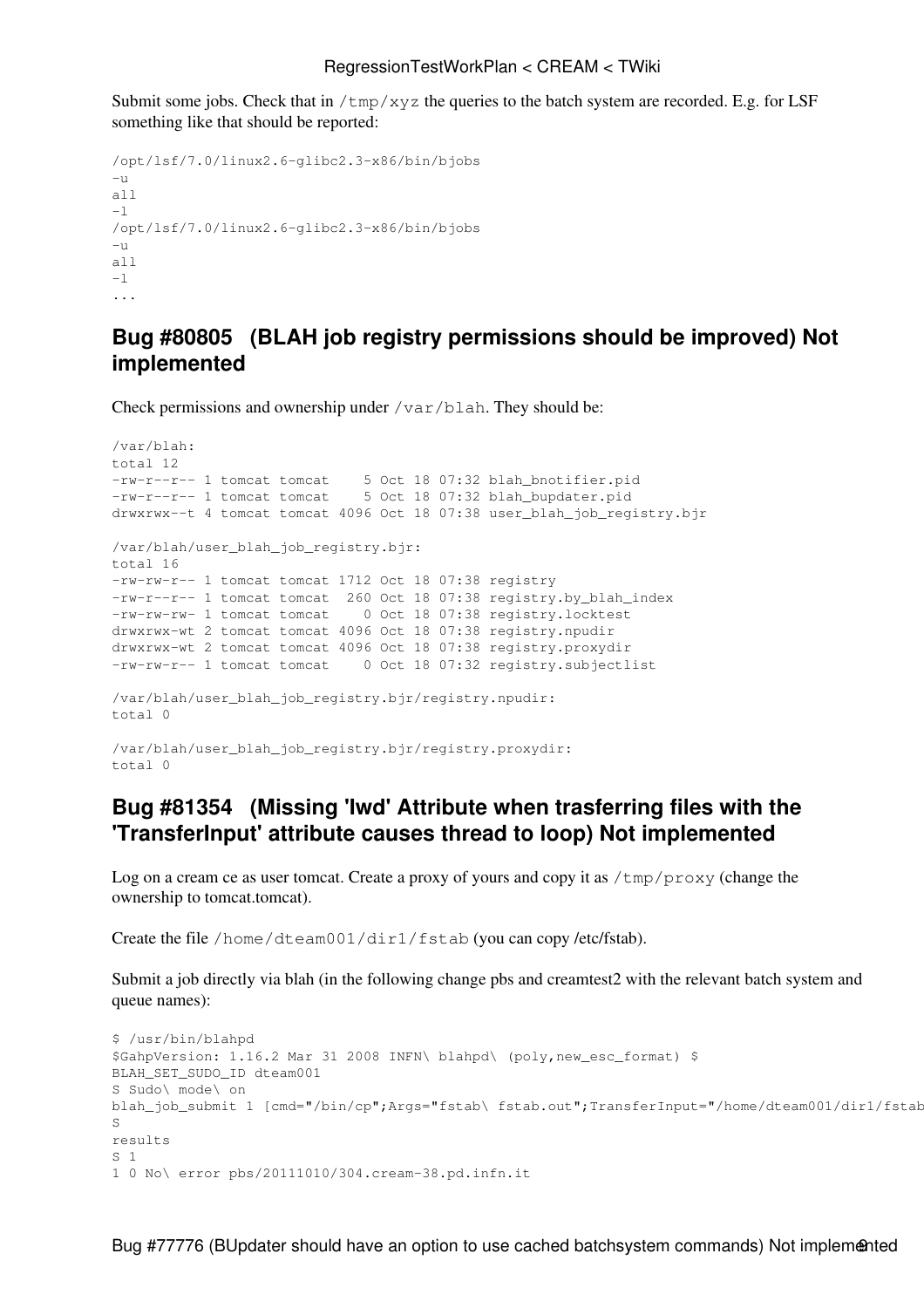Submit some jobs. Check that in `/tmp/xyz` the queries to the batch system are recorded. E.g. for LSF something like that should be reported:

```
/opt/lsf/7.0/linux2.6-glibc2.3-x86/bin/bjobs
-u
all
-l
/opt/lsf/7.0/linux2.6-glibc2.3-x86/bin/bjobs
-u
all
-l
...
```

## Bug #80805 (BLAH job registry permissions should be improved) Not implemented

Check permissions and ownership under `/var/blah`. They should be:

```
/var/blah:
total 12
-rw-r--r-- 1 tomcat tomcat    5 Oct 18 07:32 blah_bnotifier.pid
-rw-r--r-- 1 tomcat tomcat    5 Oct 18 07:32 blah_bupdater.pid
drwxrwx--t 4 tomcat tomcat 4096 Oct 18 07:38 user_blah_job_registry.bjr

/var/blah/user_blah_job_registry.bjr:
total 16
-rw-rw-r-- 1 tomcat tomcat 1712 Oct 18 07:38 registry
-rw-r--r-- 1 tomcat tomcat  260 Oct 18 07:38 registry.by_blah_index
-rw-rw-rw- 1 tomcat tomcat    0 Oct 18 07:38 registry.locktest
drwxrwx-wt 2 tomcat tomcat 4096 Oct 18 07:38 registry.npudir
drwxrwx-wt 2 tomcat tomcat 4096 Oct 18 07:38 registry.proxydir
-rw-rw-r-- 1 tomcat tomcat    0 Oct 18 07:32 registry.subjectlist

/var/blah/user_blah_job_registry.bjr/registry.npudir:
total 0

/var/blah/user_blah_job_registry.bjr/registry.proxydir:
total 0
```

## Bug #81354 (Missing 'lwd' Attribute when trasferring files with the 'TransferInput' attribute causes thread to loop) Not implemented

Log on a cream ce as user tomcat. Create a proxy of yours and copy it as `/tmp/proxy` (change the ownership to tomcat.tomcat).

Create the file `/home/dteam001/dir1/fstab` (you can copy /etc/fstab).

Submit a job directly via blah (in the following change pbs and creamtest2 with the relevant batch system and queue names):

```
$ /usr/bin/blahpd
$GahpVersion: 1.16.2 Mar 31 2008 INFN\ blahpd\ (poly,new_esc_format) $
BLAH_SET_SUDO_ID dteam001
S Sudo\ mode\ on
blah_job_submit 1 [cmd="/bin/cp";Args="fstab\ fstab.out";TransferInput="/home/dteam001/dir1/fstab
S
results
S 1
1 0 No\ error pbs/20111010/304.cream-38.pd.infn.it
```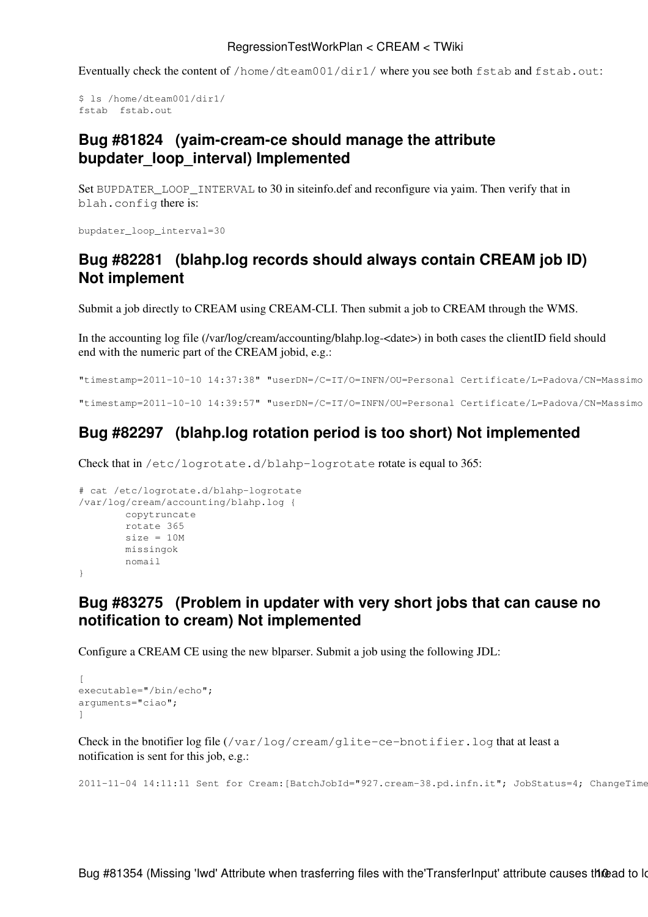Eventually check the content of `/home/dteam001/dir1/` where you see both `fstab` and `fstab.out`:

```
$ ls /home/dteam001/dir1/
fstab  fstab.out
```

## Bug #81824 (yaim-cream-ce should manage the attribute bupdater_loop_interval) Implemented

Set `BUPDATER_LOOP_INTERVAL` to 30 in siteinfo.def and reconfigure via yaim. Then verify that in `blah.config` there is:

```
bupdater_loop_interval=30
```

## Bug #82281 (blahp.log records should always contain CREAM job ID) Not implement

Submit a job directly to CREAM using CREAM-CLI. Then submit a job to CREAM through the WMS.

In the accounting log file (/var/log/cream/accounting/blahp.log-<date>) in both cases the clientID field should end with the numeric part of the CREAM jobid, e.g.:

```
"timestamp=2011-10-10 14:37:38" "userDN=/C=IT/O=INFN/OU=Personal Certificate/L=Padova/CN=Massimo

"timestamp=2011-10-10 14:39:57" "userDN=/C=IT/O=INFN/OU=Personal Certificate/L=Padova/CN=Massimo
```

## Bug #82297 (blahp.log rotation period is too short) Not implemented

Check that in `/etc/logrotate.d/blahp-logrotate` rotate is equal to 365:

```
# cat /etc/logrotate.d/blahp-logrotate
/var/log/cream/accounting/blahp.log {
        copytruncate
        rotate 365
        size = 10M
        missingok
        nomail
}
```

## Bug #83275 (Problem in updater with very short jobs that can cause no notification to cream) Not implemented

Configure a CREAM CE using the new blparser. Submit a job using the following JDL:

```
[
executable="/bin/echo";
arguments="ciao";
]
```

Check in the bnotifier log file (`/var/log/cream/glite-ce-bnotifier.log` that at least a notification is sent for this job, e.g.:

```
2011-11-04 14:11:11 Sent for Cream:[BatchJobId="927.cream-38.pd.infn.it"; JobStatus=4; ChangeTime
```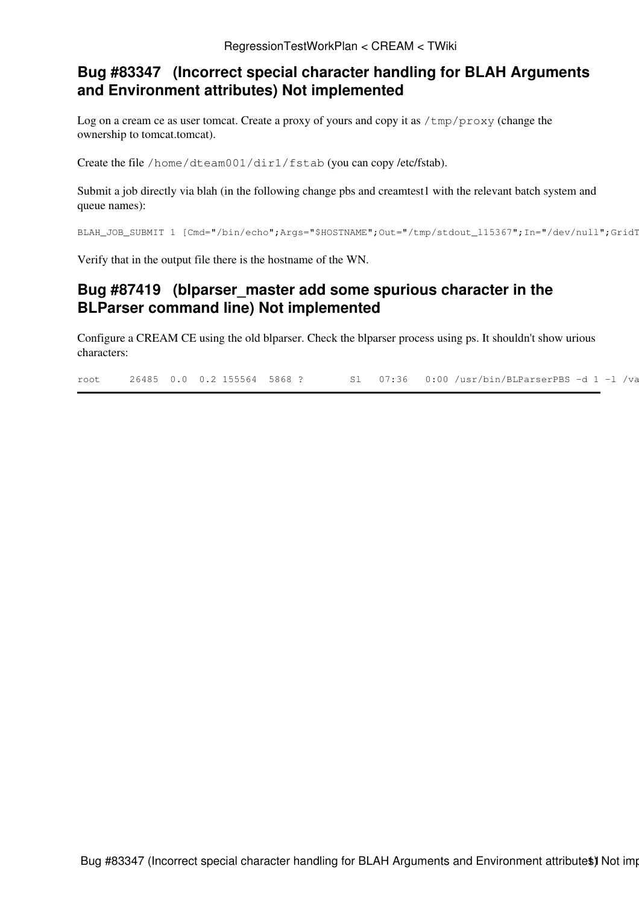## Bug #83347 (Incorrect special character handling for BLAH Arguments and Environment attributes) Not implemented

Log on a cream ce as user tomcat. Create a proxy of yours and copy it as `/tmp/proxy` (change the ownership to tomcat.tomcat).

Create the file `/home/dteam001/dir1/fstab` (you can copy /etc/fstab).

Submit a job directly via blah (in the following change pbs and creamtest1 with the relevant batch system and queue names):

```
BLAH_JOB_SUBMIT 1 [Cmd="/bin/echo";Args="$HOSTNAME";Out="/tmp/stdout_l15367";In="/dev/null";GridT
```

Verify that in the output file there is the hostname of the WN.

## Bug #87419 (blparser_master add some spurious character in the BLParser command line) Not implemented

Configure a CREAM CE using the old blparser. Check the blparser process using ps. It shouldn't show urious characters:

```
root      26485  0.0  0.2 155564  5868 ?        Sl   07:36   0:00 /usr/bin/BLParserPBS -d 1 -l /va
```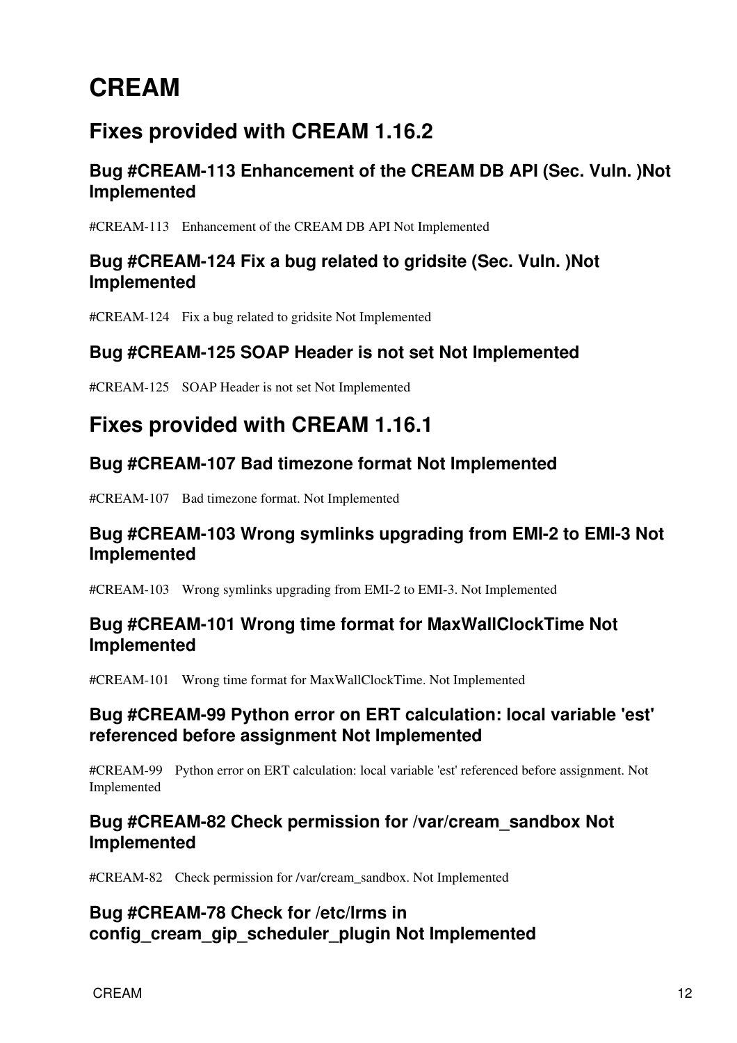# CREAM

## Fixes provided with CREAM 1.16.2

### Bug #CREAM-113 Enhancement of the CREAM DB API (Sec. Vuln. )Not Implemented

#CREAM-113    Enhancement of the CREAM DB API Not Implemented

### Bug #CREAM-124 Fix a bug related to gridsite (Sec. Vuln. )Not Implemented

#CREAM-124    Fix a bug related to gridsite Not Implemented

### Bug #CREAM-125 SOAP Header is not set Not Implemented

#CREAM-125    SOAP Header is not set Not Implemented

## Fixes provided with CREAM 1.16.1

### Bug #CREAM-107 Bad timezone format Not Implemented

#CREAM-107    Bad timezone format. Not Implemented

### Bug #CREAM-103 Wrong symlinks upgrading from EMI-2 to EMI-3 Not Implemented

#CREAM-103    Wrong symlinks upgrading from EMI-2 to EMI-3. Not Implemented

### Bug #CREAM-101 Wrong time format for MaxWallClockTime Not Implemented

#CREAM-101    Wrong time format for MaxWallClockTime. Not Implemented

### Bug #CREAM-99 Python error on ERT calculation: local variable 'est' referenced before assignment Not Implemented

#CREAM-99    Python error on ERT calculation: local variable 'est' referenced before assignment. Not Implemented

### Bug #CREAM-82 Check permission for /var/cream_sandbox Not Implemented

#CREAM-82    Check permission for /var/cream_sandbox. Not Implemented

### Bug #CREAM-78 Check for /etc/lrms in config_cream_gip_scheduler_plugin Not Implemented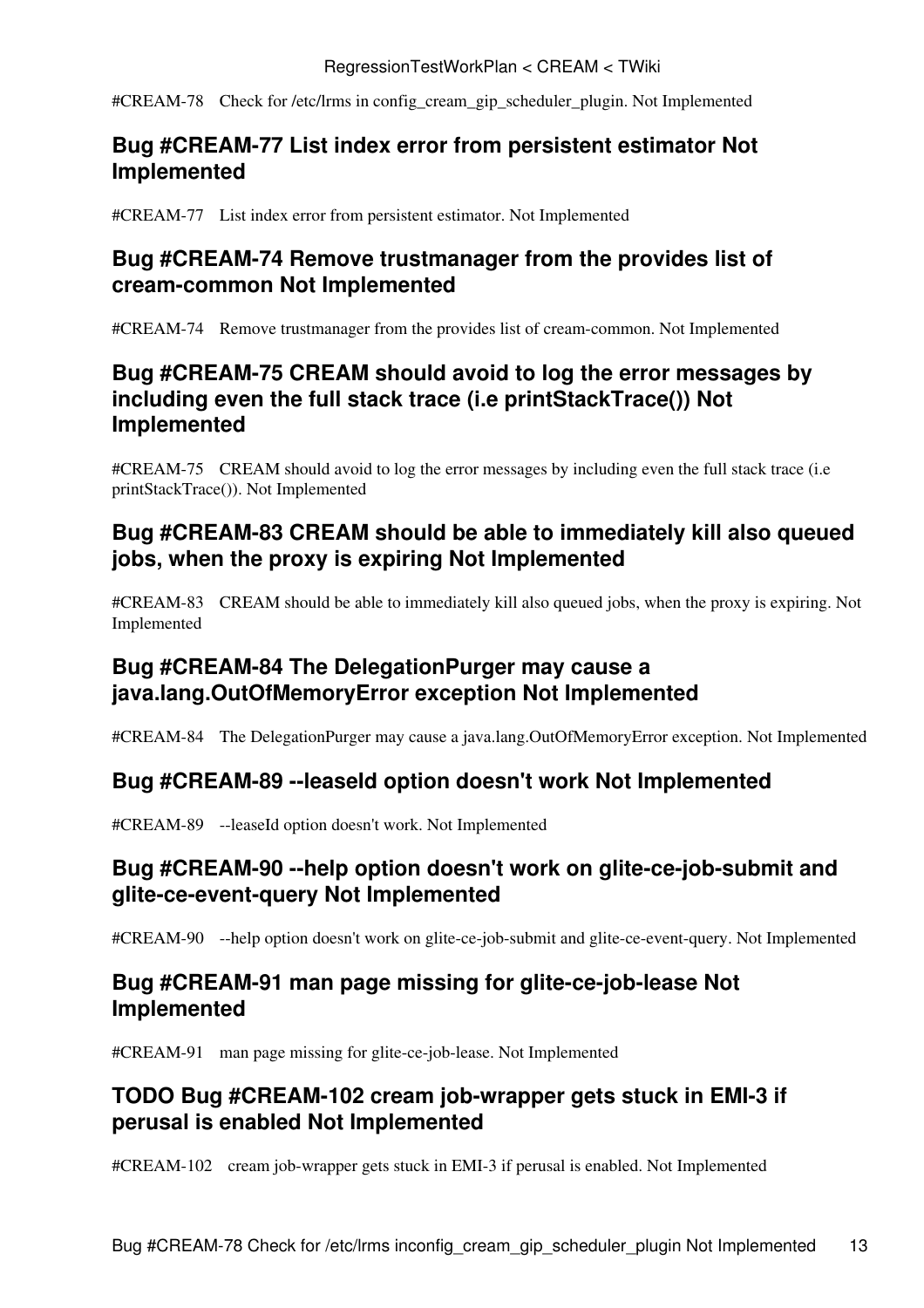#CREAM-78    Check for /etc/lrms in config_cream_gip_scheduler_plugin. Not Implemented

### Bug #CREAM-77 List index error from persistent estimator Not Implemented

#CREAM-77    List index error from persistent estimator. Not Implemented

### Bug #CREAM-74 Remove trustmanager from the provides list of cream-common Not Implemented

#CREAM-74    Remove trustmanager from the provides list of cream-common. Not Implemented

### Bug #CREAM-75 CREAM should avoid to log the error messages by including even the full stack trace (i.e printStackTrace()) Not Implemented

#CREAM-75    CREAM should avoid to log the error messages by including even the full stack trace (i.e printStackTrace()). Not Implemented

### Bug #CREAM-83 CREAM should be able to immediately kill also queued jobs, when the proxy is expiring Not Implemented

#CREAM-83    CREAM should be able to immediately kill also queued jobs, when the proxy is expiring. Not Implemented

### Bug #CREAM-84 The DelegationPurger may cause a java.lang.OutOfMemoryError exception Not Implemented

#CREAM-84    The DelegationPurger may cause a java.lang.OutOfMemoryError exception. Not Implemented

### Bug #CREAM-89 --leaseId option doesn't work Not Implemented

#CREAM-89    --leaseId option doesn't work. Not Implemented

### Bug #CREAM-90 --help option doesn't work on glite-ce-job-submit and glite-ce-event-query Not Implemented

#CREAM-90    --help option doesn't work on glite-ce-job-submit and glite-ce-event-query. Not Implemented

### Bug #CREAM-91 man page missing for glite-ce-job-lease Not Implemented

#CREAM-91    man page missing for glite-ce-job-lease. Not Implemented

### TODO Bug #CREAM-102 cream job-wrapper gets stuck in EMI-3 if perusal is enabled Not Implemented

#CREAM-102    cream job-wrapper gets stuck in EMI-3 if perusal is enabled. Not Implemented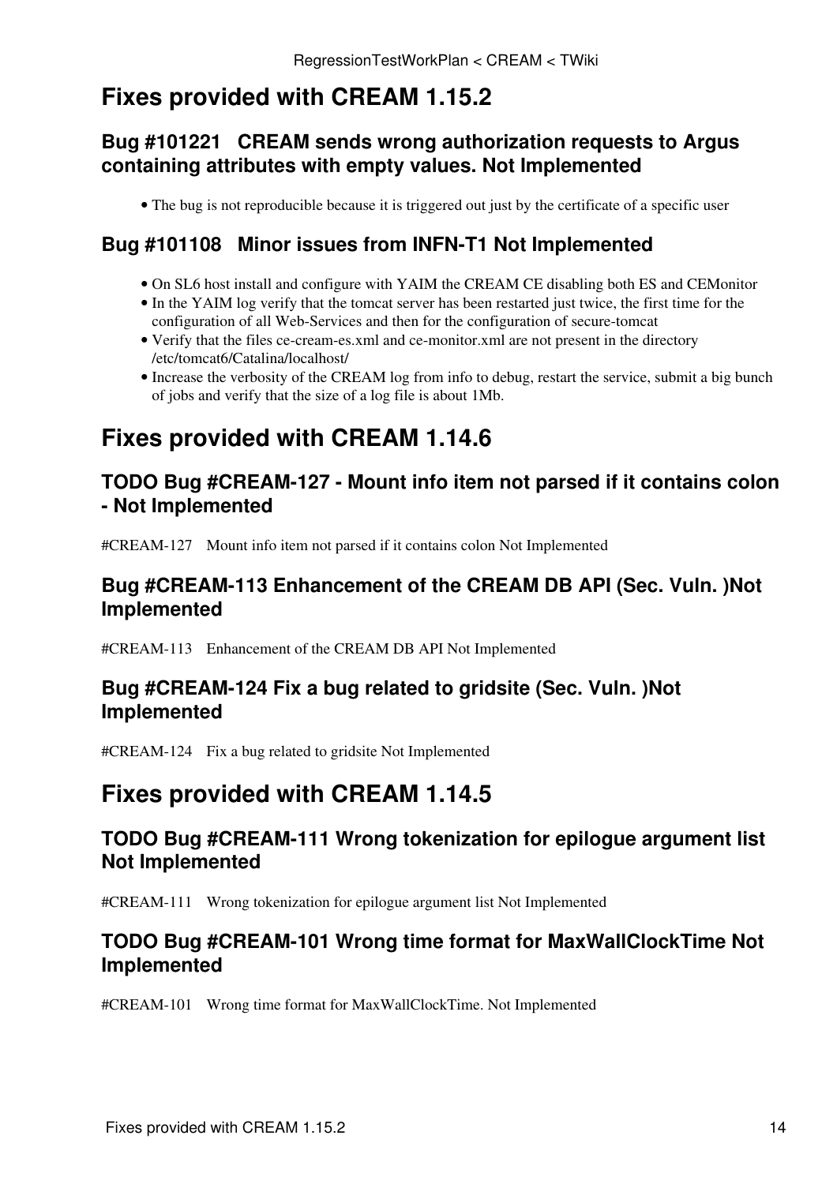# Fixes provided with CREAM 1.15.2

## Bug #101221   CREAM sends wrong authorization requests to Argus containing attributes with empty values. Not Implemented

- The bug is not reproducible because it is triggered out just by the certificate of a specific user

## Bug #101108   Minor issues from INFN-T1 Not Implemented

- On SL6 host install and configure with YAIM the CREAM CE disabling both ES and CEMonitor
- In the YAIM log verify that the tomcat server has been restarted just twice, the first time for the configuration of all Web-Services and then for the configuration of secure-tomcat
- Verify that the files ce-cream-es.xml and ce-monitor.xml are not present in the directory /etc/tomcat6/Catalina/localhost/
- Increase the verbosity of the CREAM log from info to debug, restart the service, submit a big bunch of jobs and verify that the size of a log file is about 1Mb.

# Fixes provided with CREAM 1.14.6

## TODO Bug #CREAM-127 - Mount info item not parsed if it contains colon - Not Implemented

#CREAM-127    Mount info item not parsed if it contains colon Not Implemented

## Bug #CREAM-113 Enhancement of the CREAM DB API (Sec. Vuln. )Not Implemented

#CREAM-113    Enhancement of the CREAM DB API Not Implemented

## Bug #CREAM-124 Fix a bug related to gridsite (Sec. Vuln. )Not Implemented

#CREAM-124    Fix a bug related to gridsite Not Implemented

# Fixes provided with CREAM 1.14.5

## TODO Bug #CREAM-111 Wrong tokenization for epilogue argument list Not Implemented

#CREAM-111    Wrong tokenization for epilogue argument list Not Implemented

## TODO Bug #CREAM-101 Wrong time format for MaxWallClockTime Not Implemented

#CREAM-101    Wrong time format for MaxWallClockTime. Not Implemented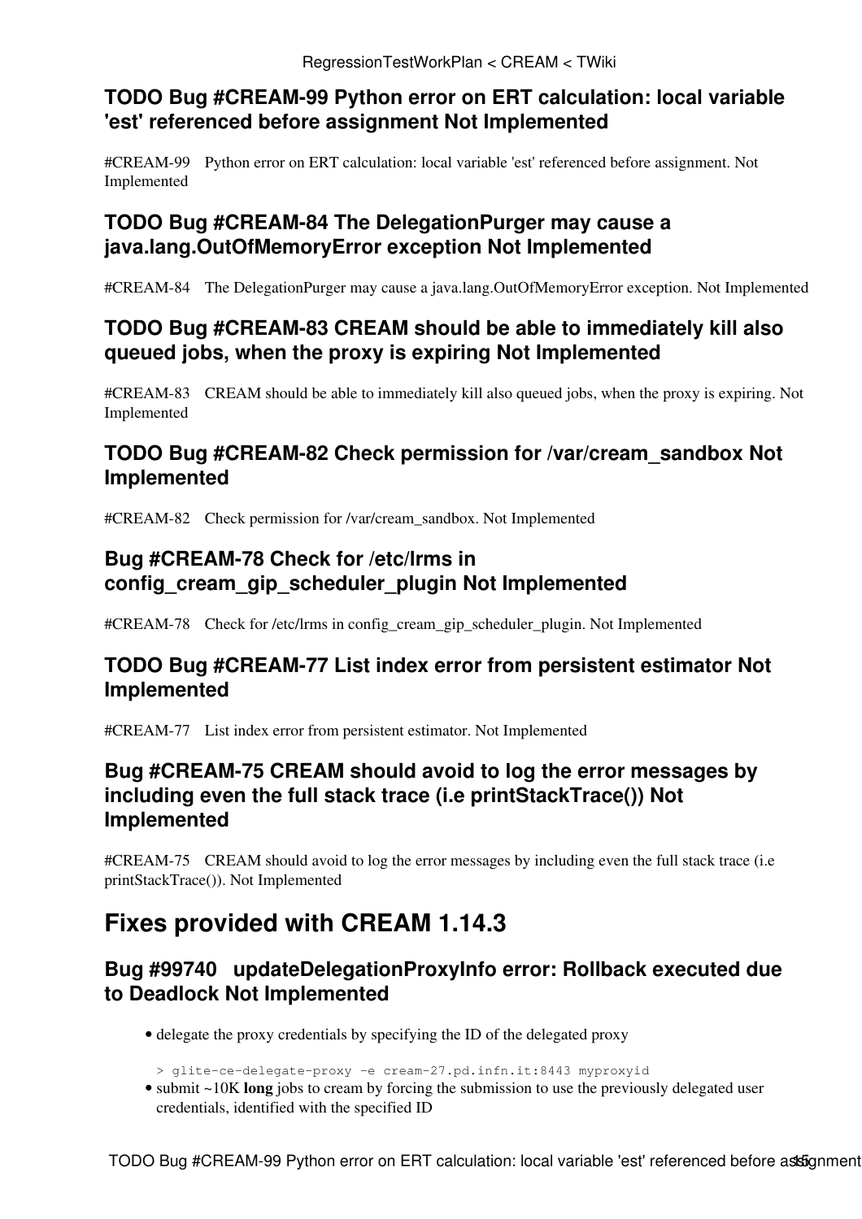### TODO Bug #CREAM-99 Python error on ERT calculation: local variable 'est' referenced before assignment Not Implemented

#CREAM-99  Python error on ERT calculation: local variable 'est' referenced before assignment. Not Implemented

### TODO Bug #CREAM-84 The DelegationPurger may cause a java.lang.OutOfMemoryError exception Not Implemented

#CREAM-84  The DelegationPurger may cause a java.lang.OutOfMemoryError exception. Not Implemented

### TODO Bug #CREAM-83 CREAM should be able to immediately kill also queued jobs, when the proxy is expiring Not Implemented

#CREAM-83  CREAM should be able to immediately kill also queued jobs, when the proxy is expiring. Not Implemented

### TODO Bug #CREAM-82 Check permission for /var/cream_sandbox Not Implemented

#CREAM-82  Check permission for /var/cream_sandbox. Not Implemented

### Bug #CREAM-78 Check for /etc/lrms in config_cream_gip_scheduler_plugin Not Implemented

#CREAM-78  Check for /etc/lrms in config_cream_gip_scheduler_plugin. Not Implemented

### TODO Bug #CREAM-77 List index error from persistent estimator Not Implemented

#CREAM-77  List index error from persistent estimator. Not Implemented

### Bug #CREAM-75 CREAM should avoid to log the error messages by including even the full stack trace (i.e printStackTrace()) Not Implemented

#CREAM-75  CREAM should avoid to log the error messages by including even the full stack trace (i.e printStackTrace()). Not Implemented

## Fixes provided with CREAM 1.14.3

### Bug #99740  updateDelegationProxyInfo error: Rollback executed due to Deadlock Not Implemented

- delegate the proxy credentials by specifying the ID of the delegated proxy

```
> glite-ce-delegate-proxy -e cream-27.pd.infn.it:8443 myproxyid
```

- submit ~10K **long** jobs to cream by forcing the submission to use the previously delegated user credentials, identified with the specified ID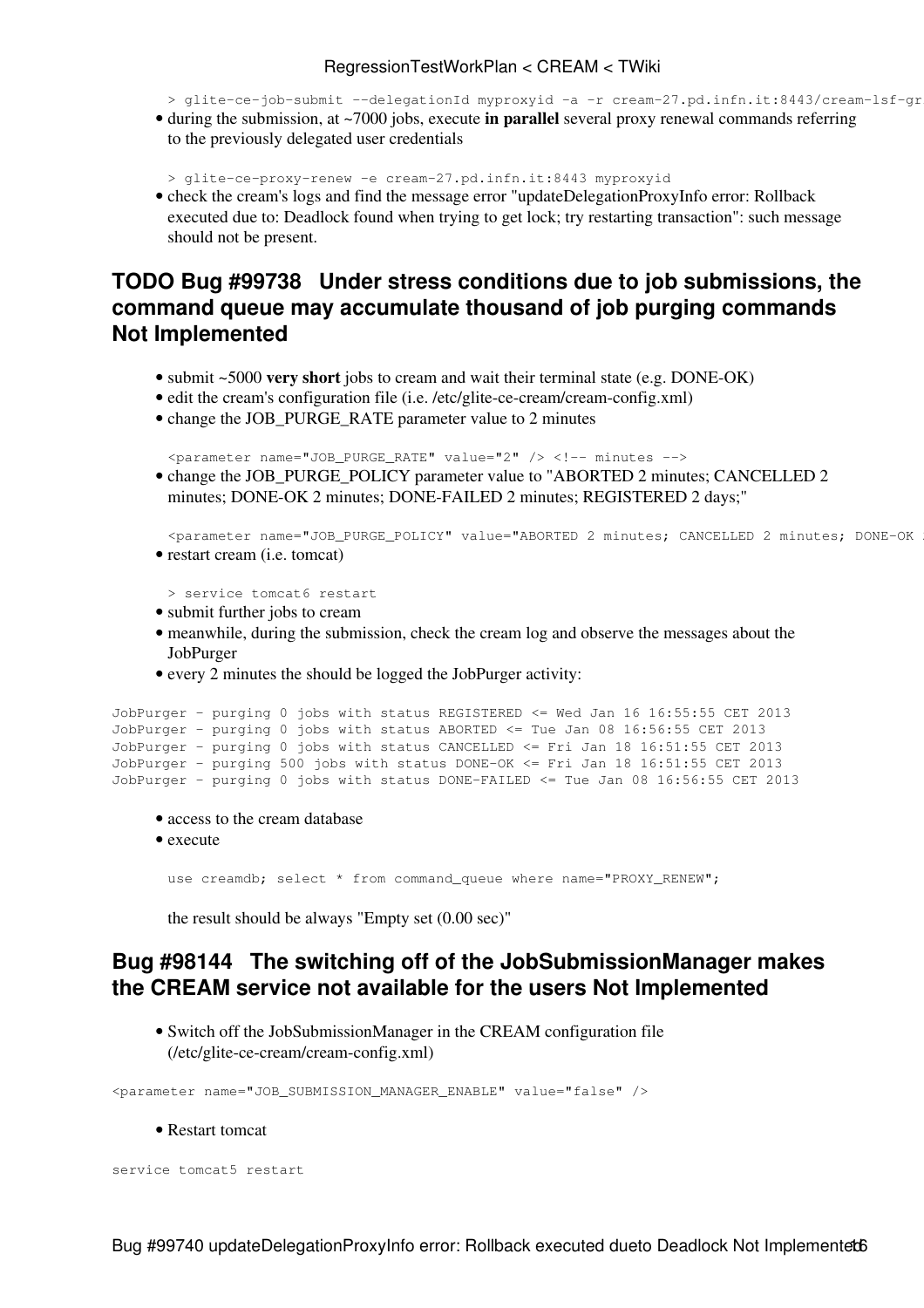```
> glite-ce-job-submit --delegationId myproxyid -a -r cream-27.pd.infn.it:8443/cream-lsf-gr
```

- during the submission, at ~7000 jobs, execute **in parallel** several proxy renewal commands referring to the previously delegated user credentials

```
> glite-ce-proxy-renew -e cream-27.pd.infn.it:8443 myproxyid
```

- check the cream's logs and find the message error "updateDelegationProxyInfo error: Rollback executed due to: Deadlock found when trying to get lock; try restarting transaction": such message should not be present.

## TODO Bug #99738 Under stress conditions due to job submissions, the command queue may accumulate thousand of job purging commands Not Implemented

- submit ~5000 **very short** jobs to cream and wait their terminal state (e.g. DONE-OK)
- edit the cream's configuration file (i.e. /etc/glite-ce-cream/cream-config.xml)
- change the JOB_PURGE_RATE parameter value to 2 minutes

```
<parameter name="JOB_PURGE_RATE" value="2" /> <!-- minutes -->
```

- change the JOB_PURGE_POLICY parameter value to "ABORTED 2 minutes; CANCELLED 2 minutes; DONE-OK 2 minutes; DONE-FAILED 2 minutes; REGISTERED 2 days;"

```
<parameter name="JOB_PURGE_POLICY" value="ABORTED 2 minutes; CANCELLED 2 minutes; DONE-OK 2
```

- restart cream (i.e. tomcat)

```
> service tomcat6 restart
```

- submit further jobs to cream
- meanwhile, during the submission, check the cream log and observe the messages about the JobPurger
- every 2 minutes the should be logged the JobPurger activity:

```
JobPurger - purging 0 jobs with status REGISTERED <= Wed Jan 16 16:55:55 CET 2013
JobPurger - purging 0 jobs with status ABORTED <= Tue Jan 08 16:56:55 CET 2013
JobPurger - purging 0 jobs with status CANCELLED <= Fri Jan 18 16:51:55 CET 2013
JobPurger - purging 500 jobs with status DONE-OK <= Fri Jan 18 16:51:55 CET 2013
JobPurger - purging 0 jobs with status DONE-FAILED <= Tue Jan 08 16:56:55 CET 2013
```

- access to the cream database
- execute

```
use creamdb; select * from command_queue where name="PROXY_RENEW";
```

the result should be always "Empty set (0.00 sec)"

## Bug #98144 The switching off of the JobSubmissionManager makes the CREAM service not available for the users Not Implemented

- Switch off the JobSubmissionManager in the CREAM configuration file (/etc/glite-ce-cream/cream-config.xml)

```
<parameter name="JOB_SUBMISSION_MANAGER_ENABLE" value="false" />
```

- Restart tomcat

```
service tomcat5 restart
```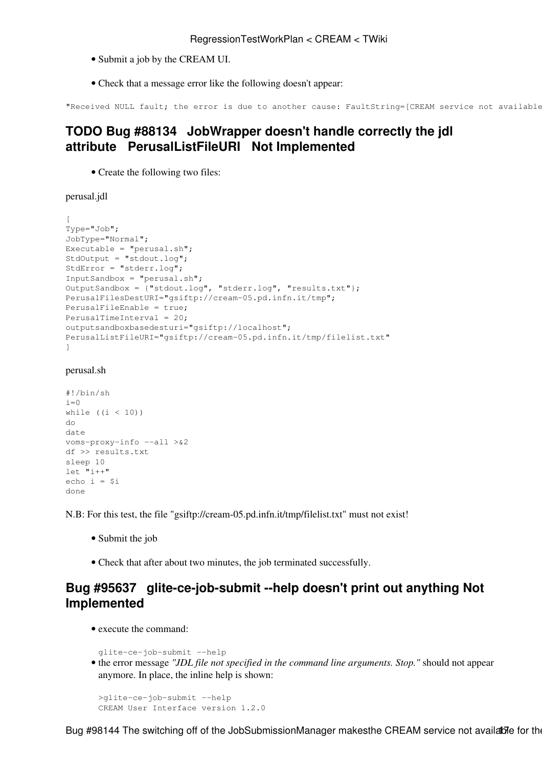- Submit a job by the CREAM UI.
- Check that a message error like the following doesn't appear:

```
"Received NULL fault; the error is due to another cause: FaultString=[CREAM service not available
```

## TODO Bug #88134 JobWrapper doesn't handle correctly the jdl attribute PerusalListFileURI Not Implemented

- Create the following two files:

perusal.jdl

```
[
Type="Job";
JobType="Normal";
Executable = "perusal.sh";
StdOutput = "stdout.log";
StdError = "stderr.log";
InputSandbox = "perusal.sh";
OutputSandbox = {"stdout.log", "stderr.log", "results.txt"};
PerusalFilesDestURI="gsiftp://cream-05.pd.infn.it/tmp";
PerusalFileEnable = true;
PerusalTimeInterval = 20;
outputsandboxbasedesturi="gsiftp://localhost";
PerusalListFileURI="gsiftp://cream-05.pd.infn.it/tmp/filelist.txt"
]
```

perusal.sh

```
#!/bin/sh
i=0
while ((i < 10))
do
date
voms-proxy-info --all >&2
df >> results.txt
sleep 10
let "i++"
echo i = $i
done
```

N.B: For this test, the file "gsiftp://cream-05.pd.infn.it/tmp/filelist.txt" must not exist!

- Submit the job
- Check that after about two minutes, the job terminated successfully.

## Bug #95637 glite-ce-job-submit --help doesn't print out anything Not Implemented

- execute the command:

  ```
  glite-ce-job-submit --help
  ```
- the error message *"JDL file not specified in the command line arguments. Stop."* should not appear anymore. In place, the inline help is shown:

  ```
  >glite-ce-job-submit --help
  CREAM User Interface version 1.2.0
  ```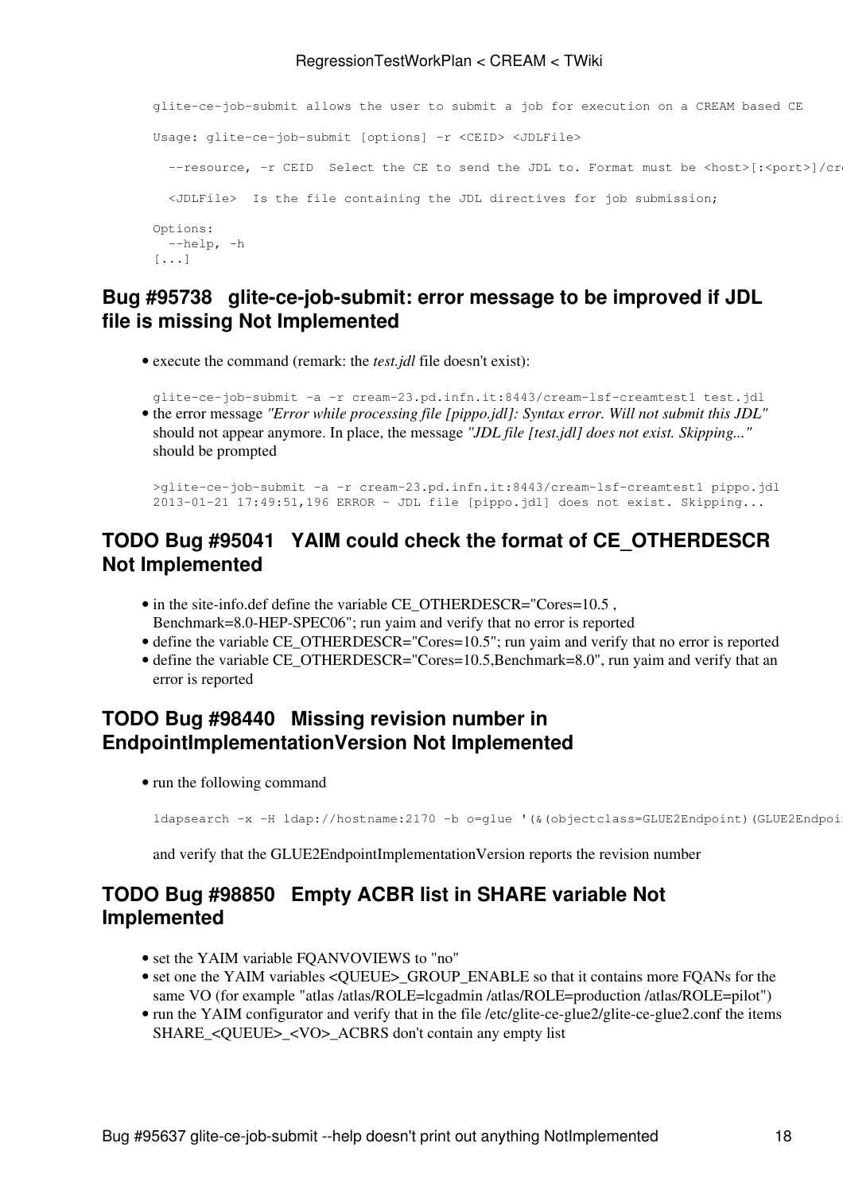```
glite-ce-job-submit allows the user to submit a job for execution on a CREAM based CE

Usage: glite-ce-job-submit [options] -r <CEID> <JDLFile>

  --resource, -r CEID  Select the CE to send the JDL to. Format must be <host>[:<port>]/cre

  <JDLFile>  Is the file containing the JDL directives for job submission;

Options:
  --help, -h
[...]
```

## Bug #95738 glite-ce-job-submit: error message to be improved if JDL file is missing Not Implemented

- execute the command (remark: the *test.jdl* file doesn't exist):

```
glite-ce-job-submit -a -r cream-23.pd.infn.it:8443/cream-lsf-creamtest1 test.jdl
```

- the error message *"Error while processing file [pippo.jdl]: Syntax error. Will not submit this JDL"* should not appear anymore. In place, the message *"JDL file [test.jdl] does not exist. Skipping..."* should be prompted

```
>glite-ce-job-submit -a -r cream-23.pd.infn.it:8443/cream-lsf-creamtest1 pippo.jdl
2013-01-21 17:49:51,196 ERROR - JDL file [pippo.jdl] does not exist. Skipping...
```

## TODO Bug #95041 YAIM could check the format of CE_OTHERDESCR Not Implemented

- in the site-info.def define the variable CE_OTHERDESCR="Cores=10.5 , Benchmark=8.0-HEP-SPEC06"; run yaim and verify that no error is reported
- define the variable CE_OTHERDESCR="Cores=10.5"; run yaim and verify that no error is reported
- define the variable CE_OTHERDESCR="Cores=10.5,Benchmark=8.0", run yaim and verify that an error is reported

## TODO Bug #98440 Missing revision number in EndpointImplementationVersion Not Implemented

- run the following command

```
ldapsearch -x -H ldap://hostname:2170 -b o=glue '(&(objectclass=GLUE2Endpoint)(GLUE2Endpoi
```

and verify that the GLUE2EndpointImplementationVersion reports the revision number

## TODO Bug #98850 Empty ACBR list in SHARE variable Not Implemented

- set the YAIM variable FQANVOVIEWS to "no"
- set one the YAIM variables <QUEUE>_GROUP_ENABLE so that it contains more FQANs for the same VO (for example "atlas /atlas/ROLE=lcgadmin /atlas/ROLE=production /atlas/ROLE=pilot")
- run the YAIM configurator and verify that in the file /etc/glite-ce-glue2/glite-ce-glue2.conf the items SHARE_<QUEUE>_<VO>_ACBRS don't contain any empty list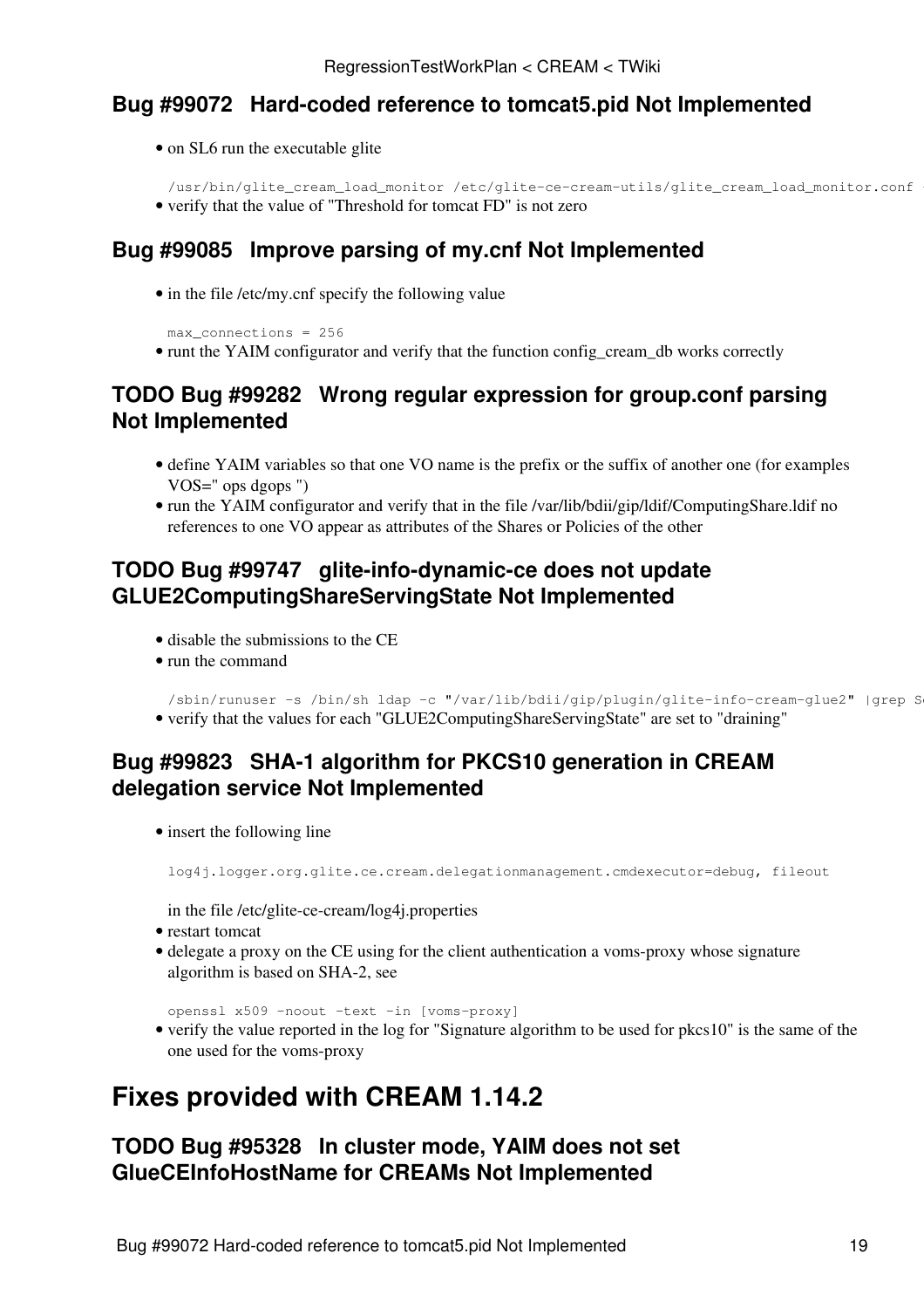### Bug #99072 Hard-coded reference to tomcat5.pid Not Implemented

- on SL6 run the executable glite

```
/usr/bin/glite_cream_load_monitor /etc/glite-ce-cream-utils/glite_cream_load_monitor.conf -
```

- verify that the value of "Threshold for tomcat FD" is not zero

### Bug #99085 Improve parsing of my.cnf Not Implemented

- in the file /etc/my.cnf specify the following value

```
max_connections = 256
```

- runt the YAIM configurator and verify that the function config_cream_db works correctly

### TODO Bug #99282 Wrong regular expression for group.conf parsing Not Implemented

- define YAIM variables so that one VO name is the prefix or the suffix of another one (for examples VOS=" ops dgops ")
- run the YAIM configurator and verify that in the file /var/lib/bdii/gip/ldif/ComputingShare.ldif no references to one VO appear as attributes of the Shares or Policies of the other

### TODO Bug #99747 glite-info-dynamic-ce does not update GLUE2ComputingShareServingState Not Implemented

- disable the submissions to the CE
- run the command

```
/sbin/runuser -s /bin/sh ldap -c "/var/lib/bdii/gip/plugin/glite-info-cream-glue2" |grep S
```

- verify that the values for each "GLUE2ComputingShareServingState" are set to "draining"

### Bug #99823 SHA-1 algorithm for PKCS10 generation in CREAM delegation service Not Implemented

- insert the following line

```
log4j.logger.org.glite.ce.cream.delegationmanagement.cmdexecutor=debug, fileout
```

  in the file /etc/glite-ce-cream/log4j.properties
- restart tomcat
- delegate a proxy on the CE using for the client authentication a voms-proxy whose signature algorithm is based on SHA-2, see

```
openssl x509 -noout -text -in [voms-proxy]
```

- verify the value reported in the log for "Signature algorithm to be used for pkcs10" is the same of the one used for the voms-proxy

## Fixes provided with CREAM 1.14.2

### TODO Bug #95328 In cluster mode, YAIM does not set GlueCEInfoHostName for CREAMs Not Implemented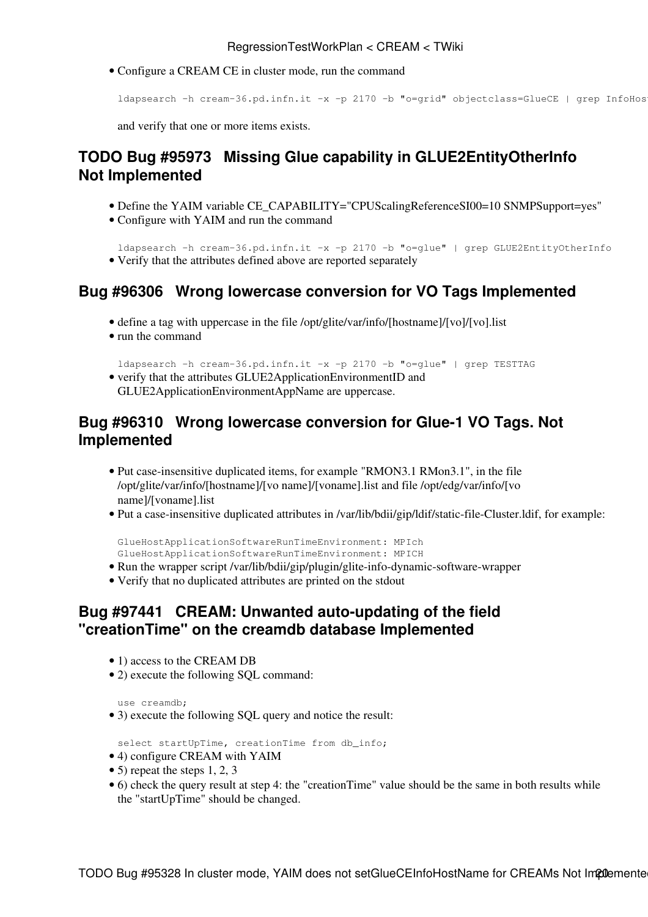- Configure a CREAM CE in cluster mode, run the command

```
ldapsearch -h cream-36.pd.infn.it -x -p 2170 -b "o=grid" objectclass=GlueCE | grep InfoHost
```

and verify that one or more items exists.

## TODO Bug #95973 Missing Glue capability in GLUE2EntityOtherInfo Not Implemented

- Define the YAIM variable CE_CAPABILITY="CPUScalingReferenceSI00=10 SNMPSupport=yes"
- Configure with YAIM and run the command

```
ldapsearch -h cream-36.pd.infn.it -x -p 2170 -b "o=glue" | grep GLUE2EntityOtherInfo
```

- Verify that the attributes defined above are reported separately

## Bug #96306 Wrong lowercase conversion for VO Tags Implemented

- define a tag with uppercase in the file /opt/glite/var/info/[hostname]/[vo]/[vo].list
- run the command

```
ldapsearch -h cream-36.pd.infn.it -x -p 2170 -b "o=glue" | grep TESTTAG
```

- verify that the attributes GLUE2ApplicationEnvironmentID and GLUE2ApplicationEnvironmentAppName are uppercase.

## Bug #96310 Wrong lowercase conversion for Glue-1 VO Tags. Not Implemented

- Put case-insensitive duplicated items, for example "RMON3.1 RMon3.1", in the file /opt/glite/var/info/[hostname]/[vo name]/[voname].list and file /opt/edg/var/info/[vo name]/[voname].list
- Put a case-insensitive duplicated attributes in /var/lib/bdii/gip/ldif/static-file-Cluster.ldif, for example:

```
GlueHostApplicationSoftwareRunTimeEnvironment: MPIch
GlueHostApplicationSoftwareRunTimeEnvironment: MPICH
```

- Run the wrapper script /var/lib/bdii/gip/plugin/glite-info-dynamic-software-wrapper
- Verify that no duplicated attributes are printed on the stdout

## Bug #97441 CREAM: Unwanted auto-updating of the field "creationTime" on the creamdb database Implemented

- 1) access to the CREAM DB
- 2) execute the following SQL command:

```
use creamdb;
```

- 3) execute the following SQL query and notice the result:

```
select startUpTime, creationTime from db_info;
```

- 4) configure CREAM with YAIM
- 5) repeat the steps 1, 2, 3
- 6) check the query result at step 4: the "creationTime" value should be the same in both results while the "startUpTime" should be changed.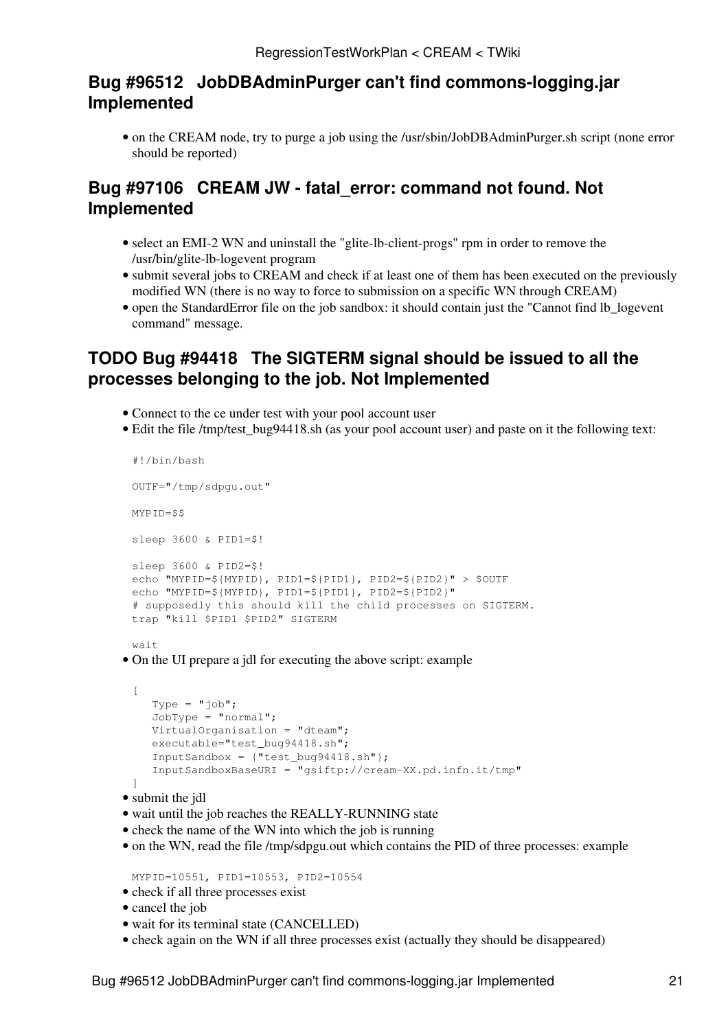## Bug #96512 JobDBAdminPurger can't find commons-logging.jar Implemented

- on the CREAM node, try to purge a job using the /usr/sbin/JobDBAdminPurger.sh script (none error should be reported)

## Bug #97106 CREAM JW - fatal_error: command not found. Not Implemented

- select an EMI-2 WN and uninstall the "glite-lb-client-progs" rpm in order to remove the /usr/bin/glite-lb-logevent program
- submit several jobs to CREAM and check if at least one of them has been executed on the previously modified WN (there is no way to force to submission on a specific WN through CREAM)
- open the StandardError file on the job sandbox: it should contain just the "Cannot find lb_logevent command" message.

## TODO Bug #94418 The SIGTERM signal should be issued to all the processes belonging to the job. Not Implemented

- Connect to the ce under test with your pool account user
- Edit the file /tmp/test_bug94418.sh (as your pool account user) and paste on it the following text:

```
#!/bin/bash

OUTF="/tmp/sdpgu.out"

MYPID=$$

sleep 3600 & PID1=$!

sleep 3600 & PID2=$!
echo "MYPID=${MYPID}, PID1=${PID1}, PID2=${PID2}" > $OUTF
echo "MYPID=${MYPID}, PID1=${PID1}, PID2=${PID2}"
# supposedly this should kill the child processes on SIGTERM.
trap "kill $PID1 $PID2" SIGTERM

wait
```

- On the UI prepare a jdl for executing the above script: example

```
[
   Type = "job";
   JobType = "normal";
   VirtualOrganisation = "dteam";
   executable="test_bug94418.sh";
   InputSandbox = {"test_bug94418.sh"};
   InputSandboxBaseURI = "gsiftp://cream-XX.pd.infn.it/tmp"
]
```

- submit the jdl
- wait until the job reaches the REALLY-RUNNING state
- check the name of the WN into which the job is running
- on the WN, read the file /tmp/sdpgu.out which contains the PID of three processes: example

```
MYPID=10551, PID1=10553, PID2=10554
```

- check if all three processes exist
- cancel the job
- wait for its terminal state (CANCELLED)
- check again on the WN if all three processes exist (actually they should be disappeared)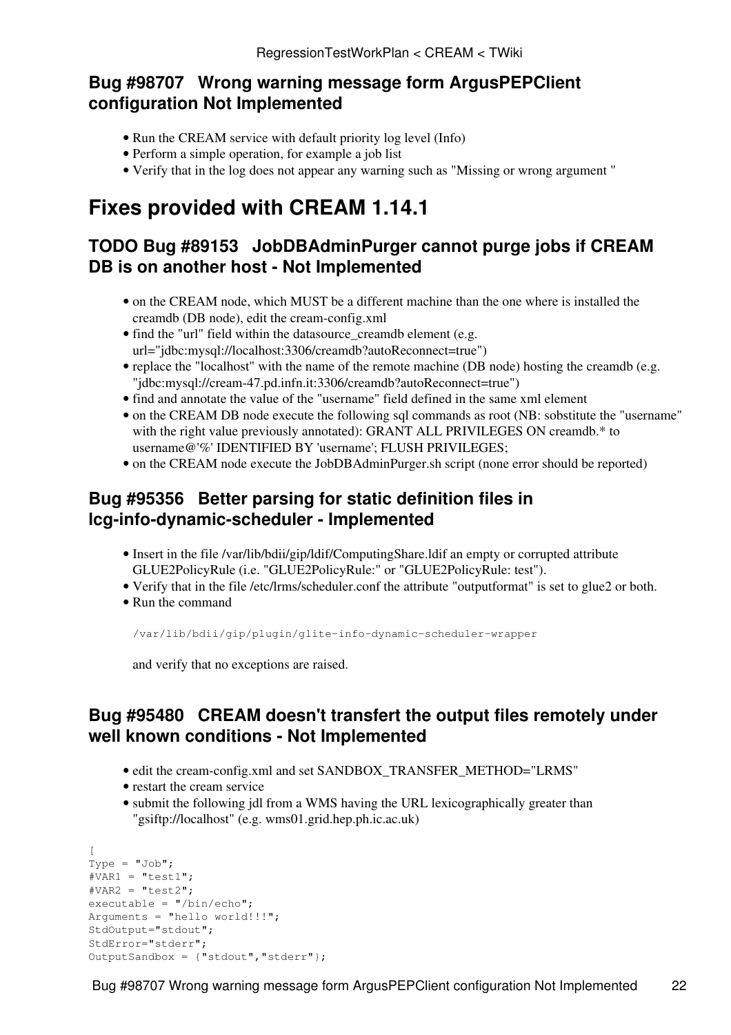### Bug #98707 Wrong warning message form ArgusPEPClient configuration Not Implemented

- Run the CREAM service with default priority log level (Info)
- Perform a simple operation, for example a job list
- Verify that in the log does not appear any warning such as "Missing or wrong argument "

## Fixes provided with CREAM 1.14.1

### TODO Bug #89153 JobDBAdminPurger cannot purge jobs if CREAM DB is on another host - Not Implemented

- on the CREAM node, which MUST be a different machine than the one where is installed the creamdb (DB node), edit the cream-config.xml
- find the "url" field within the datasource_creamdb element (e.g. url="jdbc:mysql://localhost:3306/creamdb?autoReconnect=true")
- replace the "localhost" with the name of the remote machine (DB node) hosting the creamdb (e.g. "jdbc:mysql://cream-47.pd.infn.it:3306/creamdb?autoReconnect=true")
- find and annotate the value of the "username" field defined in the same xml element
- on the CREAM DB node execute the following sql commands as root (NB: sobstitute the "username" with the right value previously annotated): GRANT ALL PRIVILEGES ON creamdb.* to username@'%' IDENTIFIED BY 'username'; FLUSH PRIVILEGES;
- on the CREAM node execute the JobDBAdminPurger.sh script (none error should be reported)

### Bug #95356 Better parsing for static definition files in lcg-info-dynamic-scheduler - Implemented

- Insert in the file /var/lib/bdii/gip/ldif/ComputingShare.ldif an empty or corrupted attribute GLUE2PolicyRule (i.e. "GLUE2PolicyRule:" or "GLUE2PolicyRule: test").
- Verify that in the file /etc/lrms/scheduler.conf the attribute "outputformat" is set to glue2 or both.
- Run the command

  ```
  /var/lib/bdii/gip/plugin/glite-info-dynamic-scheduler-wrapper
  ```

  and verify that no exceptions are raised.

### Bug #95480 CREAM doesn't transfert the output files remotely under well known conditions - Not Implemented

- edit the cream-config.xml and set SANDBOX_TRANSFER_METHOD="LRMS"
- restart the cream service
- submit the following jdl from a WMS having the URL lexicographically greater than "gsiftp://localhost" (e.g. wms01.grid.hep.ph.ic.ac.uk)

```
[
Type = "Job";
#VAR1 = "test1";
#VAR2 = "test2";
executable = "/bin/echo";
Arguments = "hello world!!!";
StdOutput="stdout";
StdError="stderr";
OutputSandbox = {"stdout","stderr"};
```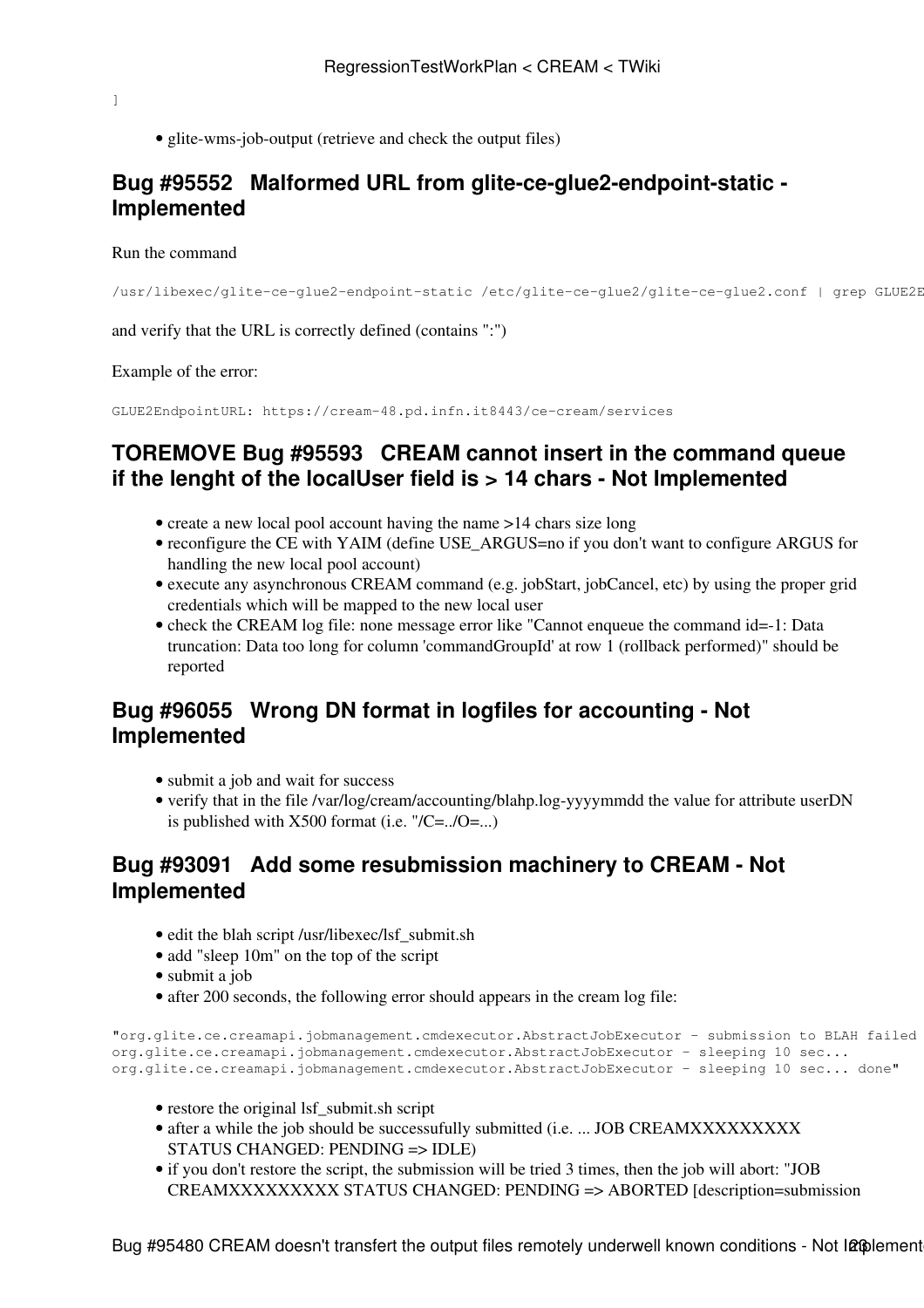]

- glite-wms-job-output (retrieve and check the output files)

## Bug #95552   Malformed URL from glite-ce-glue2-endpoint-static - Implemented

Run the command

```
/usr/libexec/glite-ce-glue2-endpoint-static /etc/glite-ce-glue2/glite-ce-glue2.conf | grep GLUE2E
```

and verify that the URL is correctly defined (contains ":")

Example of the error:

```
GLUE2EndpointURL: https://cream-48.pd.infn.it8443/ce-cream/services
```

## TOREMOVE Bug #95593   CREAM cannot insert in the command queue if the lenght of the localUser field is > 14 chars - Not Implemented

- create a new local pool account having the name >14 chars size long
- reconfigure the CE with YAIM (define USE_ARGUS=no if you don't want to configure ARGUS for handling the new local pool account)
- execute any asynchronous CREAM command (e.g. jobStart, jobCancel, etc) by using the proper grid credentials which will be mapped to the new local user
- check the CREAM log file: none message error like "Cannot enqueue the command id=-1: Data truncation: Data too long for column 'commandGroupId' at row 1 (rollback performed)" should be reported

## Bug #96055   Wrong DN format in logfiles for accounting - Not Implemented

- submit a job and wait for success
- verify that in the file /var/log/cream/accounting/blahp.log-yyyymmdd the value for attribute userDN is published with X500 format (i.e. "/C=../O=...)

## Bug #93091   Add some resubmission machinery to CREAM - Not Implemented

- edit the blah script /usr/libexec/lsf_submit.sh
- add "sleep 10m" on the top of the script
- submit a job
- after 200 seconds, the following error should appears in the cream log file:

```
"org.glite.ce.creamapi.jobmanagement.cmdexecutor.AbstractJobExecutor - submission to BLAH failed
org.glite.ce.creamapi.jobmanagement.cmdexecutor.AbstractJobExecutor - sleeping 10 sec...
org.glite.ce.creamapi.jobmanagement.cmdexecutor.AbstractJobExecutor - sleeping 10 sec... done"
```

- restore the original lsf_submit.sh script
- after a while the job should be successufully submitted (i.e. ... JOB CREAMXXXXXXXXX STATUS CHANGED: PENDING => IDLE)
- if you don't restore the script, the submission will be tried 3 times, then the job will abort: "JOB CREAMXXXXXXXXX STATUS CHANGED: PENDING => ABORTED [description=submission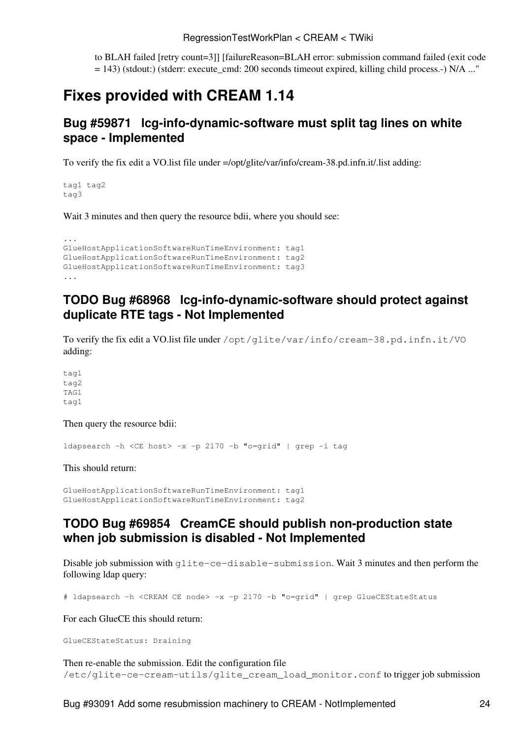to BLAH failed [retry count=3]] [failureReason=BLAH error: submission command failed (exit code = 143) (stdout:) (stderr: execute_cmd: 200 seconds timeout expired, killing child process.-) N/A ..."

# Fixes provided with CREAM 1.14

## Bug #59871 lcg-info-dynamic-software must split tag lines on white space - Implemented

To verify the fix edit a VO.list file under =/opt/glite/var/info/cream-38.pd.infn.it/.list adding:

```
tag1 tag2
tag3
```

Wait 3 minutes and then query the resource bdii, where you should see:

```
...
GlueHostApplicationSoftwareRunTimeEnvironment: tag1
GlueHostApplicationSoftwareRunTimeEnvironment: tag2
GlueHostApplicationSoftwareRunTimeEnvironment: tag3
...
```

## TODO Bug #68968 lcg-info-dynamic-software should protect against duplicate RTE tags - Not Implemented

To verify the fix edit a VO.list file under `/opt/glite/var/info/cream-38.pd.infn.it/VO` adding:

```
tag1
tag2
TAG1
tag1
```

Then query the resource bdii:

```
ldapsearch -h <CE host> -x -p 2170 -b "o=grid" | grep -i tag
```

This should return:

```
GlueHostApplicationSoftwareRunTimeEnvironment: tag1
GlueHostApplicationSoftwareRunTimeEnvironment: tag2
```

## TODO Bug #69854 CreamCE should publish non-production state when job submission is disabled - Not Implemented

Disable job submission with `glite-ce-disable-submission`. Wait 3 minutes and then perform the following ldap query:

```
# ldapsearch -h <CREAM CE node> -x -p 2170 -b "o=grid" | grep GlueCEStateStatus
```

For each GlueCE this should return:

```
GlueCEStateStatus: Draining
```

Then re-enable the submission. Edit the configuration file `/etc/glite-ce-cream-utils/glite_cream_load_monitor.conf` to trigger job submission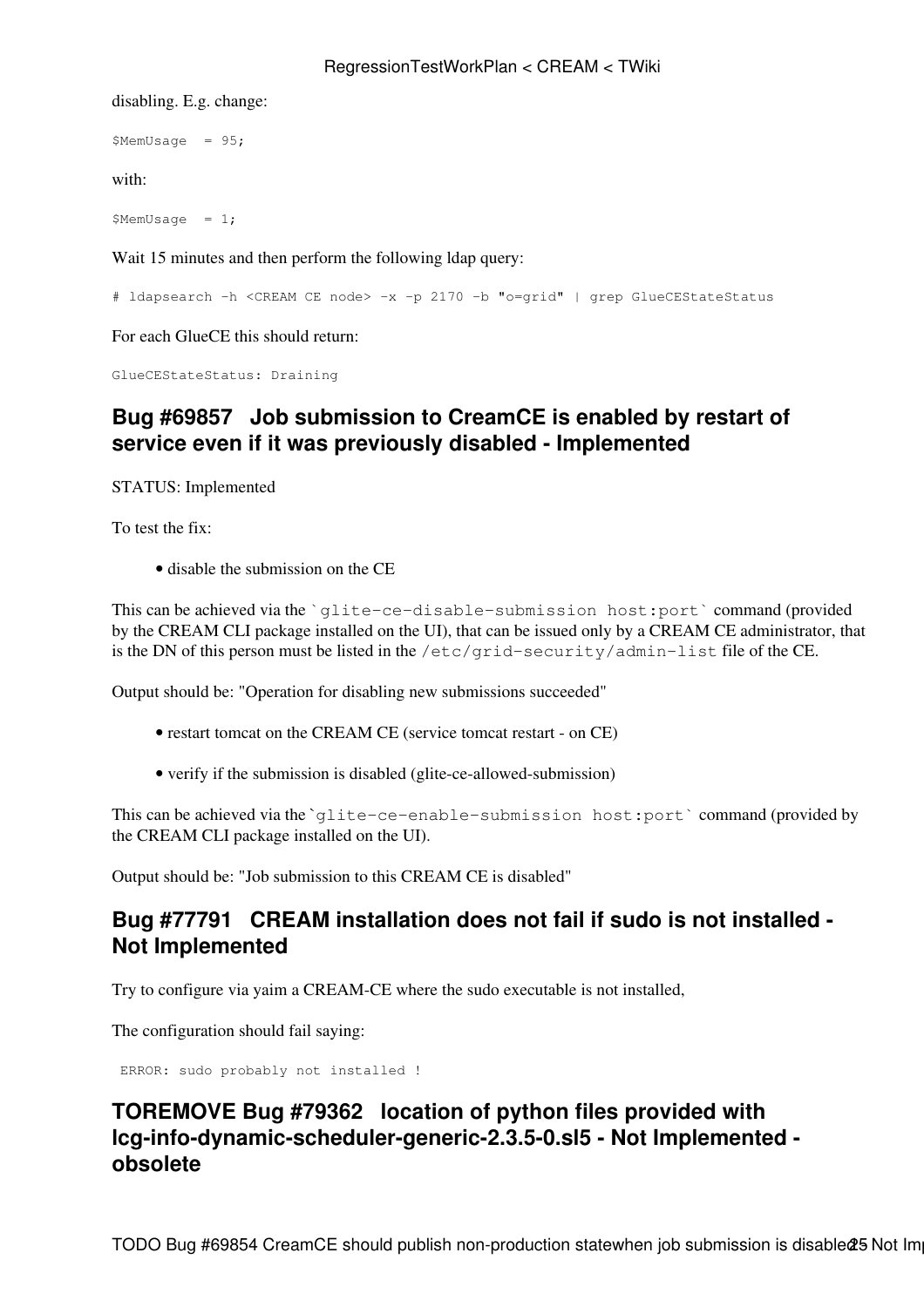disabling. E.g. change:

```
$MemUsage  = 95;
```

with:

```
$MemUsage  = 1;
```

Wait 15 minutes and then perform the following ldap query:

```
# ldapsearch -h <CREAM CE node> -x -p 2170 -b "o=grid" | grep GlueCEStateStatus
```

For each GlueCE this should return:

```
GlueCEStateStatus: Draining
```

## Bug #69857   Job submission to CreamCE is enabled by restart of service even if it was previously disabled - Implemented

STATUS: Implemented

To test the fix:

- disable the submission on the CE

This can be achieved via the `` `glite-ce-disable-submission host:port` `` command (provided by the CREAM CLI package installed on the UI), that can be issued only by a CREAM CE administrator, that is the DN of this person must be listed in the `/etc/grid-security/admin-list` file of the CE.

Output should be: "Operation for disabling new submissions succeeded"

- restart tomcat on the CREAM CE (service tomcat restart - on CE)
- verify if the submission is disabled (glite-ce-allowed-submission)

This can be achieved via the `` `glite-ce-enable-submission host:port` `` command (provided by the CREAM CLI package installed on the UI).

Output should be: "Job submission to this CREAM CE is disabled"

## Bug #77791   CREAM installation does not fail if sudo is not installed - Not Implemented

Try to configure via yaim a CREAM-CE where the sudo executable is not installed,

The configuration should fail saying:

```
 ERROR: sudo probably not installed !
```

## TOREMOVE Bug #79362   location of python files provided with lcg-info-dynamic-scheduler-generic-2.3.5-0.sl5 - Not Implemented - obsolete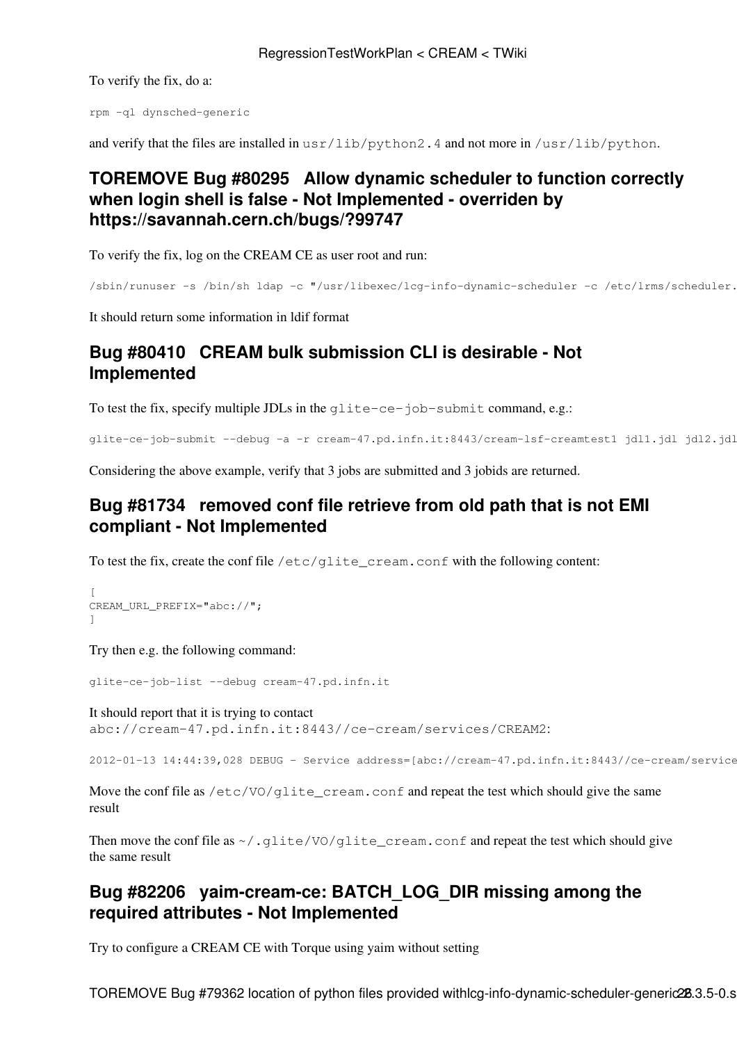To verify the fix, do a:

```
rpm -ql dynsched-generic
```

and verify that the files are installed in `usr/lib/python2.4` and not more in `/usr/lib/python`.

## TOREMOVE Bug #80295   Allow dynamic scheduler to function correctly when login shell is false - Not Implemented - overriden by https://savannah.cern.ch/bugs/?99747

To verify the fix, log on the CREAM CE as user root and run:

```
/sbin/runuser -s /bin/sh ldap -c "/usr/libexec/lcg-info-dynamic-scheduler -c /etc/lrms/scheduler.
```

It should return some information in ldif format

## Bug #80410   CREAM bulk submission CLI is desirable - Not Implemented

To test the fix, specify multiple JDLs in the `glite-ce-job-submit` command, e.g.:

```
glite-ce-job-submit --debug -a -r cream-47.pd.infn.it:8443/cream-lsf-creamtest1 jdl1.jdl jdl2.jdl
```

Considering the above example, verify that 3 jobs are submitted and 3 jobids are returned.

## Bug #81734   removed conf file retrieve from old path that is not EMI compliant - Not Implemented

To test the fix, create the conf file `/etc/glite_cream.conf` with the following content:

```
[
CREAM_URL_PREFIX="abc://";
]
```

Try then e.g. the following command:

```
glite-ce-job-list --debug cream-47.pd.infn.it
```

It should report that it is trying to contact `abc://cream-47.pd.infn.it:8443//ce-cream/services/CREAM2`:

```
2012-01-13 14:44:39,028 DEBUG - Service address=[abc://cream-47.pd.infn.it:8443//ce-cream/service
```

Move the conf file as `/etc/VO/glite_cream.conf` and repeat the test which should give the same result

Then move the conf file as `~/.glite/VO/glite_cream.conf` and repeat the test which should give the same result

## Bug #82206   yaim-cream-ce: BATCH_LOG_DIR missing among the required attributes - Not Implemented

Try to configure a CREAM CE with Torque using yaim without setting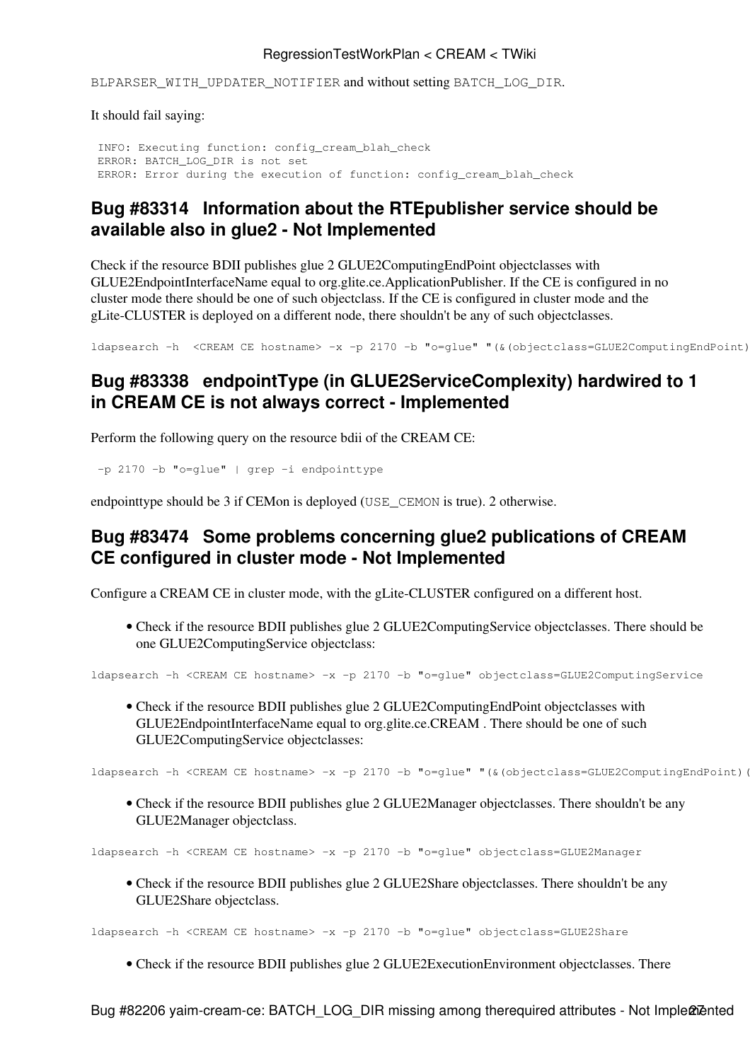BLPARSER_WITH_UPDATER_NOTIFIER and without setting BATCH_LOG_DIR.

It should fail saying:

```
INFO: Executing function: config_cream_blah_check
ERROR: BATCH_LOG_DIR is not set
ERROR: Error during the execution of function: config_cream_blah_check
```

## Bug #83314 Information about the RTEpublisher service should be available also in glue2 - Not Implemented

Check if the resource BDII publishes glue 2 GLUE2ComputingEndPoint objectclasses with GLUE2EndpointInterfaceName equal to org.glite.ce.ApplicationPublisher. If the CE is configured in no cluster mode there should be one of such objectclass. If the CE is configured in cluster mode and the gLite-CLUSTER is deployed on a different node, there shouldn't be any of such objectclasses.

```
ldapsearch -h  <CREAM CE hostname> -x -p 2170 -b "o=glue" "(&(objectclass=GLUE2ComputingEndPoint)
```

## Bug #83338 endpointType (in GLUE2ServiceComplexity) hardwired to 1 in CREAM CE is not always correct - Implemented

Perform the following query on the resource bdii of the CREAM CE:

```
-p 2170 -b "o=glue" | grep -i endpointtype
```

endpointtype should be 3 if CEMon is deployed (USE_CEMON is true). 2 otherwise.

## Bug #83474 Some problems concerning glue2 publications of CREAM CE configured in cluster mode - Not Implemented

Configure a CREAM CE in cluster mode, with the gLite-CLUSTER configured on a different host.

- Check if the resource BDII publishes glue 2 GLUE2ComputingService objectclasses. There should be one GLUE2ComputingService objectclass:

```
ldapsearch -h <CREAM CE hostname> -x -p 2170 -b "o=glue" objectclass=GLUE2ComputingService
```

- Check if the resource BDII publishes glue 2 GLUE2ComputingEndPoint objectclasses with GLUE2EndpointInterfaceName equal to org.glite.ce.CREAM . There should be one of such GLUE2ComputingService objectclasses:

```
ldapsearch -h <CREAM CE hostname> -x -p 2170 -b "o=glue" "(&(objectclass=GLUE2ComputingEndPoint)(
```

- Check if the resource BDII publishes glue 2 GLUE2Manager objectclasses. There shouldn't be any GLUE2Manager objectclass.

```
ldapsearch -h <CREAM CE hostname> -x -p 2170 -b "o=glue" objectclass=GLUE2Manager
```

- Check if the resource BDII publishes glue 2 GLUE2Share objectclasses. There shouldn't be any GLUE2Share objectclass.

```
ldapsearch -h <CREAM CE hostname> -x -p 2170 -b "o=glue" objectclass=GLUE2Share
```

- Check if the resource BDII publishes glue 2 GLUE2ExecutionEnvironment objectclasses. There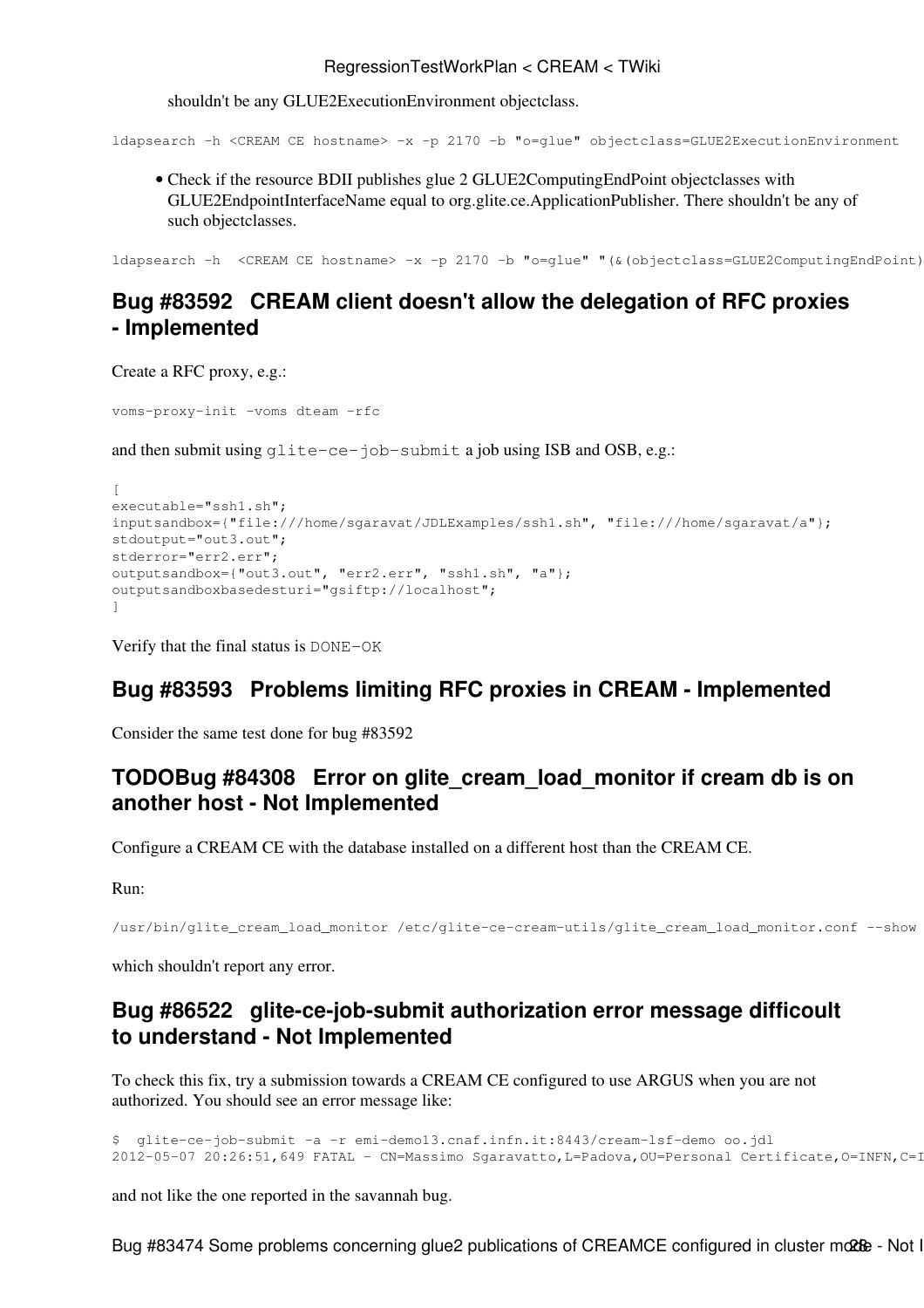shouldn't be any GLUE2ExecutionEnvironment objectclass.

```
ldapsearch -h <CREAM CE hostname> -x -p 2170 -b "o=glue" objectclass=GLUE2ExecutionEnvironment
```

- Check if the resource BDII publishes glue 2 GLUE2ComputingEndPoint objectclasses with GLUE2EndpointInterfaceName equal to org.glite.ce.ApplicationPublisher. There shouldn't be any of such objectclasses.

```
ldapsearch -h  <CREAM CE hostname> -x -p 2170 -b "o=glue" "(&(objectclass=GLUE2ComputingEndPoint)
```

## Bug #83592   CREAM client doesn't allow the delegation of RFC proxies - Implemented

Create a RFC proxy, e.g.:

```
voms-proxy-init -voms dteam -rfc
```

and then submit using `glite-ce-job-submit` a job using ISB and OSB, e.g.:

```
[
executable="ssh1.sh";
inputsandbox={"file:///home/sgaravat/JDLExamples/ssh1.sh", "file:///home/sgaravat/a"};
stdoutput="out3.out";
stderror="err2.err";
outputsandbox={"out3.out", "err2.err", "ssh1.sh", "a"};
outputsandboxbasedesturi="gsiftp://localhost";
]
```

Verify that the final status is `DONE-OK`

## Bug #83593   Problems limiting RFC proxies in CREAM - Implemented

Consider the same test done for bug #83592

## TODOBug #84308   Error on glite_cream_load_monitor if cream db is on another host - Not Implemented

Configure a CREAM CE with the database installed on a different host than the CREAM CE.

Run:

```
/usr/bin/glite_cream_load_monitor /etc/glite-ce-cream-utils/glite_cream_load_monitor.conf --show
```

which shouldn't report any error.

## Bug #86522   glite-ce-job-submit authorization error message difficoult to understand - Not Implemented

To check this fix, try a submission towards a CREAM CE configured to use ARGUS when you are not authorized. You should see an error message like:

```
$  glite-ce-job-submit -a -r emi-demo13.cnaf.infn.it:8443/cream-lsf-demo oo.jdl
2012-05-07 20:26:51,649 FATAL - CN=Massimo Sgaravatto,L=Padova,OU=Personal Certificate,O=INFN,C=I
```

and not like the one reported in the savannah bug.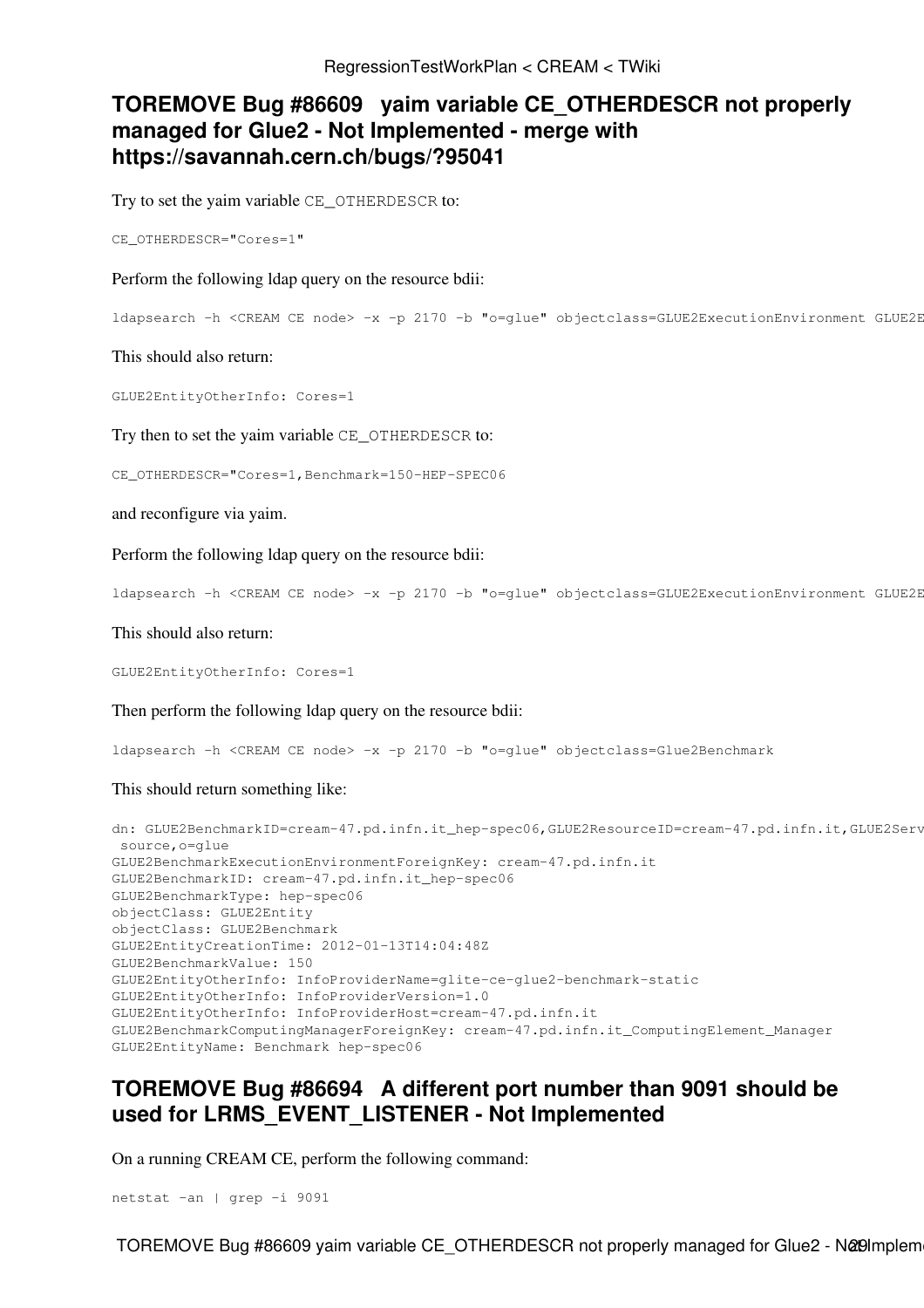## TOREMOVE Bug #86609 yaim variable CE_OTHERDESCR not properly managed for Glue2 - Not Implemented - merge with https://savannah.cern.ch/bugs/?95041

Try to set the yaim variable `CE_OTHERDESCR` to:

```
CE_OTHERDESCR="Cores=1"
```

Perform the following ldap query on the resource bdii:

```
ldapsearch -h <CREAM CE node> -x -p 2170 -b "o=glue" objectclass=GLUE2ExecutionEnvironment GLUE2E
```

This should also return:

```
GLUE2EntityOtherInfo: Cores=1
```

Try then to set the yaim variable `CE_OTHERDESCR` to:

```
CE_OTHERDESCR="Cores=1,Benchmark=150-HEP-SPEC06
```

and reconfigure via yaim.

Perform the following ldap query on the resource bdii:

```
ldapsearch -h <CREAM CE node> -x -p 2170 -b "o=glue" objectclass=GLUE2ExecutionEnvironment GLUE2E
```

This should also return:

```
GLUE2EntityOtherInfo: Cores=1
```

Then perform the following ldap query on the resource bdii:

```
ldapsearch -h <CREAM CE node> -x -p 2170 -b "o=glue" objectclass=Glue2Benchmark
```

This should return something like:

```
dn: GLUE2BenchmarkID=cream-47.pd.infn.it_hep-spec06,GLUE2ResourceID=cream-47.pd.infn.it,GLUE2Serv
 source,o=glue
GLUE2BenchmarkExecutionEnvironmentForeignKey: cream-47.pd.infn.it
GLUE2BenchmarkID: cream-47.pd.infn.it_hep-spec06
GLUE2BenchmarkType: hep-spec06
objectClass: GLUE2Entity
objectClass: GLUE2Benchmark
GLUE2EntityCreationTime: 2012-01-13T14:04:48Z
GLUE2BenchmarkValue: 150
GLUE2EntityOtherInfo: InfoProviderName=glite-ce-glue2-benchmark-static
GLUE2EntityOtherInfo: InfoProviderVersion=1.0
GLUE2EntityOtherInfo: InfoProviderHost=cream-47.pd.infn.it
GLUE2BenchmarkComputingManagerForeignKey: cream-47.pd.infn.it_ComputingElement_Manager
GLUE2EntityName: Benchmark hep-spec06
```

## TOREMOVE Bug #86694 A different port number than 9091 should be used for LRMS_EVENT_LISTENER - Not Implemented

On a running CREAM CE, perform the following command:

```
netstat -an | grep -i 9091
```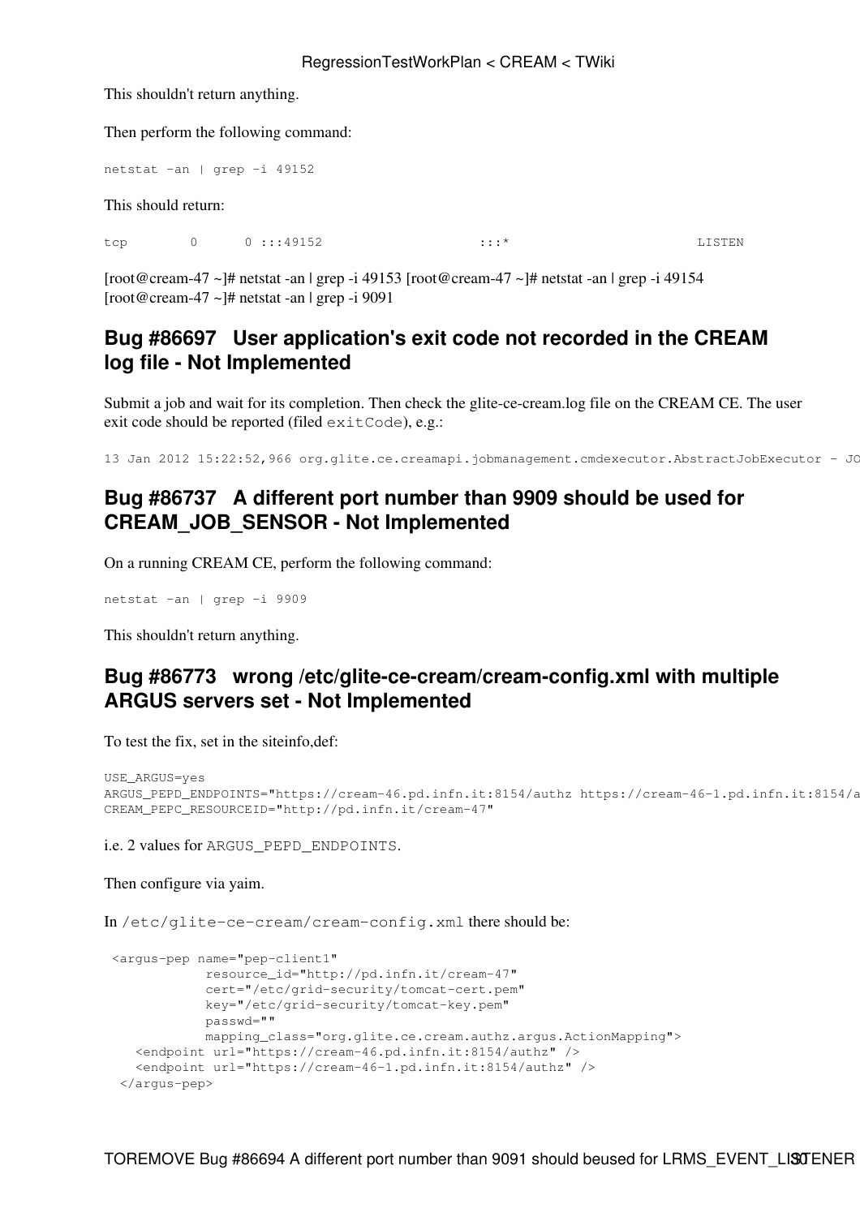This shouldn't return anything.

Then perform the following command:

```
netstat -an | grep -i 49152
```

This should return:

```
tcp        0      0 :::49152                    :::*                        LISTEN
```

[root@cream-47 ~]# netstat -an | grep -i 49153 [root@cream-47 ~]# netstat -an | grep -i 49154 [root@cream-47 ~]# netstat -an | grep -i 9091

## Bug #86697 User application's exit code not recorded in the CREAM log file - Not Implemented

Submit a job and wait for its completion. Then check the glite-ce-cream.log file on the CREAM CE. The user exit code should be reported (filed `exitCode`), e.g.:

```
13 Jan 2012 15:22:52,966 org.glite.ce.creamapi.jobmanagement.cmdexecutor.AbstractJobExecutor - JO
```

## Bug #86737 A different port number than 9909 should be used for CREAM_JOB_SENSOR - Not Implemented

On a running CREAM CE, perform the following command:

```
netstat -an | grep -i 9909
```

This shouldn't return anything.

## Bug #86773 wrong /etc/glite-ce-cream/cream-config.xml with multiple ARGUS servers set - Not Implemented

To test the fix, set in the siteinfo,def:

```
USE_ARGUS=yes
ARGUS_PEPD_ENDPOINTS="https://cream-46.pd.infn.it:8154/authz https://cream-46-1.pd.infn.it:8154/a
CREAM_PEPC_RESOURCEID="http://pd.infn.it/cream-47"
```

i.e. 2 values for `ARGUS_PEPD_ENDPOINTS`.

Then configure via yaim.

In `/etc/glite-ce-cream/cream-config.xml` there should be:

```
 <argus-pep name="pep-client1"
            resource_id="http://pd.infn.it/cream-47"
            cert="/etc/grid-security/tomcat-cert.pem"
            key="/etc/grid-security/tomcat-key.pem"
            passwd=""
            mapping_class="org.glite.ce.cream.authz.argus.ActionMapping">
    <endpoint url="https://cream-46.pd.infn.it:8154/authz" />
    <endpoint url="https://cream-46-1.pd.infn.it:8154/authz" />
  </argus-pep>
```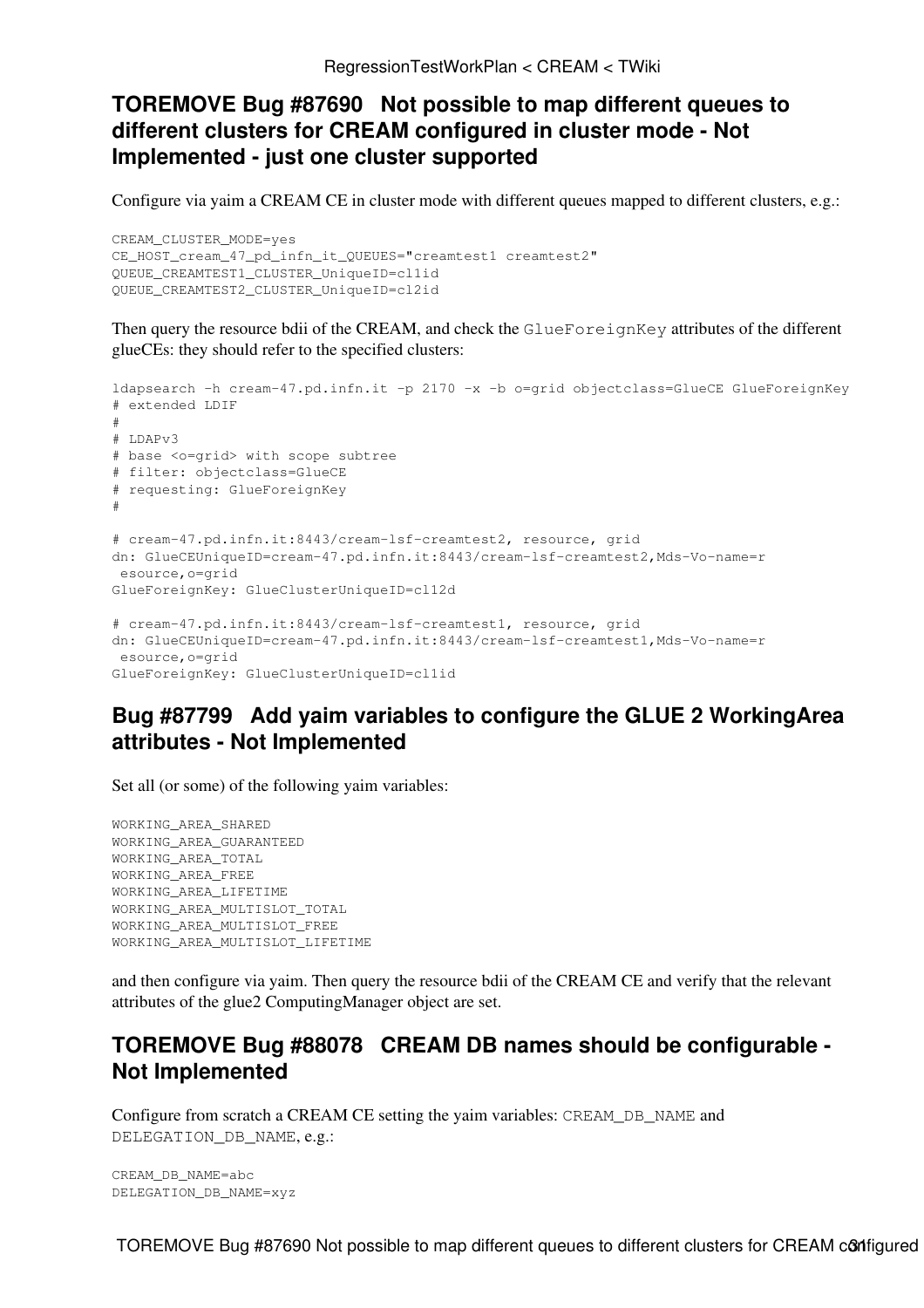### TOREMOVE Bug #87690 Not possible to map different queues to different clusters for CREAM configured in cluster mode - Not Implemented - just one cluster supported

Configure via yaim a CREAM CE in cluster mode with different queues mapped to different clusters, e.g.:

```
CREAM_CLUSTER_MODE=yes
CE_HOST_cream_47_pd_infn_it_QUEUES="creamtest1 creamtest2"
QUEUE_CREAMTEST1_CLUSTER_UniqueID=cl1id
QUEUE_CREAMTEST2_CLUSTER_UniqueID=cl2id
```

Then query the resource bdii of the CREAM, and check the `GlueForeignKey` attributes of the different glueCEs: they should refer to the specified clusters:

```
ldapsearch -h cream-47.pd.infn.it -p 2170 -x -b o=grid objectclass=GlueCE GlueForeignKey
# extended LDIF
#
# LDAPv3
# base <o=grid> with scope subtree
# filter: objectclass=GlueCE
# requesting: GlueForeignKey
#

# cream-47.pd.infn.it:8443/cream-lsf-creamtest2, resource, grid
dn: GlueCEUniqueID=cream-47.pd.infn.it:8443/cream-lsf-creamtest2,Mds-Vo-name=r
 esource,o=grid
GlueForeignKey: GlueClusterUniqueID=cl12d

# cream-47.pd.infn.it:8443/cream-lsf-creamtest1, resource, grid
dn: GlueCEUniqueID=cream-47.pd.infn.it:8443/cream-lsf-creamtest1,Mds-Vo-name=r
 esource,o=grid
GlueForeignKey: GlueClusterUniqueID=cl1id
```

### Bug #87799 Add yaim variables to configure the GLUE 2 WorkingArea attributes - Not Implemented

Set all (or some) of the following yaim variables:

```
WORKING_AREA_SHARED
WORKING_AREA_GUARANTEED
WORKING_AREA_TOTAL
WORKING_AREA_FREE
WORKING_AREA_LIFETIME
WORKING_AREA_MULTISLOT_TOTAL
WORKING_AREA_MULTISLOT_FREE
WORKING_AREA_MULTISLOT_LIFETIME
```

and then configure via yaim. Then query the resource bdii of the CREAM CE and verify that the relevant attributes of the glue2 ComputingManager object are set.

### TOREMOVE Bug #88078 CREAM DB names should be configurable - Not Implemented

Configure from scratch a CREAM CE setting the yaim variables: `CREAM_DB_NAME` and `DELEGATION_DB_NAME`, e.g.:

```
CREAM_DB_NAME=abc
DELEGATION_DB_NAME=xyz
```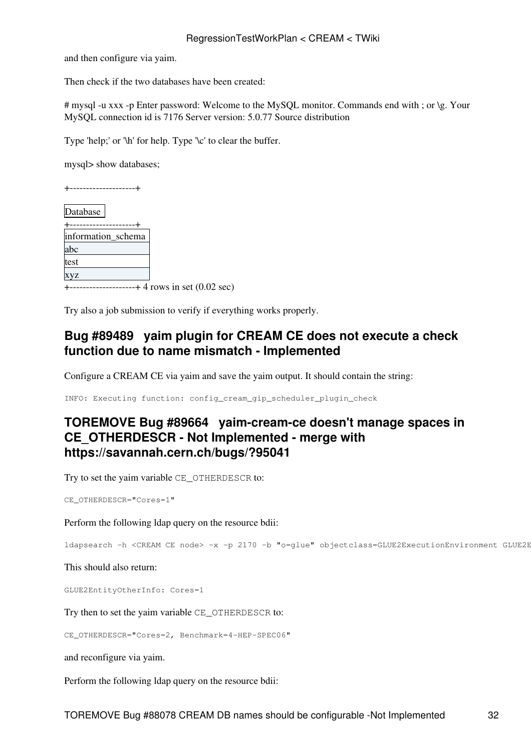and then configure via yaim.

Then check if the two databases have been created:

# mysql -u xxx -p Enter password: Welcome to the MySQL monitor. Commands end with ; or \g. Your MySQL connection id is 7176 Server version: 5.0.77 Source distribution

Type 'help;' or '\h' for help. Type '\c' to clear the buffer.

mysql> show databases;

+--------------------+

| Database |
| --- |
| information_schema |
| abc |
| test |
| xyz |

+--------------------+ 4 rows in set (0.02 sec)

Try also a job submission to verify if everything works properly.

## Bug #89489   yaim plugin for CREAM CE does not execute a check function due to name mismatch - Implemented

Configure a CREAM CE via yaim and save the yaim output. It should contain the string:

```
INFO: Executing function: config_cream_gip_scheduler_plugin_check
```

## TOREMOVE Bug #89664   yaim-cream-ce doesn't manage spaces in CE_OTHERDESCR - Not Implemented - merge with https://savannah.cern.ch/bugs/?95041

Try to set the yaim variable `CE_OTHERDESCR` to:

```
CE_OTHERDESCR="Cores=1"
```

Perform the following ldap query on the resource bdii:

```
ldapsearch -h <CREAM CE node> -x -p 2170 -b "o=glue" objectclass=GLUE2ExecutionEnvironment GLUE2E
```

This should also return:

```
GLUE2EntityOtherInfo: Cores=1
```

Try then to set the yaim variable `CE_OTHERDESCR` to:

```
CE_OTHERDESCR="Cores=2, Benchmark=4-HEP-SPEC06"
```

and reconfigure via yaim.

Perform the following ldap query on the resource bdii: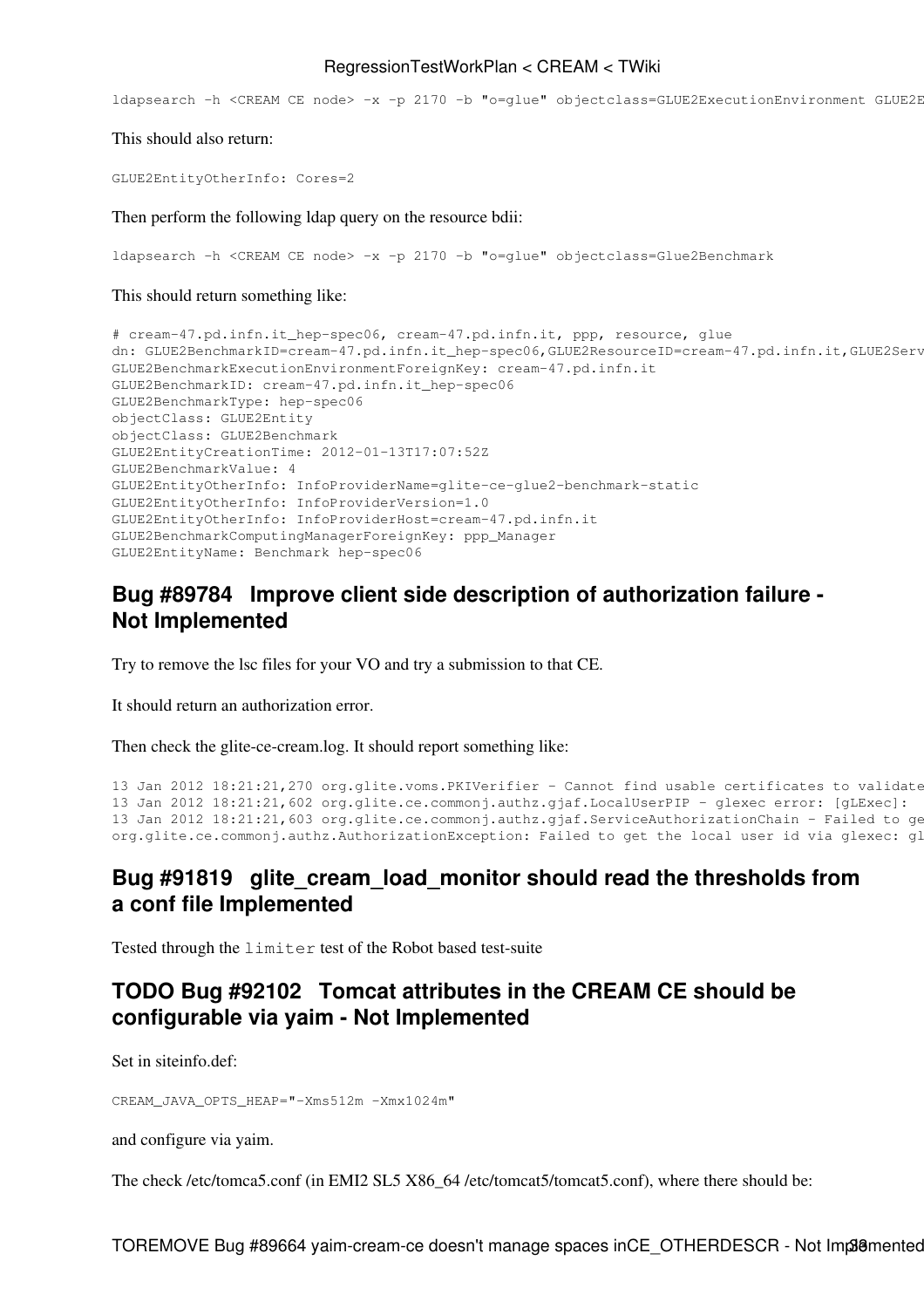```
ldapsearch -h <CREAM CE node> -x -p 2170 -b "o=glue" objectclass=GLUE2ExecutionEnvironment GLUE2E
```

This should also return:

```
GLUE2EntityOtherInfo: Cores=2
```

Then perform the following ldap query on the resource bdii:

```
ldapsearch -h <CREAM CE node> -x -p 2170 -b "o=glue" objectclass=Glue2Benchmark
```

This should return something like:

```
# cream-47.pd.infn.it_hep-spec06, cream-47.pd.infn.it, ppp, resource, glue
dn: GLUE2BenchmarkID=cream-47.pd.infn.it_hep-spec06,GLUE2ResourceID=cream-47.pd.infn.it,GLUE2Serv
GLUE2BenchmarkExecutionEnvironmentForeignKey: cream-47.pd.infn.it
GLUE2BenchmarkID: cream-47.pd.infn.it_hep-spec06
GLUE2BenchmarkType: hep-spec06
objectClass: GLUE2Entity
objectClass: GLUE2Benchmark
GLUE2EntityCreationTime: 2012-01-13T17:07:52Z
GLUE2BenchmarkValue: 4
GLUE2EntityOtherInfo: InfoProviderName=glite-ce-glue2-benchmark-static
GLUE2EntityOtherInfo: InfoProviderVersion=1.0
GLUE2EntityOtherInfo: InfoProviderHost=cream-47.pd.infn.it
GLUE2BenchmarkComputingManagerForeignKey: ppp_Manager
GLUE2EntityName: Benchmark hep-spec06
```

## Bug #89784 Improve client side description of authorization failure - Not Implemented

Try to remove the lsc files for your VO and try a submission to that CE.

It should return an authorization error.

Then check the glite-ce-cream.log. It should report something like:

```
13 Jan 2012 18:21:21,270 org.glite.voms.PKIVerifier - Cannot find usable certificates to validate
13 Jan 2012 18:21:21,602 org.glite.ce.commonj.authz.gjaf.LocalUserPIP - glexec error: [gLExec]:
13 Jan 2012 18:21:21,603 org.glite.ce.commonj.authz.gjaf.ServiceAuthorizationChain - Failed to ge
org.glite.ce.commonj.authz.AuthorizationException: Failed to get the local user id via glexec: gl
```

## Bug #91819 glite_cream_load_monitor should read the thresholds from a conf file Implemented

Tested through the `limiter` test of the Robot based test-suite

## TODO Bug #92102 Tomcat attributes in the CREAM CE should be configurable via yaim - Not Implemented

Set in siteinfo.def:

```
CREAM_JAVA_OPTS_HEAP="-Xms512m -Xmx1024m"
```

and configure via yaim.

The check /etc/tomca5.conf (in EMI2 SL5 X86_64 /etc/tomcat5/tomcat5.conf), where there should be: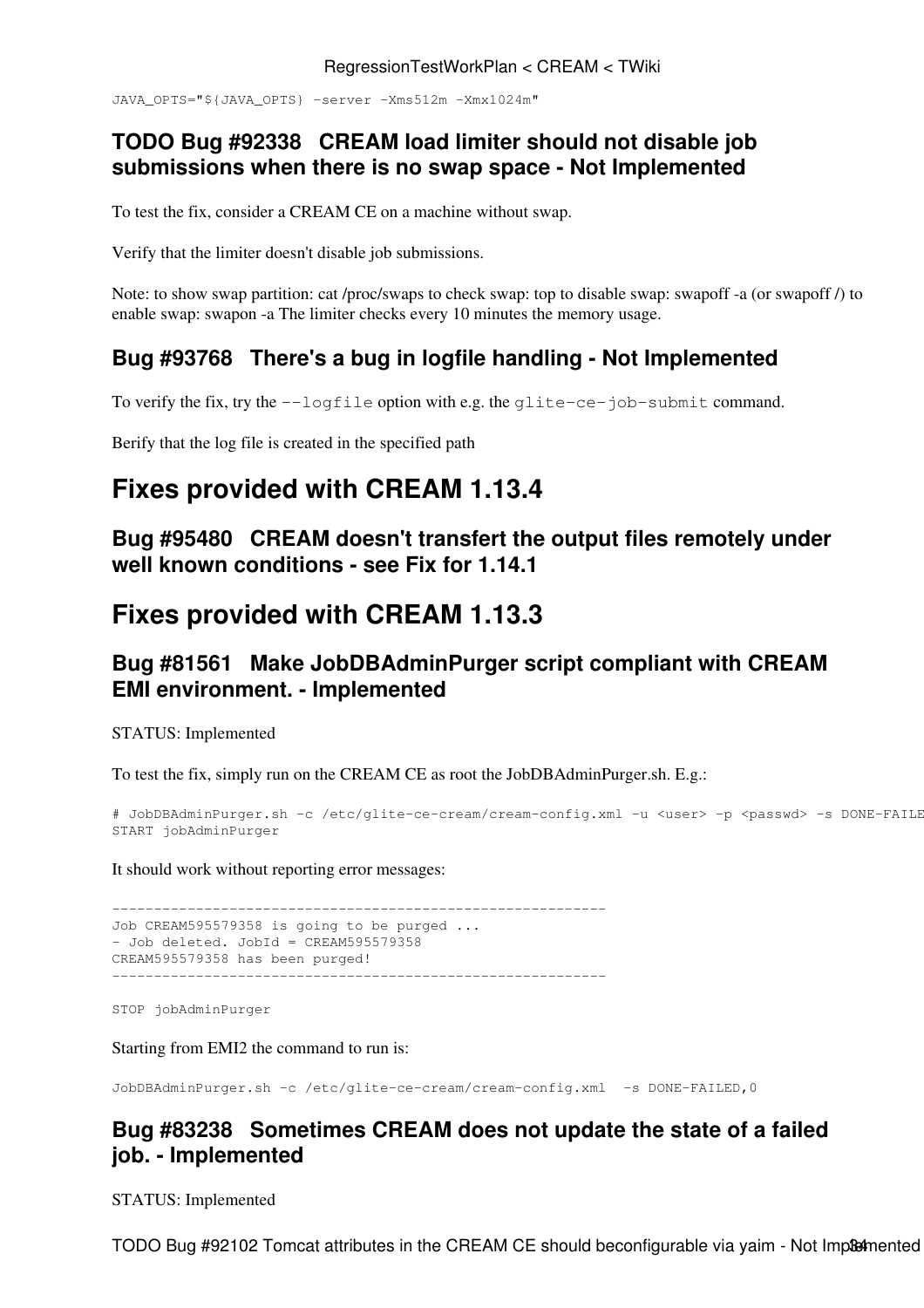```
JAVA_OPTS="${JAVA_OPTS} -server -Xms512m -Xmx1024m"
```

### TODO Bug #92338 CREAM load limiter should not disable job submissions when there is no swap space - Not Implemented

To test the fix, consider a CREAM CE on a machine without swap.

Verify that the limiter doesn't disable job submissions.

Note: to show swap partition: cat /proc/swaps to check swap: top to disable swap: swapoff -a (or swapoff /) to enable swap: swapon -a The limiter checks every 10 minutes the memory usage.

### Bug #93768 There's a bug in logfile handling - Not Implemented

To verify the fix, try the `--logfile` option with e.g. the `glite-ce-job-submit` command.

Berify that the log file is created in the specified path

## Fixes provided with CREAM 1.13.4

### Bug #95480 CREAM doesn't transfert the output files remotely under well known conditions - see Fix for 1.14.1

## Fixes provided with CREAM 1.13.3

### Bug #81561 Make JobDBAdminPurger script compliant with CREAM EMI environment. - Implemented

STATUS: Implemented

To test the fix, simply run on the CREAM CE as root the JobDBAdminPurger.sh. E.g.:

```
# JobDBAdminPurger.sh -c /etc/glite-ce-cream/cream-config.xml -u <user> -p <passwd> -s DONE-FAILE
START jobAdminPurger
```

It should work without reporting error messages:

```
-----------------------------------------------------------
Job CREAM595579358 is going to be purged ...
- Job deleted. JobId = CREAM595579358
CREAM595579358 has been purged!
-----------------------------------------------------------

STOP jobAdminPurger
```

Starting from EMI2 the command to run is:

```
JobDBAdminPurger.sh -c /etc/glite-ce-cream/cream-config.xml  -s DONE-FAILED,0
```

### Bug #83238 Sometimes CREAM does not update the state of a failed job. - Implemented

STATUS: Implemented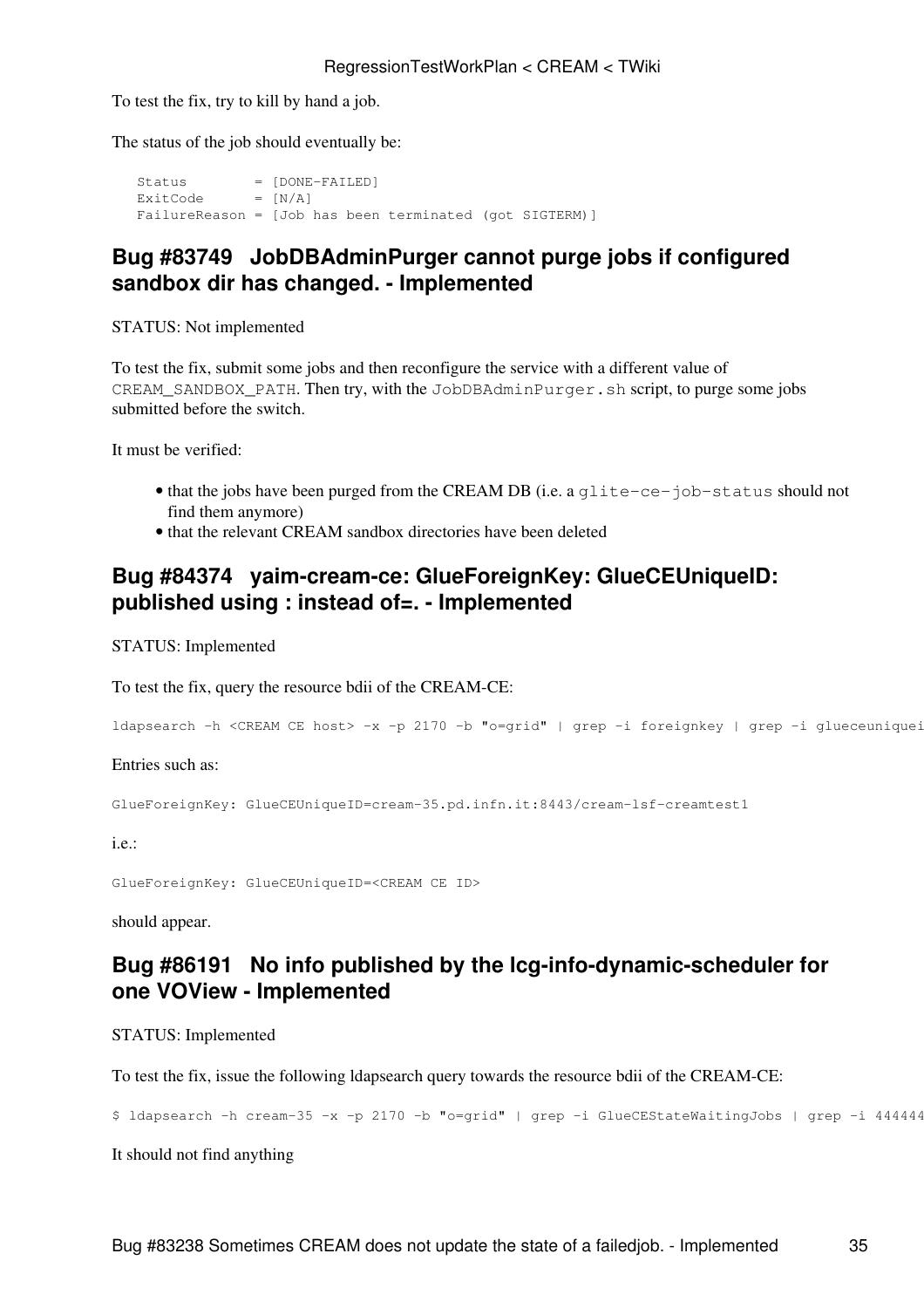To test the fix, try to kill by hand a job.

The status of the job should eventually be:

```
Status        = [DONE-FAILED]
ExitCode      = [N/A]
FailureReason = [Job has been terminated (got SIGTERM)]
```

## Bug #83749 JobDBAdminPurger cannot purge jobs if configured sandbox dir has changed. - Implemented

STATUS: Not implemented

To test the fix, submit some jobs and then reconfigure the service with a different value of `CREAM_SANDBOX_PATH`. Then try, with the `JobDBAdminPurger.sh` script, to purge some jobs submitted before the switch.

It must be verified:

- that the jobs have been purged from the CREAM DB (i.e. a `glite-ce-job-status` should not find them anymore)
- that the relevant CREAM sandbox directories have been deleted

## Bug #84374 yaim-cream-ce: GlueForeignKey: GlueCEUniqueID: published using : instead of=. - Implemented

STATUS: Implemented

To test the fix, query the resource bdii of the CREAM-CE:

```
ldapsearch -h <CREAM CE host> -x -p 2170 -b "o=grid" | grep -i foreignkey | grep -i glueceuniquei
```

Entries such as:

```
GlueForeignKey: GlueCEUniqueID=cream-35.pd.infn.it:8443/cream-lsf-creamtest1
```

i.e.:

```
GlueForeignKey: GlueCEUniqueID=<CREAM CE ID>
```

should appear.

## Bug #86191 No info published by the lcg-info-dynamic-scheduler for one VOView - Implemented

STATUS: Implemented

To test the fix, issue the following ldapsearch query towards the resource bdii of the CREAM-CE:

```
$ ldapsearch -h cream-35 -x -p 2170 -b "o=grid" | grep -i GlueCEStateWaitingJobs | grep -i 444444
```

It should not find anything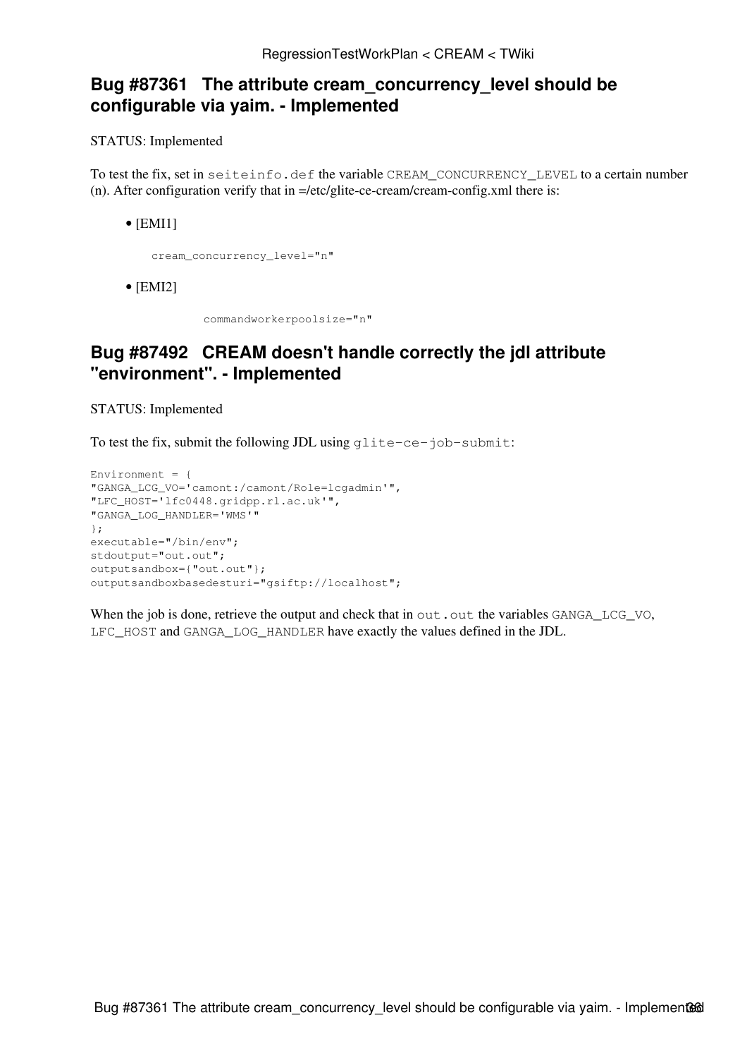## Bug #87361 The attribute cream_concurrency_level should be configurable via yaim. - Implemented

STATUS: Implemented

To test the fix, set in `seiteinfo.def` the variable `CREAM_CONCURRENCY_LEVEL` to a certain number (n). After configuration verify that in =/etc/glite-ce-cream/cream-config.xml there is:

- [EMI1]

```
cream_concurrency_level="n"
```

- [EMI2]

```
commandworkerpoolsize="n"
```

## Bug #87492 CREAM doesn't handle correctly the jdl attribute "environment". - Implemented

STATUS: Implemented

To test the fix, submit the following JDL using `glite-ce-job-submit`:

```
Environment = {
"GANGA_LCG_VO='camont:/camont/Role=lcgadmin'",
"LFC_HOST='lfc0448.gridpp.rl.ac.uk'",
"GANGA_LOG_HANDLER='WMS'"
};
executable="/bin/env";
stdoutput="out.out";
outputsandbox={"out.out"};
outputsandboxbasedesturi="gsiftp://localhost";
```

When the job is done, retrieve the output and check that in `out.out` the variables `GANGA_LCG_VO`, `LFC_HOST` and `GANGA_LOG_HANDLER` have exactly the values defined in the JDL.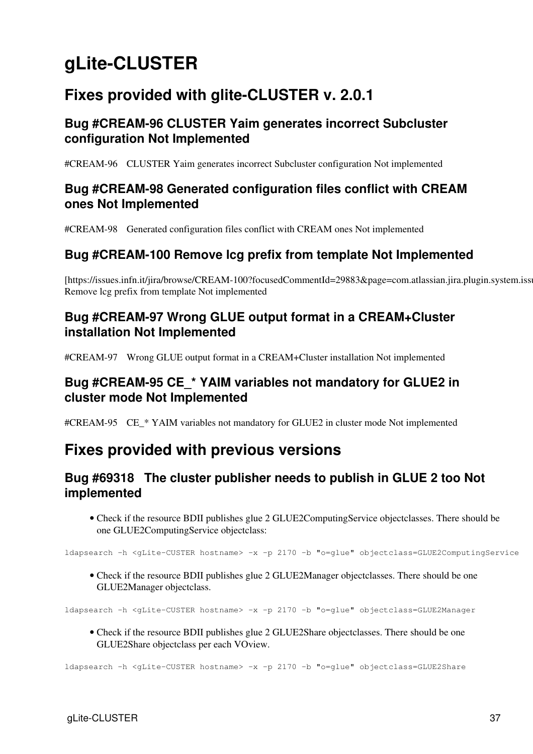# gLite-CLUSTER

## Fixes provided with glite-CLUSTER v. 2.0.1

### Bug #CREAM-96 CLUSTER Yaim generates incorrect Subcluster configuration Not Implemented

#CREAM-96 CLUSTER Yaim generates incorrect Subcluster configuration Not implemented

### Bug #CREAM-98 Generated configuration files conflict with CREAM ones Not Implemented

#CREAM-98 Generated configuration files conflict with CREAM ones Not implemented

### Bug #CREAM-100 Remove lcg prefix from template Not Implemented

[https://issues.infn.it/jira/browse/CREAM-100?focusedCommentId=29883&page=com.atlassian.jira.plugin.system.issu
Remove lcg prefix from template Not implemented

### Bug #CREAM-97 Wrong GLUE output format in a CREAM+Cluster installation Not Implemented

#CREAM-97 Wrong GLUE output format in a CREAM+Cluster installation Not implemented

### Bug #CREAM-95 CE_* YAIM variables not mandatory for GLUE2 in cluster mode Not Implemented

#CREAM-95 CE_* YAIM variables not mandatory for GLUE2 in cluster mode Not implemented

## Fixes provided with previous versions

### Bug #69318 The cluster publisher needs to publish in GLUE 2 too Not implemented

- Check if the resource BDII publishes glue 2 GLUE2ComputingService objectclasses. There should be one GLUE2ComputingService objectclass:

```
ldapsearch -h <gLite-CUSTER hostname> -x -p 2170 -b "o=glue" objectclass=GLUE2ComputingService
```

- Check if the resource BDII publishes glue 2 GLUE2Manager objectclasses. There should be one GLUE2Manager objectclass.

```
ldapsearch -h <gLite-CUSTER hostname> -x -p 2170 -b "o=glue" objectclass=GLUE2Manager
```

- Check if the resource BDII publishes glue 2 GLUE2Share objectclasses. There should be one GLUE2Share objectclass per each VOview.

```
ldapsearch -h <gLite-CUSTER hostname> -x -p 2170 -b "o=glue" objectclass=GLUE2Share
```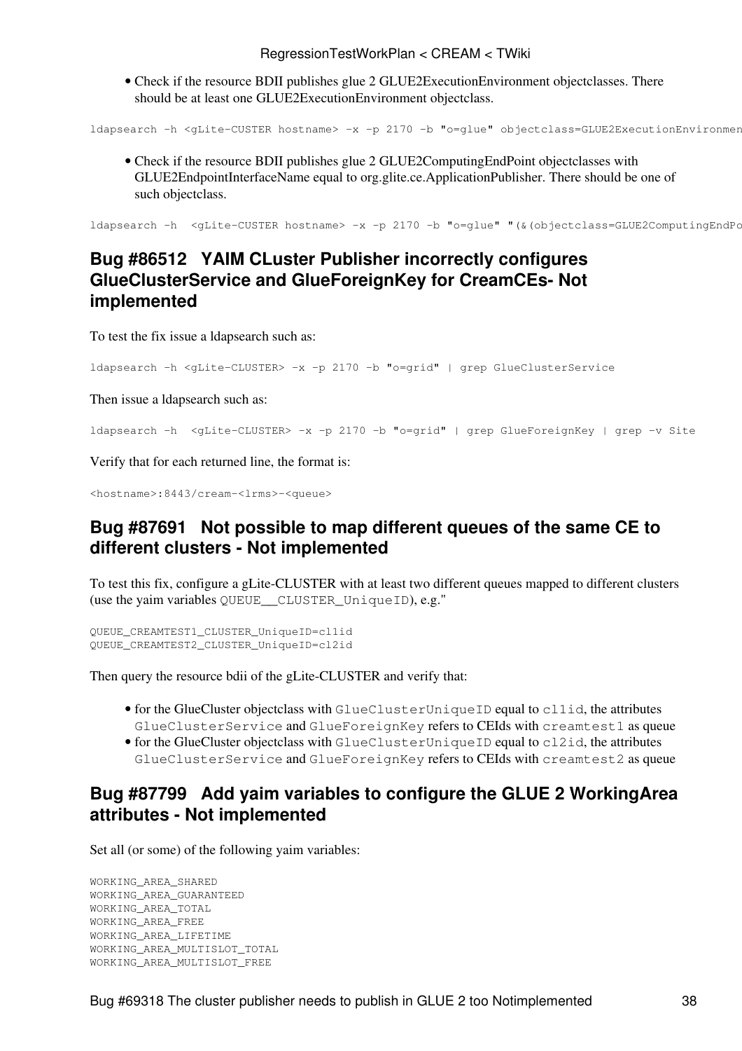- Check if the resource BDII publishes glue 2 GLUE2ExecutionEnvironment objectclasses. There should be at least one GLUE2ExecutionEnvironment objectclass.

```
ldapsearch -h <gLite-CUSTER hostname> -x -p 2170 -b "o=glue" objectclass=GLUE2ExecutionEnvironmen
```

- Check if the resource BDII publishes glue 2 GLUE2ComputingEndPoint objectclasses with GLUE2EndpointInterfaceName equal to org.glite.ce.ApplicationPublisher. There should be one of such objectclass.

```
ldapsearch -h  <gLite-CUSTER hostname> -x -p 2170 -b "o=glue" "(&(objectclass=GLUE2ComputingEndPo
```

## Bug #86512 YAIM CLuster Publisher incorrectly configures GlueClusterService and GlueForeignKey for CreamCEs- Not implemented

To test the fix issue a ldapsearch such as:

```
ldapsearch -h <gLite-CLUSTER> -x -p 2170 -b "o=grid" | grep GlueClusterService
```

Then issue a ldapsearch such as:

```
ldapsearch -h  <gLite-CLUSTER> -x -p 2170 -b "o=grid" | grep GlueForeignKey | grep -v Site
```

Verify that for each returned line, the format is:

```
<hostname>:8443/cream-<lrms>-<queue>
```

## Bug #87691 Not possible to map different queues of the same CE to different clusters - Not implemented

To test this fix, configure a gLite-CLUSTER with at least two different queues mapped to different clusters (use the yaim variables `QUEUE__CLUSTER_UniqueID`), e.g."

```
QUEUE_CREAMTEST1_CLUSTER_UniqueID=cl1id
QUEUE_CREAMTEST2_CLUSTER_UniqueID=cl2id
```

Then query the resource bdii of the gLite-CLUSTER and verify that:

- for the GlueCluster objectclass with `GlueClusterUniqueID` equal to `cl1id`, the attributes `GlueClusterService` and `GlueForeignKey` refers to CEIds with `creamtest1` as queue
- for the GlueCluster objectclass with `GlueClusterUniqueID` equal to `cl2id`, the attributes `GlueClusterService` and `GlueForeignKey` refers to CEIds with `creamtest2` as queue

## Bug #87799 Add yaim variables to configure the GLUE 2 WorkingArea attributes - Not implemented

Set all (or some) of the following yaim variables:

```
WORKING_AREA_SHARED
WORKING_AREA_GUARANTEED
WORKING_AREA_TOTAL
WORKING_AREA_FREE
WORKING_AREA_LIFETIME
WORKING_AREA_MULTISLOT_TOTAL
WORKING_AREA_MULTISLOT_FREE
```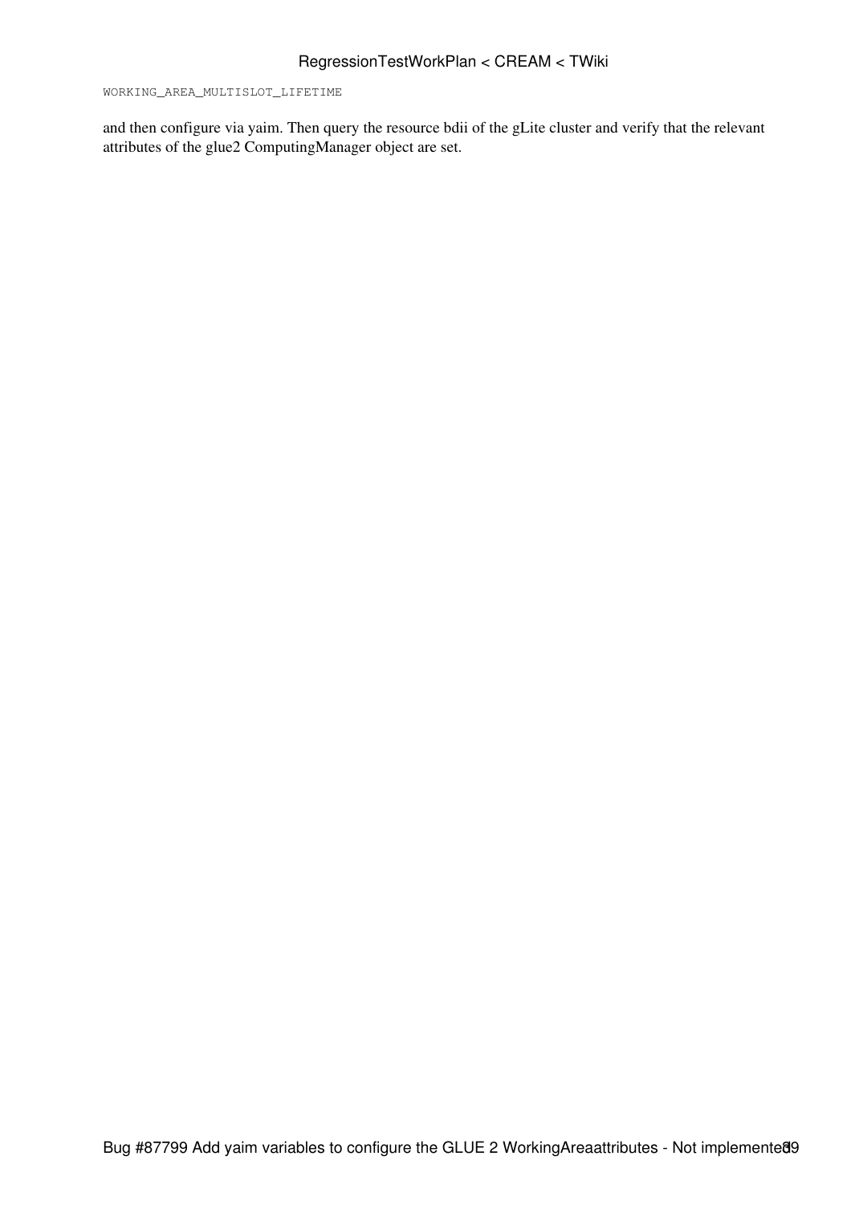```
WORKING_AREA_MULTISLOT_LIFETIME
```

and then configure via yaim. Then query the resource bdii of the gLite cluster and verify that the relevant attributes of the glue2 ComputingManager object are set.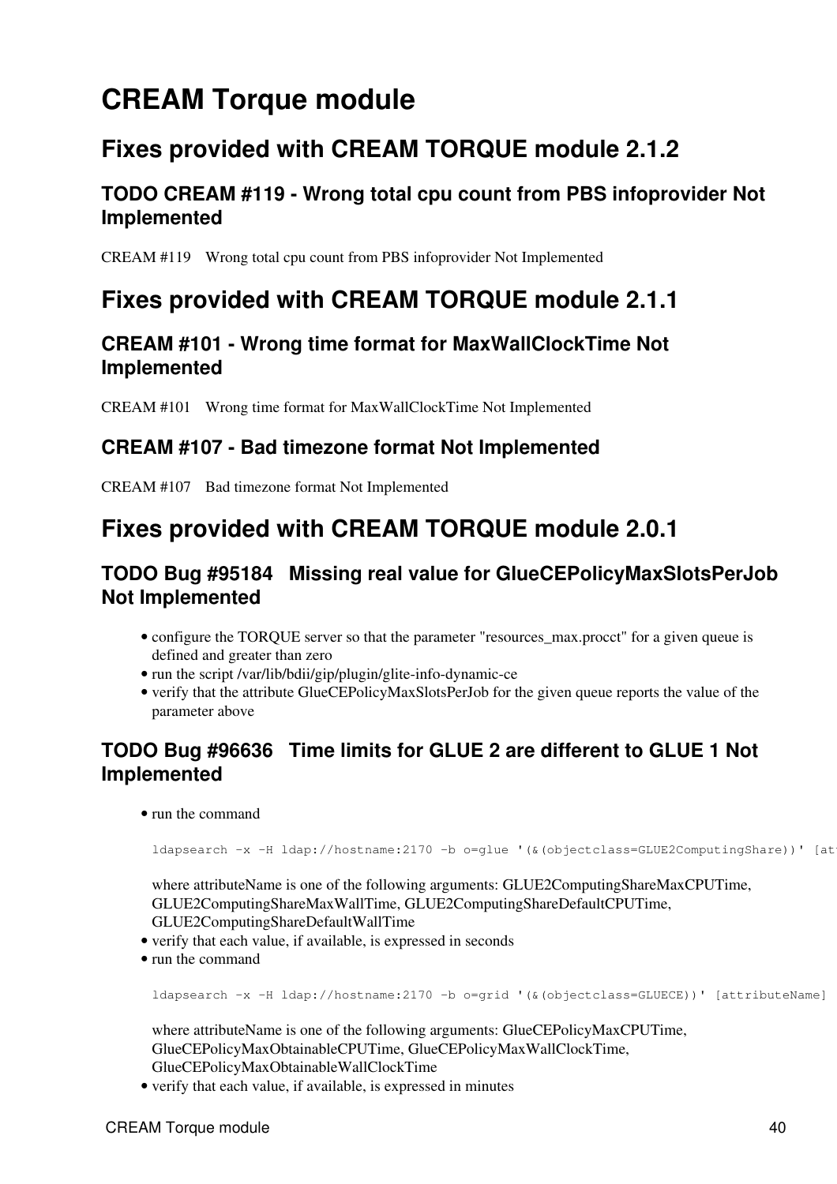# CREAM Torque module

## Fixes provided with CREAM TORQUE module 2.1.2

### TODO CREAM #119 - Wrong total cpu count from PBS infoprovider Not Implemented

CREAM #119    Wrong total cpu count from PBS infoprovider Not Implemented

## Fixes provided with CREAM TORQUE module 2.1.1

### CREAM #101 - Wrong time format for MaxWallClockTime Not Implemented

CREAM #101    Wrong time format for MaxWallClockTime Not Implemented

### CREAM #107 - Bad timezone format Not Implemented

CREAM #107    Bad timezone format Not Implemented

## Fixes provided with CREAM TORQUE module 2.0.1

### TODO Bug #95184   Missing real value for GlueCEPolicyMaxSlotsPerJob Not Implemented

- configure the TORQUE server so that the parameter "resources_max.procct" for a given queue is defined and greater than zero
- run the script /var/lib/bdii/gip/plugin/glite-info-dynamic-ce
- verify that the attribute GlueCEPolicyMaxSlotsPerJob for the given queue reports the value of the parameter above

### TODO Bug #96636   Time limits for GLUE 2 are different to GLUE 1 Not Implemented

- run the command

  ```
  ldapsearch -x -H ldap://hostname:2170 -b o=glue '(&(objectclass=GLUE2ComputingShare))' [att
  ```

  where attributeName is one of the following arguments: GLUE2ComputingShareMaxCPUTime, GLUE2ComputingShareMaxWallTime, GLUE2ComputingShareDefaultCPUTime, GLUE2ComputingShareDefaultWallTime
- verify that each value, if available, is expressed in seconds
- run the command

  ```
  ldapsearch -x -H ldap://hostname:2170 -b o=grid '(&(objectclass=GLUECE))' [attributeName]
  ```

  where attributeName is one of the following arguments: GlueCEPolicyMaxCPUTime, GlueCEPolicyMaxObtainableCPUTime, GlueCEPolicyMaxWallClockTime, GlueCEPolicyMaxObtainableWallClockTime
- verify that each value, if available, is expressed in minutes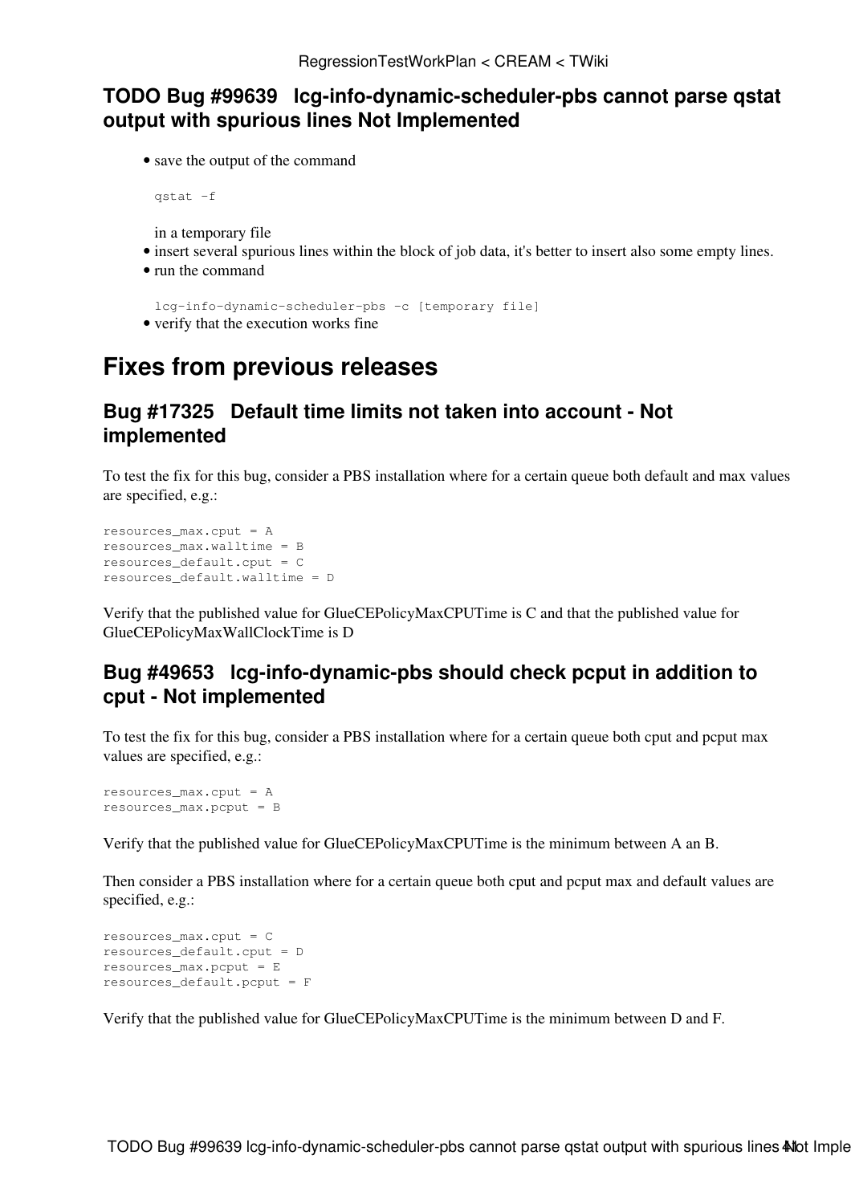### TODO Bug #99639 lcg-info-dynamic-scheduler-pbs cannot parse qstat output with spurious lines Not Implemented

- save the output of the command

  ```
  qstat -f
  ```

  in a temporary file
- insert several spurious lines within the block of job data, it's better to insert also some empty lines.
- run the command

  ```
  lcg-info-dynamic-scheduler-pbs -c [temporary file]
  ```
- verify that the execution works fine

## Fixes from previous releases

### Bug #17325 Default time limits not taken into account - Not implemented

To test the fix for this bug, consider a PBS installation where for a certain queue both default and max values are specified, e.g.:

```
resources_max.cput = A
resources_max.walltime = B
resources_default.cput = C
resources_default.walltime = D
```

Verify that the published value for GlueCEPolicyMaxCPUTime is C and that the published value for GlueCEPolicyMaxWallClockTime is D

### Bug #49653 lcg-info-dynamic-pbs should check pcput in addition to cput - Not implemented

To test the fix for this bug, consider a PBS installation where for a certain queue both cput and pcput max values are specified, e.g.:

```
resources_max.cput = A
resources_max.pcput = B
```

Verify that the published value for GlueCEPolicyMaxCPUTime is the minimum between A an B.

Then consider a PBS installation where for a certain queue both cput and pcput max and default values are specified, e.g.:

```
resources_max.cput = C
resources_default.cput = D
resources_max.pcput = E
resources_default.pcput = F
```

Verify that the published value for GlueCEPolicyMaxCPUTime is the minimum between D and F.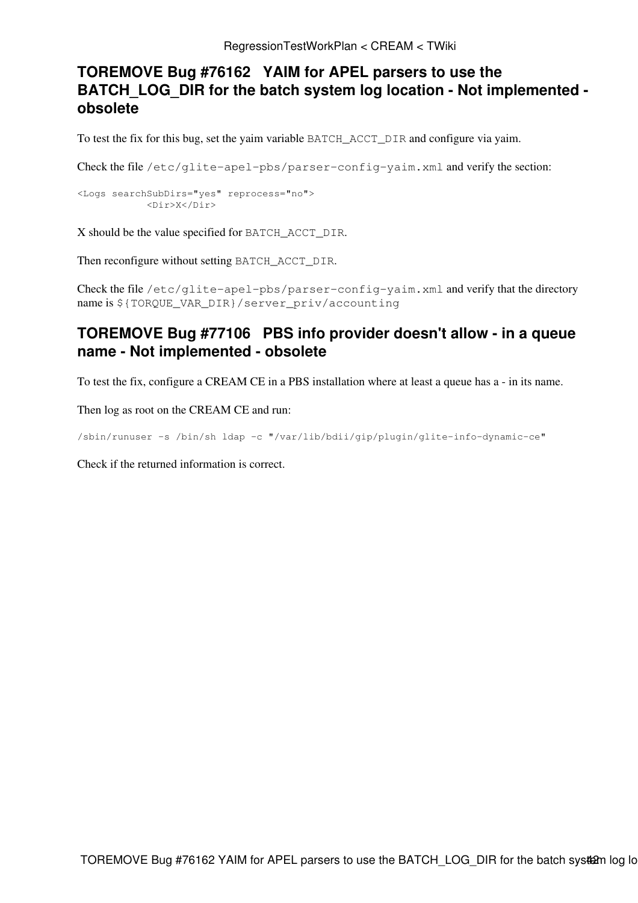### TOREMOVE Bug #76162 YAIM for APEL parsers to use the BATCH_LOG_DIR for the batch system log location - Not implemented - obsolete

To test the fix for this bug, set the yaim variable `BATCH_ACCT_DIR` and configure via yaim.

Check the file `/etc/glite-apel-pbs/parser-config-yaim.xml` and verify the section:

```
<Logs searchSubDirs="yes" reprocess="no">
            <Dir>X</Dir>
```

X should be the value specified for `BATCH_ACCT_DIR`.

Then reconfigure without setting `BATCH_ACCT_DIR`.

Check the file `/etc/glite-apel-pbs/parser-config-yaim.xml` and verify that the directory name is `${TORQUE_VAR_DIR}/server_priv/accounting`

### TOREMOVE Bug #77106 PBS info provider doesn't allow - in a queue name - Not implemented - obsolete

To test the fix, configure a CREAM CE in a PBS installation where at least a queue has a - in its name.

Then log as root on the CREAM CE and run:

```
/sbin/runuser -s /bin/sh ldap -c "/var/lib/bdii/gip/plugin/glite-info-dynamic-ce"
```

Check if the returned information is correct.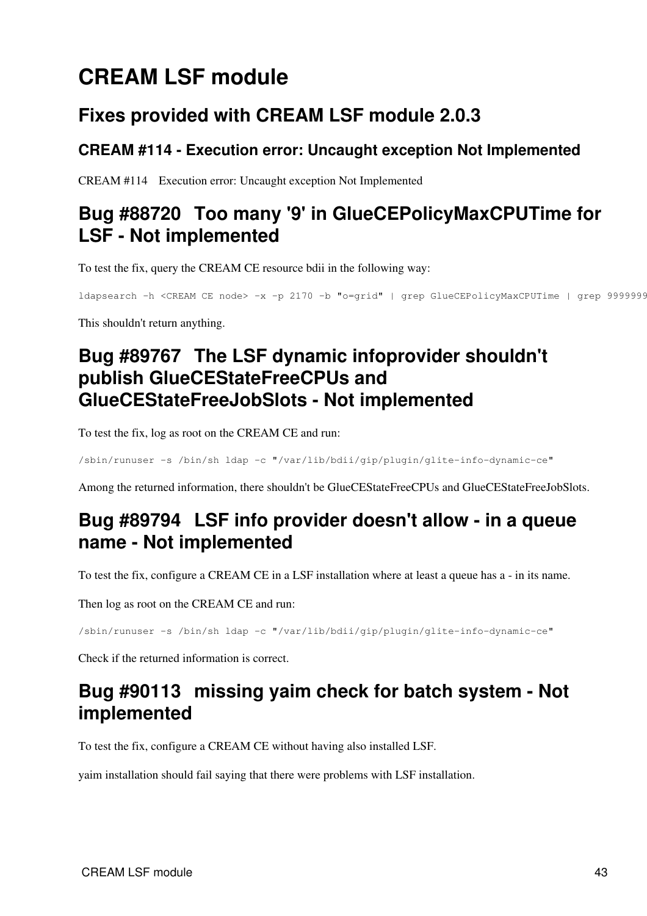# CREAM LSF module

## Fixes provided with CREAM LSF module 2.0.3

### CREAM #114 - Execution error: Uncaught exception Not Implemented

CREAM #114 Execution error: Uncaught exception Not Implemented

## Bug #88720 Too many '9' in GlueCEPolicyMaxCPUTime for LSF - Not implemented

To test the fix, query the CREAM CE resource bdii in the following way:

```
ldapsearch -h <CREAM CE node> -x -p 2170 -b "o=grid" | grep GlueCEPolicyMaxCPUTime | grep 9999999
```

This shouldn't return anything.

## Bug #89767 The LSF dynamic infoprovider shouldn't publish GlueCEStateFreeCPUs and GlueCEStateFreeJobSlots - Not implemented

To test the fix, log as root on the CREAM CE and run:

```
/sbin/runuser -s /bin/sh ldap -c "/var/lib/bdii/gip/plugin/glite-info-dynamic-ce"
```

Among the returned information, there shouldn't be GlueCEStateFreeCPUs and GlueCEStateFreeJobSlots.

## Bug #89794 LSF info provider doesn't allow - in a queue name - Not implemented

To test the fix, configure a CREAM CE in a LSF installation where at least a queue has a - in its name.

Then log as root on the CREAM CE and run:

```
/sbin/runuser -s /bin/sh ldap -c "/var/lib/bdii/gip/plugin/glite-info-dynamic-ce"
```

Check if the returned information is correct.

## Bug #90113 missing yaim check for batch system - Not implemented

To test the fix, configure a CREAM CE without having also installed LSF.

yaim installation should fail saying that there were problems with LSF installation.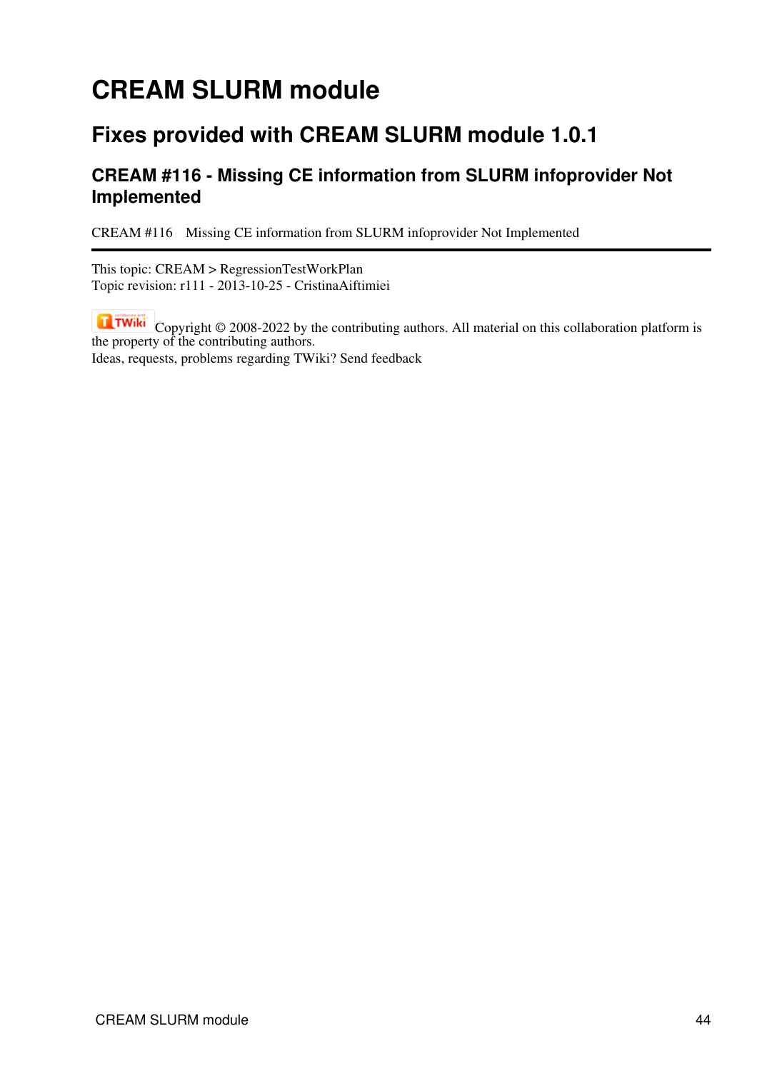# CREAM SLURM module

## Fixes provided with CREAM SLURM module 1.0.1

### CREAM #116 - Missing CE information from SLURM infoprovider Not Implemented

CREAM #116 Missing CE information from SLURM infoprovider Not Implemented

---

This topic: CREAM > RegressionTestWorkPlan
Topic revision: r111 - 2013-10-25 - CristinaAiftimiei

Copyright © 2008-2022 by the contributing authors. All material on this collaboration platform is the property of the contributing authors.
Ideas, requests, problems regarding TWiki? Send feedback